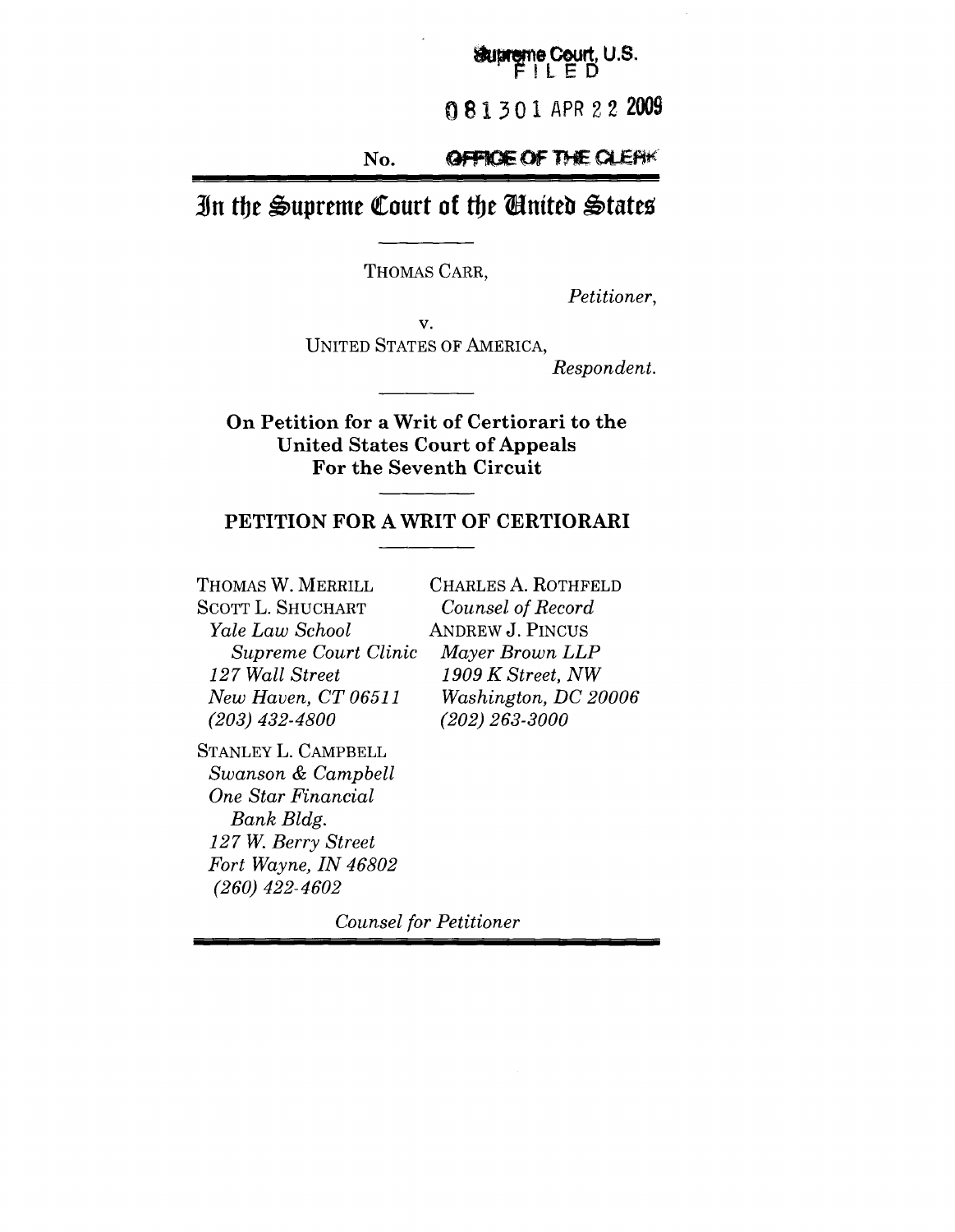Supreme Court, U.S.
FILED

081301 APR 22 2009

No. OFFICE OF THE CLERK

# In the Supreme Court of the United States

THOMAS CARR,

*Petitioner*,

v.

UNITED STATES OF AMERICA,

*Respondent.*

**On Petition for a Writ of Certiorari to the United States Court of Appeals For the Seventh Circuit**

## PETITION FOR A WRIT OF CERTIORARI

THOMAS W. MERRILL
SCOTT L. SHUCHART
*Yale Law School Supreme Court Clinic*
*127 Wall Street*
*New Haven, CT 06511*
*(203) 432-4800*

STANLEY L. CAMPBELL
*Swanson & Campbell*
*One Star Financial Bank Bldg.*
*127 W. Berry Street*
*Fort Wayne, IN 46802*
*(260) 422-4602*

CHARLES A. ROTHFELD
*Counsel of Record*
ANDREW J. PINCUS
*Mayer Brown LLP*
*1909 K Street, NW*
*Washington, DC 20006*
*(202) 263-3000*

*Counsel for Petitioner*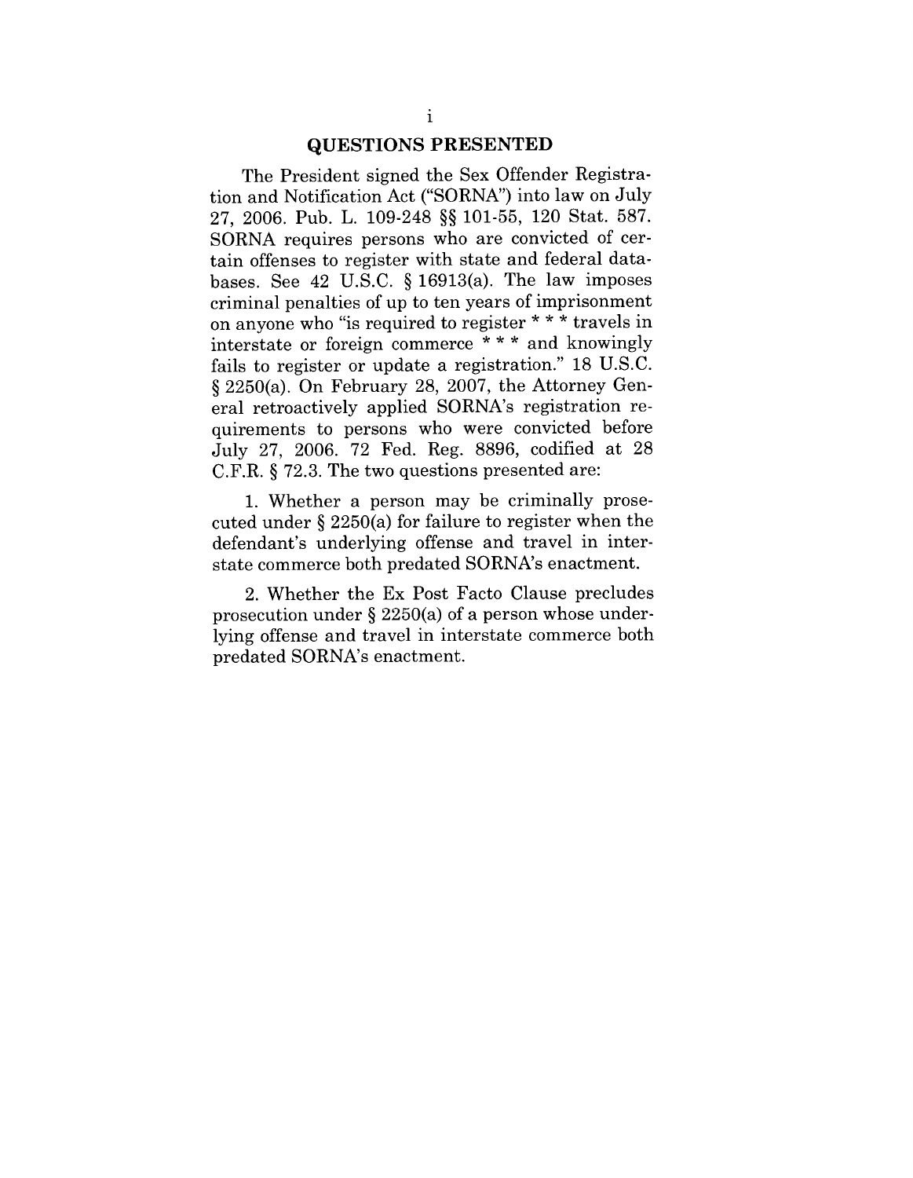## QUESTIONS PRESENTED

The President signed the Sex Offender Registration and Notification Act ("SORNA") into law on July 27, 2006. Pub. L. 109-248 §§ 101-55, 120 Stat. 587. SORNA requires persons who are convicted of certain offenses to register with state and federal databases. See 42 U.S.C. § 16913(a). The law imposes criminal penalties of up to ten years of imprisonment on anyone who "is required to register * * * travels in interstate or foreign commerce * * * and knowingly fails to register or update a registration." 18 U.S.C. § 2250(a). On February 28, 2007, the Attorney General retroactively applied SORNA's registration requirements to persons who were convicted before July 27, 2006. 72 Fed. Reg. 8896, codified at 28 C.F.R. § 72.3. The two questions presented are:

1. Whether a person may be criminally prosecuted under § 2250(a) for failure to register when the defendant's underlying offense and travel in interstate commerce both predated SORNA's enactment.

2. Whether the Ex Post Facto Clause precludes prosecution under § 2250(a) of a person whose underlying offense and travel in interstate commerce both predated SORNA's enactment.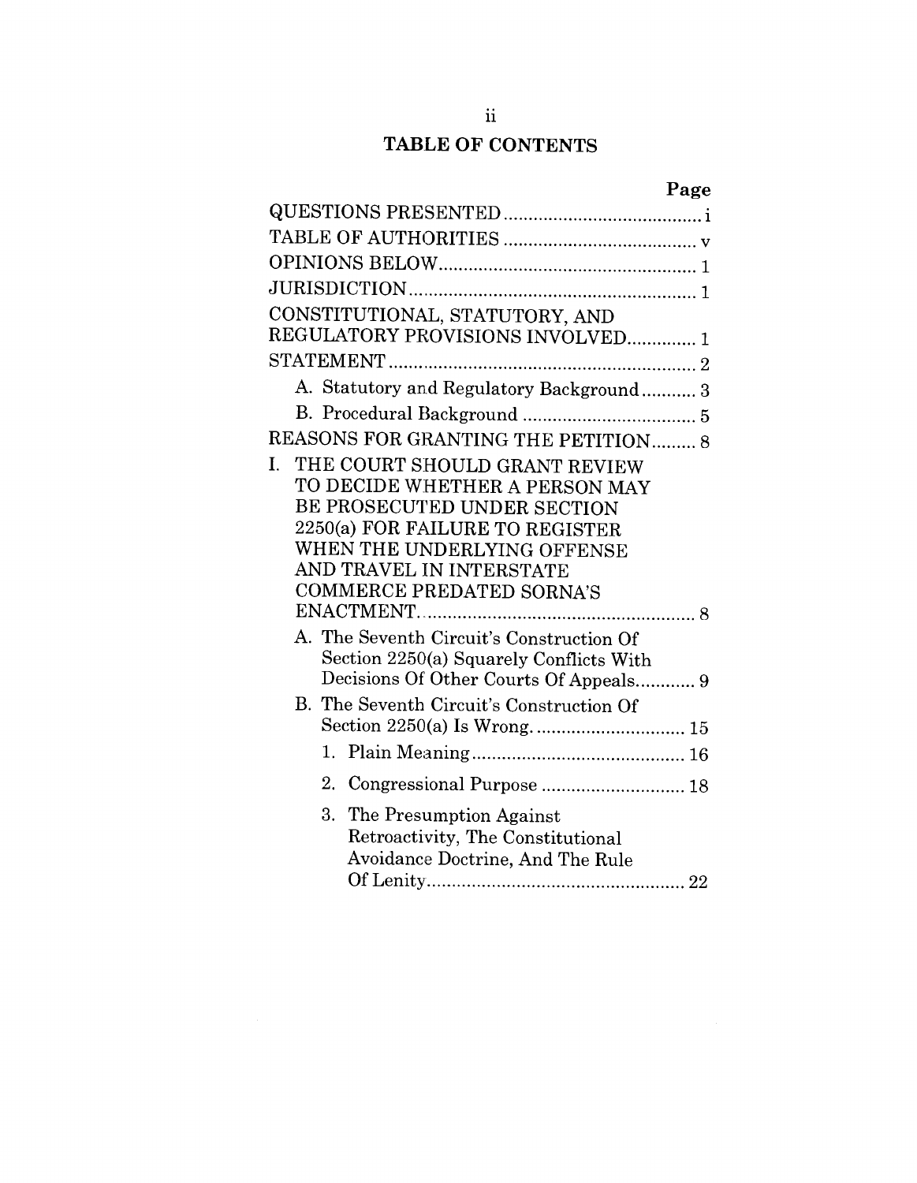# TABLE OF CONTENTS

| | Page |
|---|---|
| QUESTIONS PRESENTED | i |
| TABLE OF AUTHORITIES | v |
| OPINIONS BELOW | 1 |
| JURISDICTION | 1 |
| CONSTITUTIONAL, STATUTORY, AND REGULATORY PROVISIONS INVOLVED | 1 |
| STATEMENT | 2 |
| A. Statutory and Regulatory Background | 3 |
| B. Procedural Background | 5 |
| REASONS FOR GRANTING THE PETITION | 8 |
| I. THE COURT SHOULD GRANT REVIEW TO DECIDE WHETHER A PERSON MAY BE PROSECUTED UNDER SECTION 2250(a) FOR FAILURE TO REGISTER WHEN THE UNDERLYING OFFENSE AND TRAVEL IN INTERSTATE COMMERCE PREDATED SORNA'S ENACTMENT | 8 |
| A. The Seventh Circuit's Construction Of Section 2250(a) Squarely Conflicts With Decisions Of Other Courts Of Appeals | 9 |
| B. The Seventh Circuit's Construction Of Section 2250(a) Is Wrong. | 15 |
| 1. Plain Meaning | 16 |
| 2. Congressional Purpose | 18 |
| 3. The Presumption Against Retroactivity, The Constitutional Avoidance Doctrine, And The Rule Of Lenity | 22 |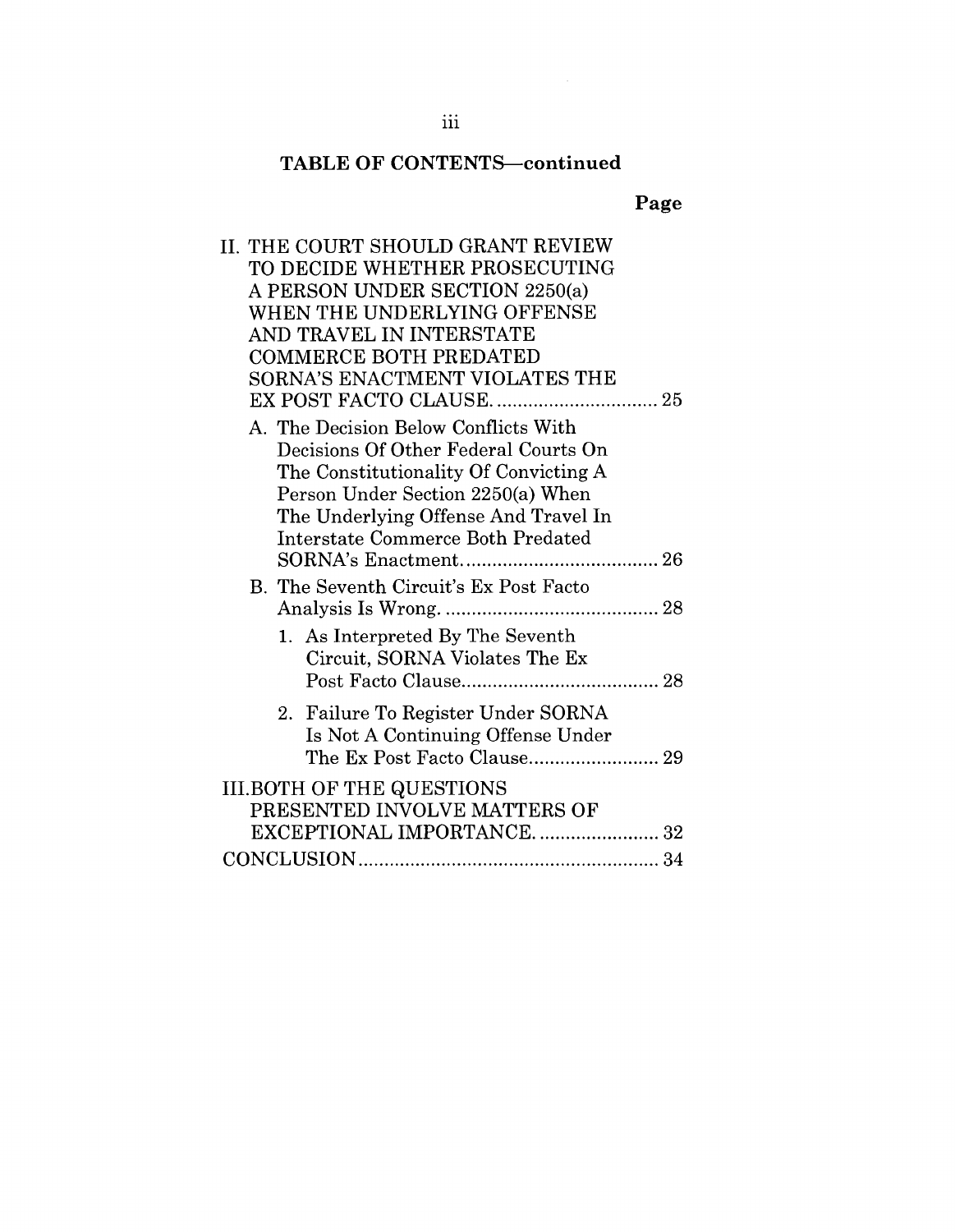**TABLE OF CONTENTS—continued**

| | Page |
|---|---|
| II. THE COURT SHOULD GRANT REVIEW TO DECIDE WHETHER PROSECUTING A PERSON UNDER SECTION 2250(a) WHEN THE UNDERLYING OFFENSE AND TRAVEL IN INTERSTATE COMMERCE BOTH PREDATED SORNA'S ENACTMENT VIOLATES THE EX POST FACTO CLAUSE. | 25 |
| A. The Decision Below Conflicts With Decisions Of Other Federal Courts On The Constitutionality Of Convicting A Person Under Section 2250(a) When The Underlying Offense And Travel In Interstate Commerce Both Predated SORNA's Enactment. | 26 |
| B. The Seventh Circuit's Ex Post Facto Analysis Is Wrong. | 28 |
| 1. As Interpreted By The Seventh Circuit, SORNA Violates The Ex Post Facto Clause. | 28 |
| 2. Failure To Register Under SORNA Is Not A Continuing Offense Under The Ex Post Facto Clause. | 29 |
| III. BOTH OF THE QUESTIONS PRESENTED INVOLVE MATTERS OF EXCEPTIONAL IMPORTANCE. | 32 |
| CONCLUSION | 34 |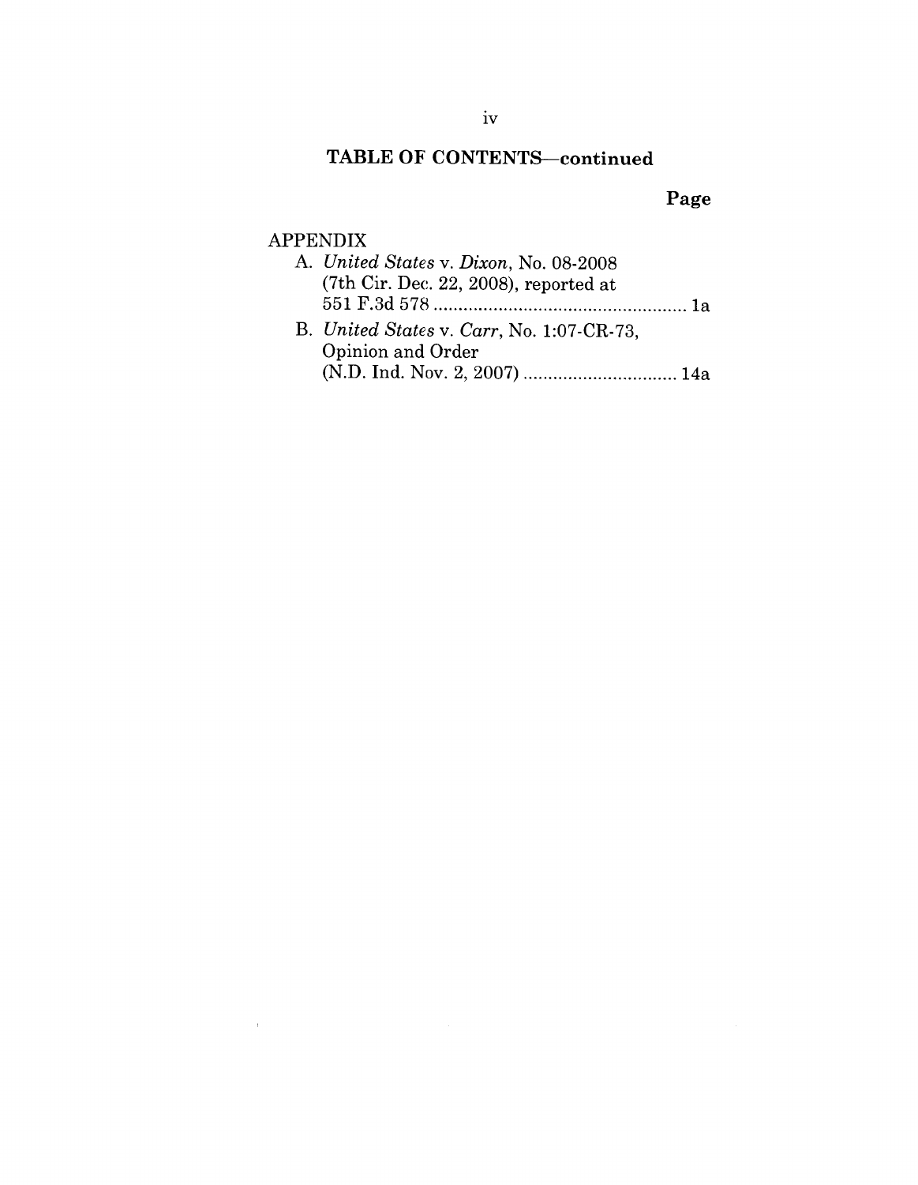## TABLE OF CONTENTS—continued

**Page**

APPENDIX

A. *United States* v. *Dixon*, No. 08-2008 (7th Cir. Dec. 22, 2008), reported at 551 F.3d 578 .................................................... 1a

B. *United States* v. *Carr*, No. 1:07-CR-73, Opinion and Order (N.D. Ind. Nov. 2, 2007) ................................ 14a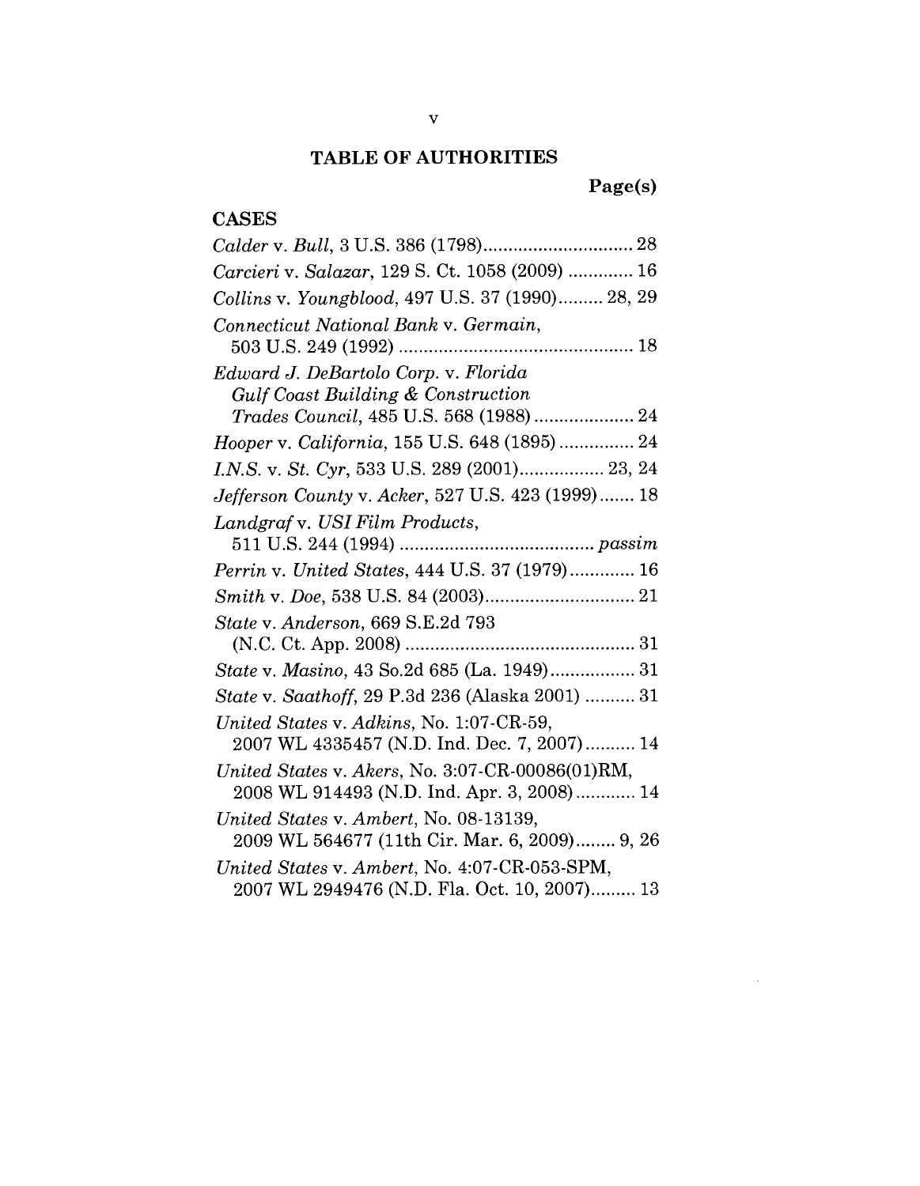# TABLE OF AUTHORITIES

**Page(s)**

## CASES

*Calder* v. *Bull*, 3 U.S. 386 (1798)............................. 28

*Carcieri* v. *Salazar*, 129 S. Ct. 1058 (2009) ............. 16

*Collins* v. *Youngblood*, 497 U.S. 37 (1990)......... 28, 29

*Connecticut National Bank* v. *Germain*, 503 U.S. 249 (1992) ............................................... 18

*Edward J. DeBartolo Corp.* v. *Florida Gulf Coast Building & Construction Trades Council*, 485 U.S. 568 (1988) .................... 24

*Hooper* v. *California*, 155 U.S. 648 (1895) ............... 24

*I.N.S.* v. *St. Cyr*, 533 U.S. 289 (2001)................. 23, 24

*Jefferson County* v. *Acker*, 527 U.S. 423 (1999)....... 18

*Landgraf* v. *USI Film Products*, 511 U.S. 244 (1994) ....................................... *passim*

*Perrin* v. *United States*, 444 U.S. 37 (1979)............. 16

*Smith* v. *Doe*, 538 U.S. 84 (2003).............................. 21

*State* v. *Anderson*, 669 S.E.2d 793 (N.C. Ct. App. 2008) .............................................. 31

*State* v. *Masino*, 43 So.2d 685 (La. 1949)................. 31

*State* v. *Saathoff*, 29 P.3d 236 (Alaska 2001) .......... 31

*United States* v. *Adkins*, No. 1:07-CR-59, 2007 WL 4335457 (N.D. Ind. Dec. 7, 2007).......... 14

*United States* v. *Akers*, No. 3:07-CR-00086(01)RM, 2008 WL 914493 (N.D. Ind. Apr. 3, 2008)............ 14

*United States* v. *Ambert*, No. 08-13139, 2009 WL 564677 (11th Cir. Mar. 6, 2009)........ 9, 26

*United States* v. *Ambert*, No. 4:07-CR-053-SPM, 2007 WL 2949476 (N.D. Fla. Oct. 10, 2007)......... 13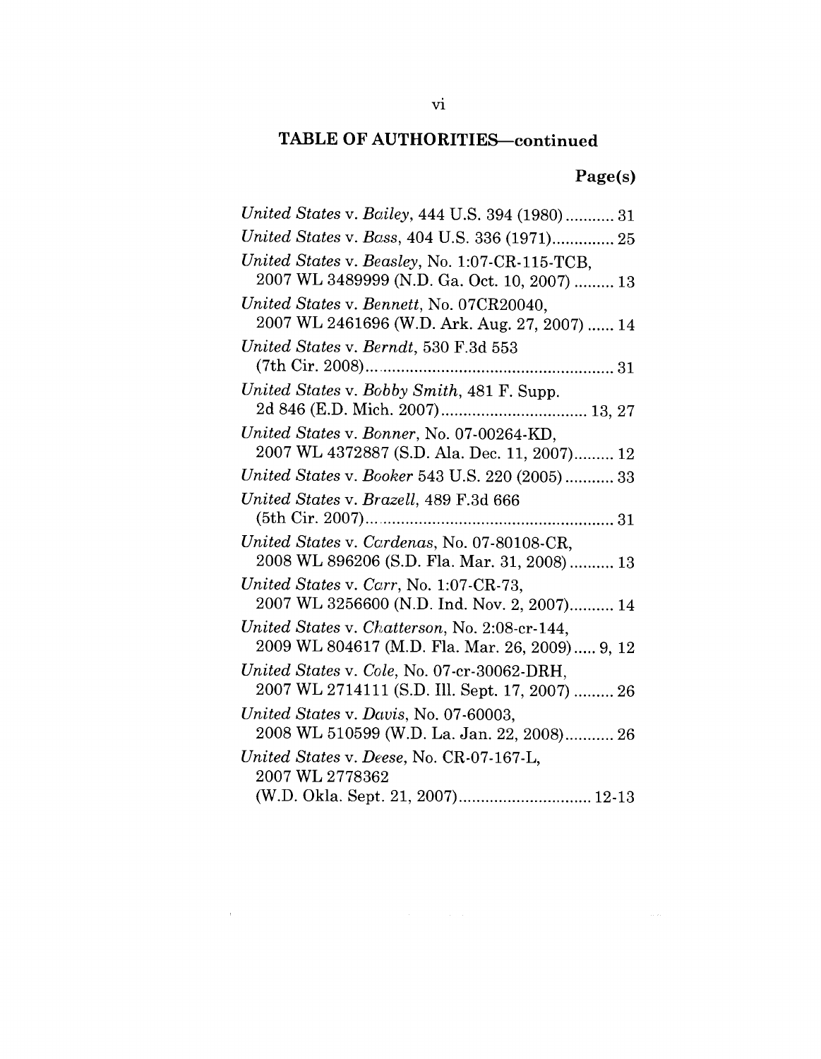## TABLE OF AUTHORITIES—continued

**Page(s)**

*United States* v. *Bailey*, 444 U.S. 394 (1980) ........... 31

*United States* v. *Bass*, 404 U.S. 336 (1971).............. 25

*United States* v. *Beasley*, No. 1:07-CR-115-TCB, 2007 WL 3489999 (N.D. Ga. Oct. 10, 2007) ......... 13

*United States* v. *Bennett*, No. 07CR20040, 2007 WL 2461696 (W.D. Ark. Aug. 27, 2007) ...... 14

*United States* v. *Berndt*, 530 F.3d 553 (7th Cir. 2008)........................................................ 31

*United States* v. *Bobby Smith*, 481 F. Supp. 2d 846 (E.D. Mich. 2007)................................. 13, 27

*United States* v. *Bonner*, No. 07-00264-KD, 2007 WL 4372887 (S.D. Ala. Dec. 11, 2007)......... 12

*United States* v. *Booker* 543 U.S. 220 (2005) ........... 33

*United States* v. *Brazell*, 489 F.3d 666 (5th Cir. 2007)........................................................ 31

*United States* v. *Cardenas*, No. 07-80108-CR, 2008 WL 896206 (S.D. Fla. Mar. 31, 2008) .......... 13

*United States* v. *Carr*, No. 1:07-CR-73, 2007 WL 3256600 (N.D. Ind. Nov. 2, 2007).......... 14

*United States* v. *Chatterson*, No. 2:08-cr-144, 2009 WL 804617 (M.D. Fla. Mar. 26, 2009)..... 9, 12

*United States* v. *Cole*, No. 07-cr-30062-DRH, 2007 WL 2714111 (S.D. Ill. Sept. 17, 2007) ......... 26

*United States* v. *Davis*, No. 07-60003, 2008 WL 510599 (W.D. La. Jan. 22, 2008)........... 26

*United States* v. *Deese*, No. CR-07-167-L, 2007 WL 2778362 (W.D. Okla. Sept. 21, 2007).............................. 12-13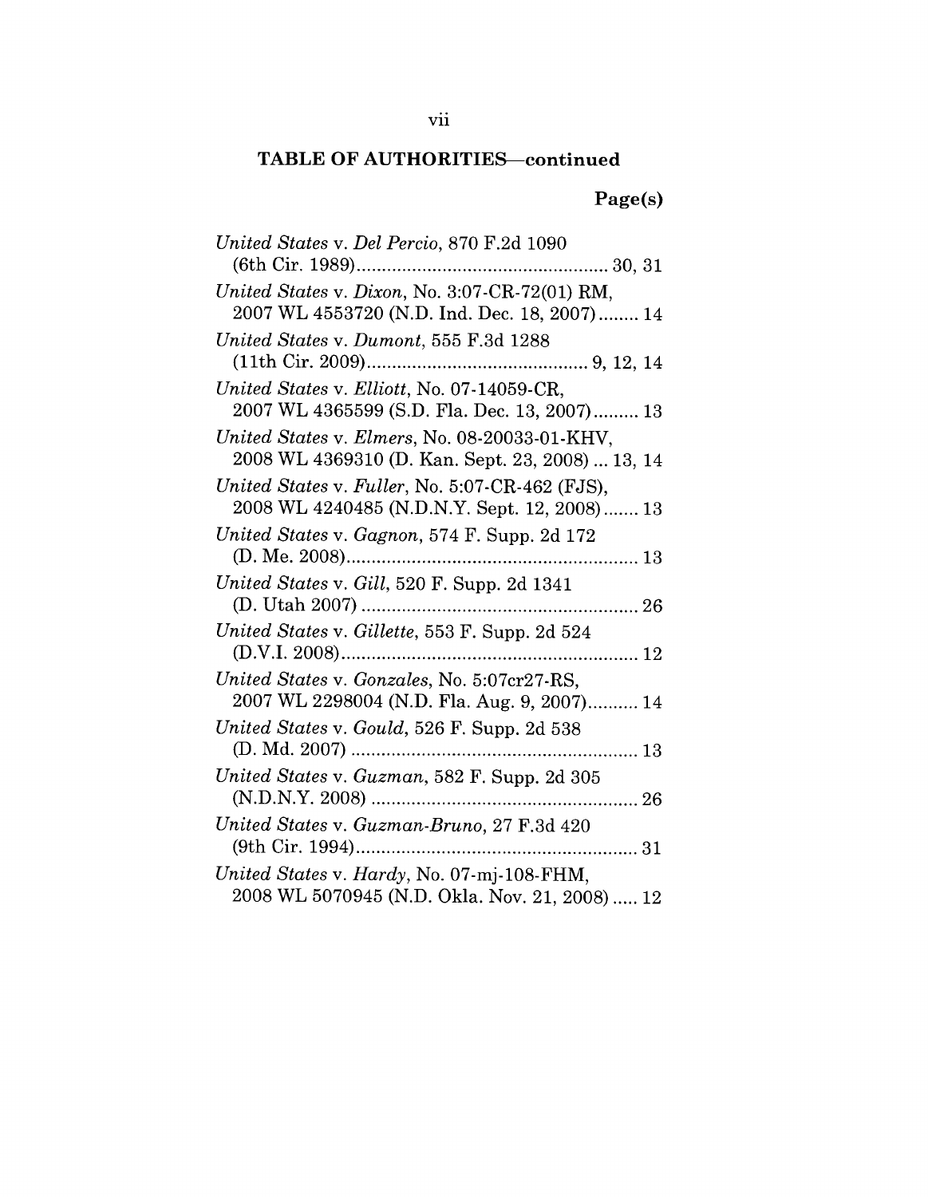**TABLE OF AUTHORITIES—continued**

**Page(s)**

*United States* v. *Del Percio*, 870 F.2d 1090 (6th Cir. 1989) .................................................. 30, 31

*United States* v. *Dixon*, No. 3:07-CR-72(01) RM, 2007 WL 4553720 (N.D. Ind. Dec. 18, 2007) ........ 14

*United States* v. *Dumont*, 555 F.3d 1288 (11th Cir. 2009) ........................................... 9, 12, 14

*United States* v. *Elliott*, No. 07-14059-CR, 2007 WL 4365599 (S.D. Fla. Dec. 13, 2007) ......... 13

*United States* v. *Elmers*, No. 08-20033-01-KHV, 2008 WL 4369310 (D. Kan. Sept. 23, 2008) ... 13, 14

*United States* v. *Fuller*, No. 5:07-CR-462 (FJS), 2008 WL 4240485 (N.D.N.Y. Sept. 12, 2008) ....... 13

*United States* v. *Gagnon*, 574 F. Supp. 2d 172 (D. Me. 2008) ........................................................ 13

*United States* v. *Gill*, 520 F. Supp. 2d 1341 (D. Utah 2007) ..................................................... 26

*United States* v. *Gillette*, 553 F. Supp. 2d 524 (D.V.I. 2008) ......................................................... 12

*United States* v. *Gonzales*, No. 5:07cr27-RS, 2007 WL 2298004 (N.D. Fla. Aug. 9, 2007) .......... 14

*United States* v. *Gould*, 526 F. Supp. 2d 538 (D. Md. 2007) ....................................................... 13

*United States* v. *Guzman*, 582 F. Supp. 2d 305 (N.D.N.Y. 2008) .................................................... 26

*United States* v. *Guzman-Bruno*, 27 F.3d 420 (9th Cir. 1994) ....................................................... 31

*United States* v. *Hardy*, No. 07-mj-108-FHM, 2008 WL 5070945 (N.D. Okla. Nov. 21, 2008) ..... 12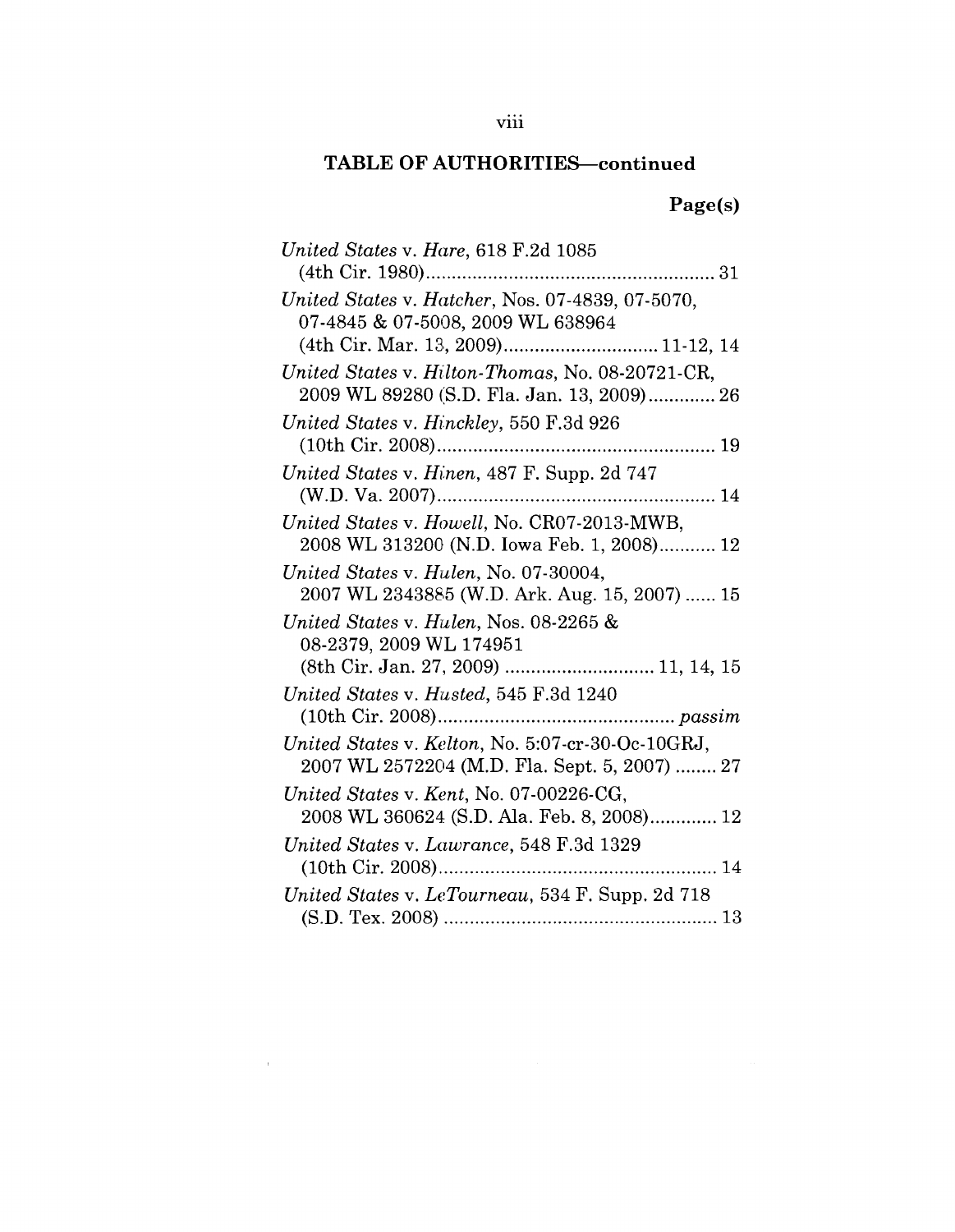## TABLE OF AUTHORITIES—continued

**Page(s)**

*United States* v. *Hare*, 618 F.2d 1085 (4th Cir. 1980) ........................................................ 31

*United States* v. *Hatcher*, Nos. 07-4839, 07-5070, 07-4845 & 07-5008, 2009 WL 638964 (4th Cir. Mar. 13, 2009) ............................. 11-12, 14

*United States* v. *Hilton-Thomas*, No. 08-20721-CR, 2009 WL 89280 (S.D. Fla. Jan. 13, 2009) ............. 26

*United States* v. *Hinckley*, 550 F.3d 926 (10th Cir. 2008) ...................................................... 19

*United States* v. *Hinen*, 487 F. Supp. 2d 747 (W.D. Va. 2007) ...................................................... 14

*United States* v. *Howell*, No. CR07-2013-MWB, 2008 WL 313200 (N.D. Iowa Feb. 1, 2008) ........... 12

*United States* v. *Hulen*, No. 07-30004, 2007 WL 2343885 (W.D. Ark. Aug. 15, 2007) ...... 15

*United States* v. *Hulen*, Nos. 08-2265 & 08-2379, 2009 WL 174951 (8th Cir. Jan. 27, 2009) ............................ 11, 14, 15

*United States* v. *Husted*, 545 F.3d 1240 (10th Cir. 2008) ............................................. *passim*

*United States* v. *Kelton*, No. 5:07-cr-30-Oc-10GRJ, 2007 WL 2572204 (M.D. Fla. Sept. 5, 2007) ........ 27

*United States* v. *Kent*, No. 07-00226-CG, 2008 WL 360624 (S.D. Ala. Feb. 8, 2008) ............. 12

*United States* v. *Lawrance*, 548 F.3d 1329 (10th Cir. 2008) ...................................................... 14

*United States* v. *LeTourneau*, 534 F. Supp. 2d 718 (S.D. Tex. 2008) ..................................................... 13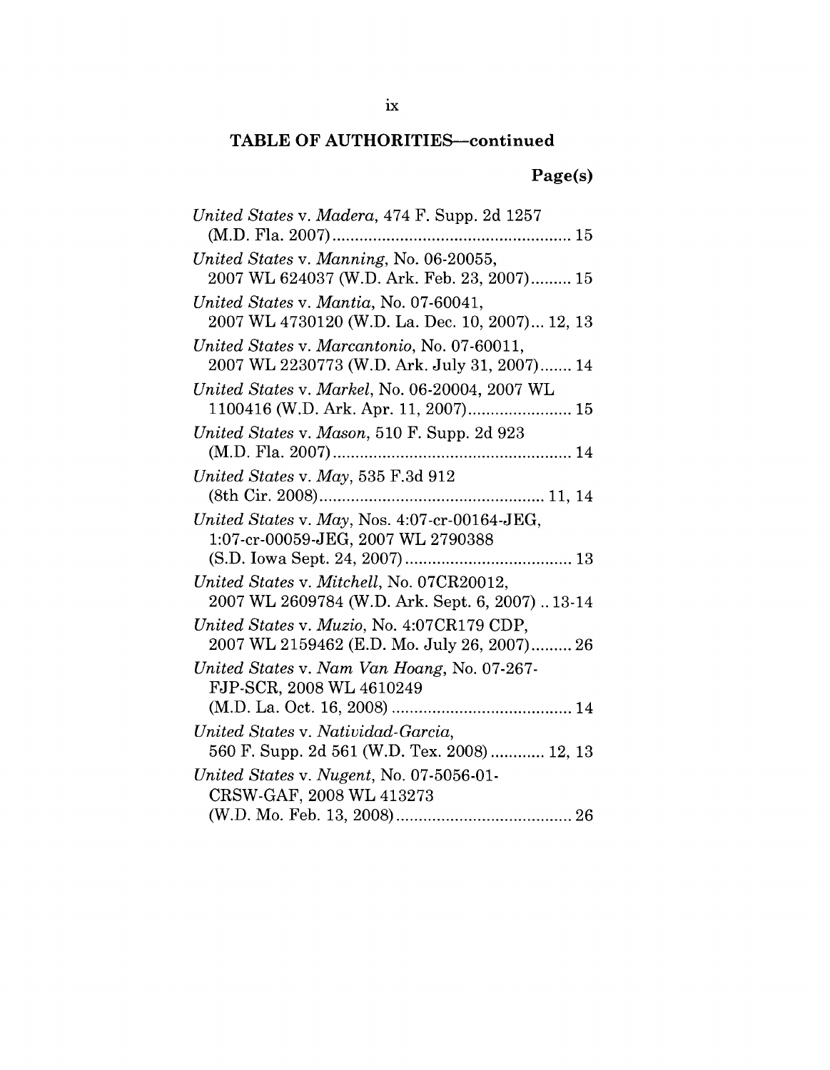**TABLE OF AUTHORITIES—continued**

**Page(s)**

*United States* v. *Madera*, 474 F. Supp. 2d 1257 (M.D. Fla. 2007)....................................................... 15

*United States* v. *Manning*, No. 06-20055, 2007 WL 624037 (W.D. Ark. Feb. 23, 2007)......... 15

*United States* v. *Mantia*, No. 07-60041, 2007 WL 4730120 (W.D. La. Dec. 10, 2007)... 12, 13

*United States* v. *Marcantonio*, No. 07-60011, 2007 WL 2230773 (W.D. Ark. July 31, 2007)....... 14

*United States* v. *Markel*, No. 06-20004, 2007 WL 1100416 (W.D. Ark. Apr. 11, 2007)....................... 15

*United States* v. *Mason*, 510 F. Supp. 2d 923 (M.D. Fla. 2007)....................................................... 14

*United States* v. *May*, 535 F.3d 912 (8th Cir. 2008)................................................... 11, 14

*United States* v. *May*, Nos. 4:07-cr-00164-JEG, 1:07-cr-00059-JEG, 2007 WL 2790388 (S.D. Iowa Sept. 24, 2007)...................................... 13

*United States* v. *Mitchell*, No. 07CR20012, 2007 WL 2609784 (W.D. Ark. Sept. 6, 2007) .. 13-14

*United States* v. *Muzio*, No. 4:07CR179 CDP, 2007 WL 2159462 (E.D. Mo. July 26, 2007)......... 26

*United States* v. *Nam Van Hoang*, No. 07-267-FJP-SCR, 2008 WL 4610249 (M.D. La. Oct. 16, 2008) ......................................... 14

*United States* v. *Natividad-Garcia*, 560 F. Supp. 2d 561 (W.D. Tex. 2008) ............ 12, 13

*United States* v. *Nugent*, No. 07-5056-01-CRSW-GAF, 2008 WL 413273 (W.D. Mo. Feb. 13, 2008)........................................ 26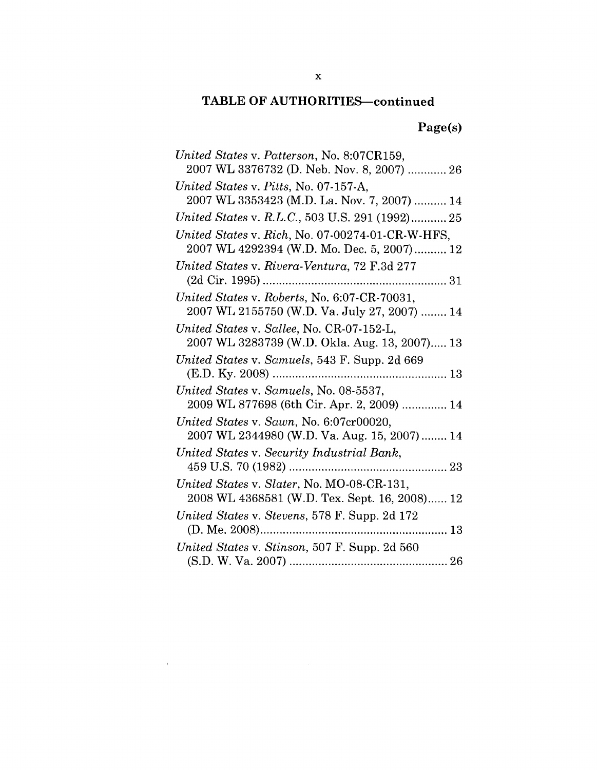## TABLE OF AUTHORITIES—continued

**Page(s)**

*United States* v. *Patterson*, No. 8:07CR159, 2007 WL 3376732 (D. Neb. Nov. 8, 2007) ............ 26

*United States* v. *Pitts*, No. 07-157-A, 2007 WL 3353423 (M.D. La. Nov. 7, 2007) .......... 14

*United States* v. *R.L.C.*, 503 U.S. 291 (1992) ........... 25

*United States* v. *Rich*, No. 07-00274-01-CR-W-HFS, 2007 WL 4292394 (W.D. Mo. Dec. 5, 2007) .......... 12

*United States* v. *Rivera-Ventura*, 72 F.3d 277 (2d Cir. 1995) ......................................................... 31

*United States* v. *Roberts*, No. 6:07-CR-70031, 2007 WL 2155750 (W.D. Va. July 27, 2007) ........ 14

*United States* v. *Sallee*, No. CR-07-152-L, 2007 WL 3283739 (W.D. Okla. Aug. 13, 2007)..... 13

*United States* v. *Samuels*, 543 F. Supp. 2d 669 (E.D. Ky. 2008) ....................................................... 13

*United States* v. *Samuels*, No. 08-5537, 2009 WL 877698 (6th Cir. Apr. 2, 2009) .............. 14

*United States* v. *Sawn*, No. 6:07cr00020, 2007 WL 2344980 (W.D. Va. Aug. 15, 2007) ........ 14

*United States* v. *Security Industrial Bank*, 459 U.S. 70 (1982) ................................................. 23

*United States* v. *Slater*, No. MO-08-CR-131, 2008 WL 4368581 (W.D. Tex. Sept. 16, 2008)...... 12

*United States* v. *Stevens*, 578 F. Supp. 2d 172 (D. Me. 2008).......................................................... 13

*United States* v. *Stinson*, 507 F. Supp. 2d 560 (S.D. W. Va. 2007) ................................................. 26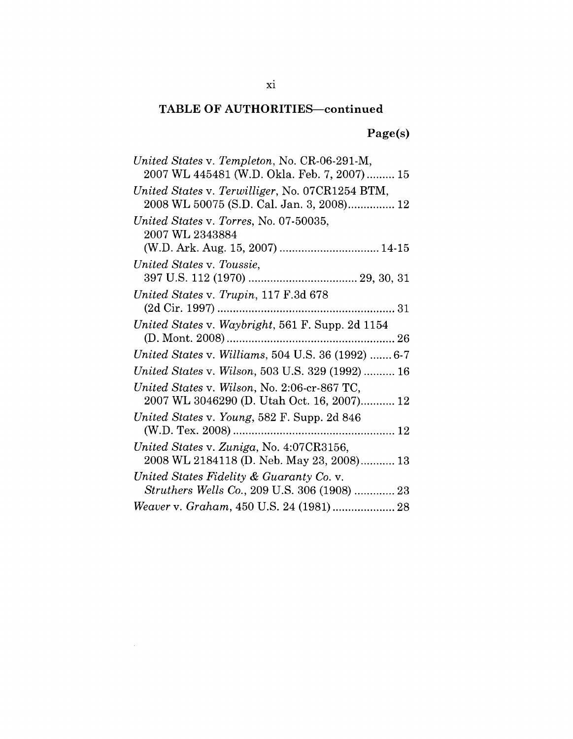## TABLE OF AUTHORITIES—continued

**Page(s)**

*United States* v. *Templeton*, No. CR-06-291-M, 2007 WL 445481 (W.D. Okla. Feb. 7, 2007) ......... 15

*United States* v. *Terwilliger*, No. 07CR1254 BTM, 2008 WL 50075 (S.D. Cal. Jan. 3, 2008) ............... 12

*United States* v. *Torres*, No. 07-50035, 2007 WL 2343884 (W.D. Ark. Aug. 15, 2007) ............................... 14-15

*United States* v. *Toussie*, 397 U.S. 112 (1970) .................................. 29, 30, 31

*United States* v. *Trupin*, 117 F.3d 678 (2d Cir. 1997) ........................................................ 31

*United States* v. *Waybright*, 561 F. Supp. 2d 1154 (D. Mont. 2008) ..................................................... 26

*United States* v. *Williams*, 504 U.S. 36 (1992) ....... 6-7

*United States* v. *Wilson*, 503 U.S. 329 (1992) .......... 16

*United States* v. *Wilson*, No. 2:06-cr-867 TC, 2007 WL 3046290 (D. Utah Oct. 16, 2007) ........... 12

*United States* v. *Young*, 582 F. Supp. 2d 846 (W.D. Tex. 2008) ................................................... 12

*United States* v. *Zuniga*, No. 4:07CR3156, 2008 WL 2184118 (D. Neb. May 23, 2008) ........... 13

*United States Fidelity & Guaranty Co.* v. *Struthers Wells Co.*, 209 U.S. 306 (1908) ............. 23

*Weaver* v. *Graham*, 450 U.S. 24 (1981) .................... 28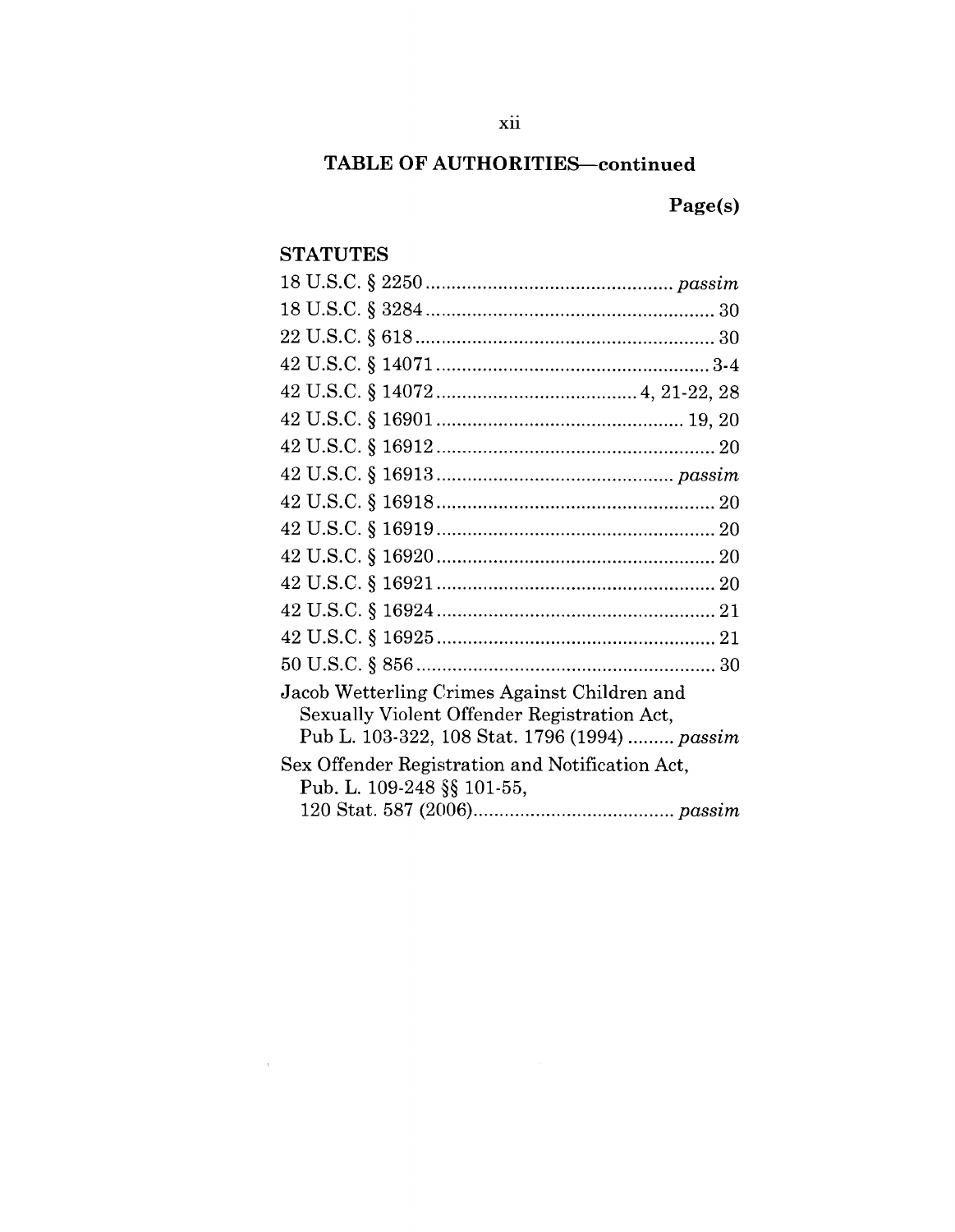## TABLE OF AUTHORITIES—continued

**Page(s)**

### STATUTES

18 U.S.C. § 2250 ................................................ *passim*

18 U.S.C. § 3284 ........................................................ 30

22 U.S.C. § 618 .......................................................... 30

42 U.S.C. § 14071 ..................................................... 3-4

42 U.S.C. § 14072 ...................................... 4, 21-22, 28

42 U.S.C. § 16901 ................................................ 19, 20

42 U.S.C. § 16912 ...................................................... 20

42 U.S.C. § 16913 .............................................. *passim*

42 U.S.C. § 16918 ...................................................... 20

42 U.S.C. § 16919 ...................................................... 20

42 U.S.C. § 16920 ...................................................... 20

42 U.S.C. § 16921 ...................................................... 20

42 U.S.C. § 16924 ...................................................... 21

42 U.S.C. § 16925 ...................................................... 21

50 U.S.C. § 856 .......................................................... 30

Jacob Wetterling Crimes Against Children and Sexually Violent Offender Registration Act, Pub L. 103-322, 108 Stat. 1796 (1994) ......... *passim*

Sex Offender Registration and Notification Act, Pub. L. 109-248 §§ 101-55, 120 Stat. 587 (2006)....................................... *passim*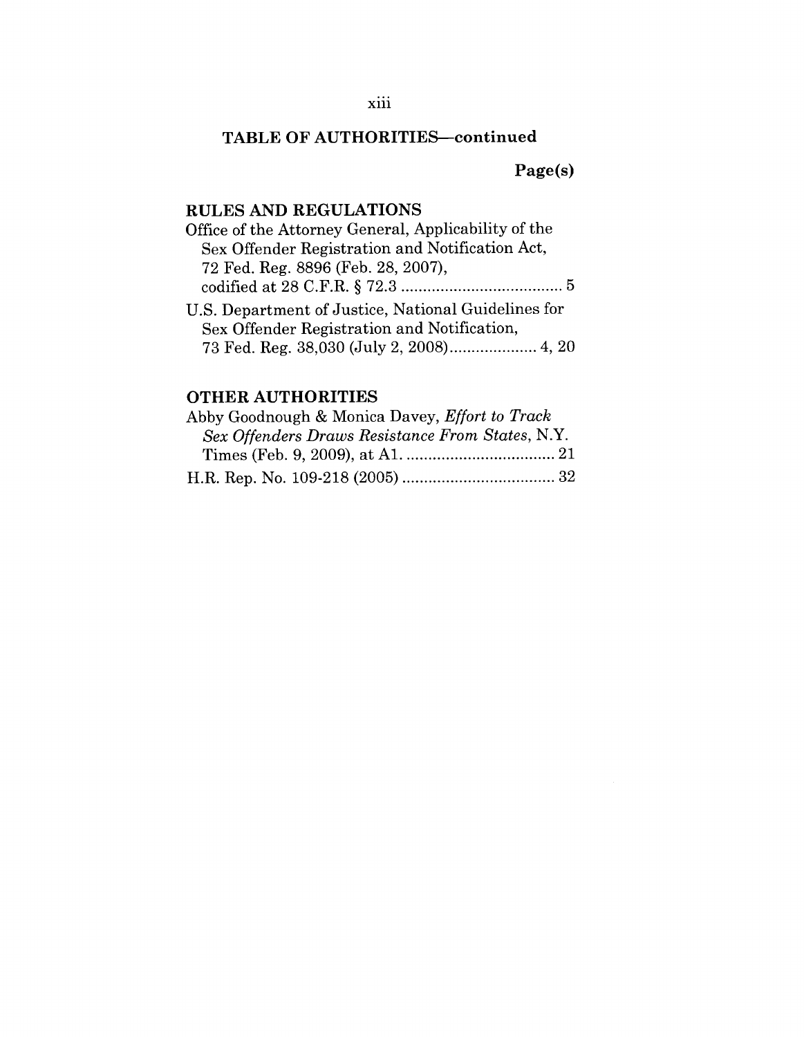## TABLE OF AUTHORITIES—continued

**Page(s)**

### RULES AND REGULATIONS

Office of the Attorney General, Applicability of the Sex Offender Registration and Notification Act, 72 Fed. Reg. 8896 (Feb. 28, 2007), codified at 28 C.F.R. § 72.3 .................................... 5

U.S. Department of Justice, National Guidelines for Sex Offender Registration and Notification, 73 Fed. Reg. 38,030 (July 2, 2008) .................... 4, 20

### OTHER AUTHORITIES

Abby Goodnough & Monica Davey, *Effort to Track Sex Offenders Draws Resistance From States*, N.Y. Times (Feb. 9, 2009), at A1. .................................. 21

H.R. Rep. No. 109-218 (2005) .................................. 32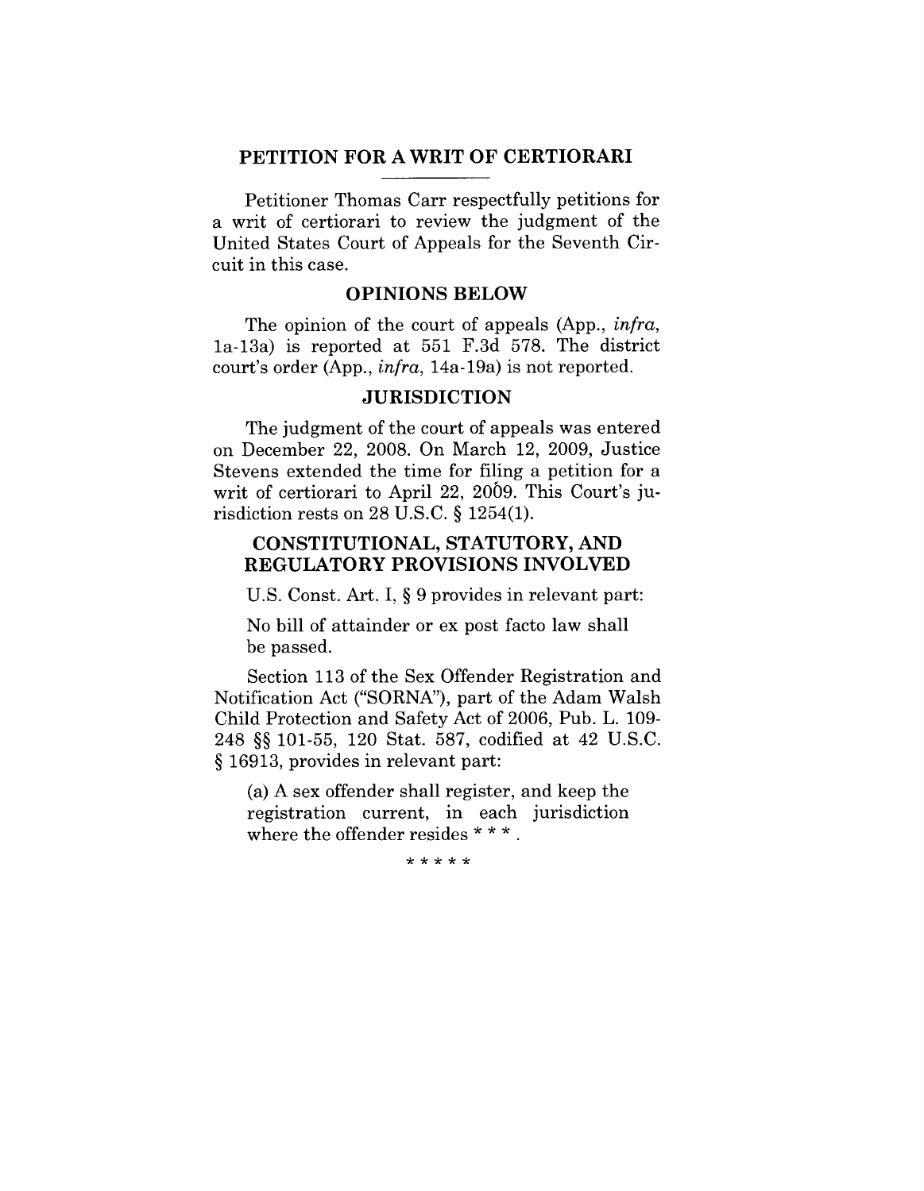## PETITION FOR A WRIT OF CERTIORARI

Petitioner Thomas Carr respectfully petitions for a writ of certiorari to review the judgment of the United States Court of Appeals for the Seventh Circuit in this case.

## OPINIONS BELOW

The opinion of the court of appeals (App., *infra*, 1a-13a) is reported at 551 F.3d 578. The district court's order (App., *infra*, 14a-19a) is not reported.

## JURISDICTION

The judgment of the court of appeals was entered on December 22, 2008. On March 12, 2009, Justice Stevens extended the time for filing a petition for a writ of certiorari to April 22, 2009. This Court's jurisdiction rests on 28 U.S.C. § 1254(1).

## CONSTITUTIONAL, STATUTORY, AND REGULATORY PROVISIONS INVOLVED

U.S. Const. Art. I, § 9 provides in relevant part:

> No bill of attainder or ex post facto law shall be passed.

Section 113 of the Sex Offender Registration and Notification Act ("SORNA"), part of the Adam Walsh Child Protection and Safety Act of 2006, Pub. L. 109-248 §§ 101-55, 120 Stat. 587, codified at 42 U.S.C. § 16913, provides in relevant part:

> (a) A sex offender shall register, and keep the registration current, in each jurisdiction where the offender resides * * * .

\* \* \* \* \*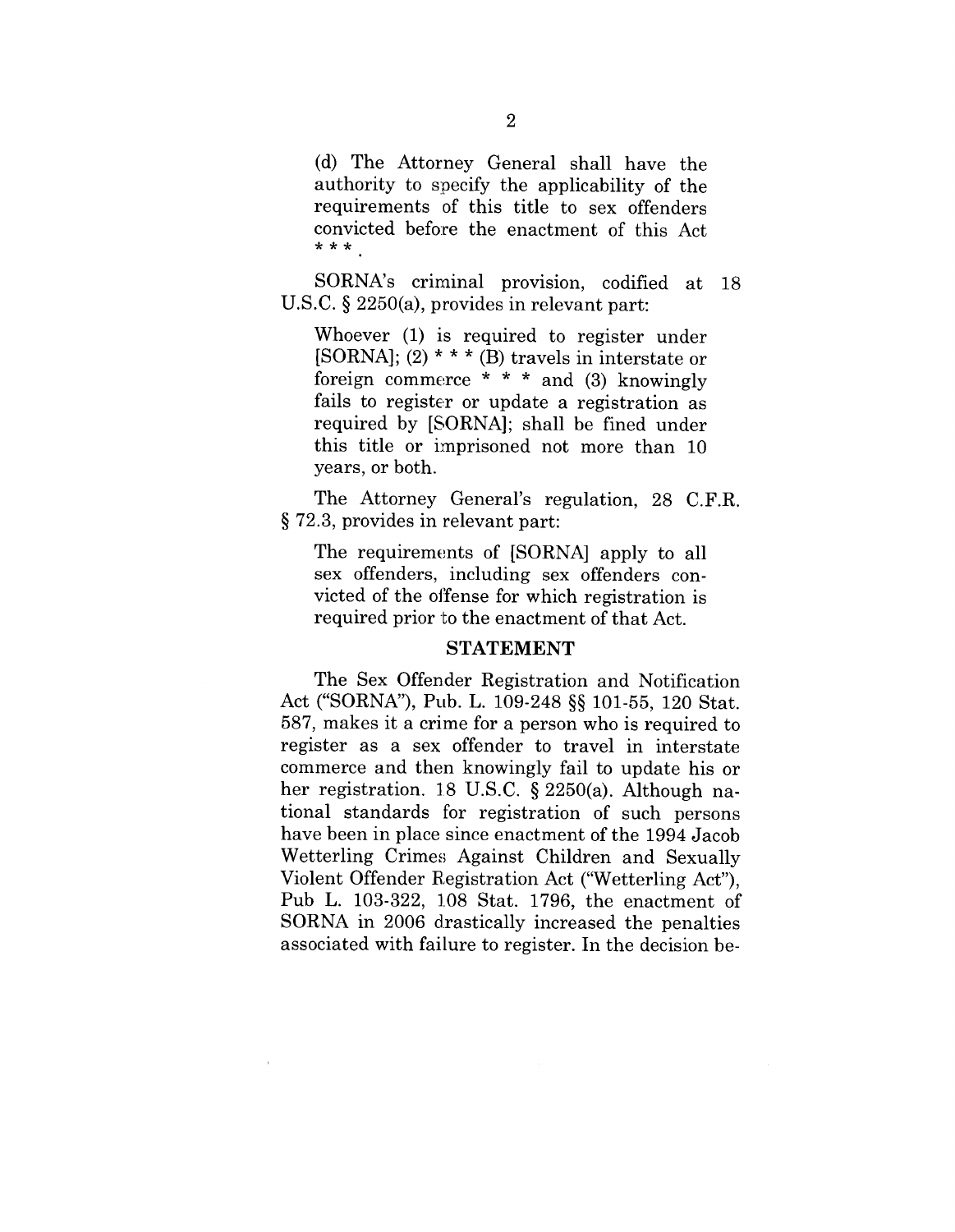> (d) The Attorney General shall have the authority to specify the applicability of the requirements of this title to sex offenders convicted before the enactment of this Act * * *.

SORNA's criminal provision, codified at 18 U.S.C. § 2250(a), provides in relevant part:

> Whoever (1) is required to register under [SORNA]; (2) * * * (B) travels in interstate or foreign commerce * * * and (3) knowingly fails to register or update a registration as required by [SORNA]; shall be fined under this title or imprisoned not more than 10 years, or both.

The Attorney General's regulation, 28 C.F.R. § 72.3, provides in relevant part:

> The requirements of [SORNA] apply to all sex offenders, including sex offenders convicted of the offense for which registration is required prior to the enactment of that Act.

## STATEMENT

The Sex Offender Registration and Notification Act ("SORNA"), Pub. L. 109-248 §§ 101-55, 120 Stat. 587, makes it a crime for a person who is required to register as a sex offender to travel in interstate commerce and then knowingly fail to update his or her registration. 18 U.S.C. § 2250(a). Although national standards for registration of such persons have been in place since enactment of the 1994 Jacob Wetterling Crimes Against Children and Sexually Violent Offender Registration Act ("Wetterling Act"), Pub L. 103-322, 108 Stat. 1796, the enactment of SORNA in 2006 drastically increased the penalties associated with failure to register. In the decision be-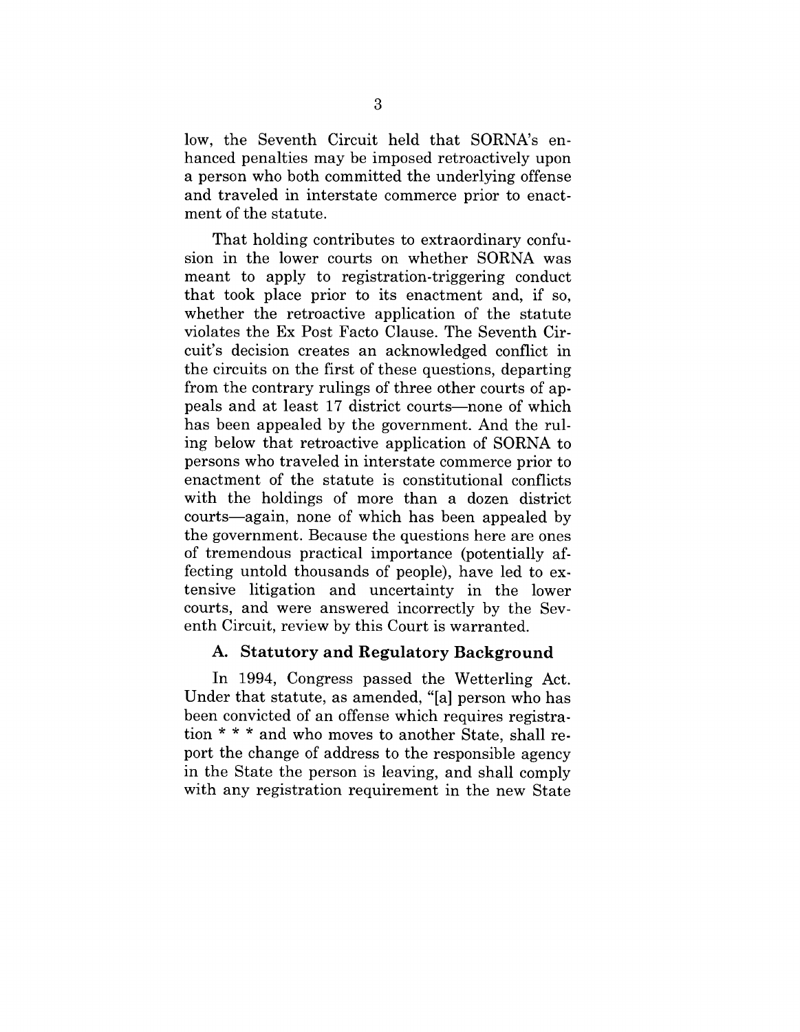low, the Seventh Circuit held that SORNA's enhanced penalties may be imposed retroactively upon a person who both committed the underlying offense and traveled in interstate commerce prior to enactment of the statute.

That holding contributes to extraordinary confusion in the lower courts on whether SORNA was meant to apply to registration-triggering conduct that took place prior to its enactment and, if so, whether the retroactive application of the statute violates the Ex Post Facto Clause. The Seventh Circuit's decision creates an acknowledged conflict in the circuits on the first of these questions, departing from the contrary rulings of three other courts of appeals and at least 17 district courts—none of which has been appealed by the government. And the ruling below that retroactive application of SORNA to persons who traveled in interstate commerce prior to enactment of the statute is constitutional conflicts with the holdings of more than a dozen district courts—again, none of which has been appealed by the government. Because the questions here are ones of tremendous practical importance (potentially affecting untold thousands of people), have led to extensive litigation and uncertainty in the lower courts, and were answered incorrectly by the Seventh Circuit, review by this Court is warranted.

### A. Statutory and Regulatory Background

In 1994, Congress passed the Wetterling Act. Under that statute, as amended, "[a] person who has been convicted of an offense which requires registration * * * and who moves to another State, shall report the change of address to the responsible agency in the State the person is leaving, and shall comply with any registration requirement in the new State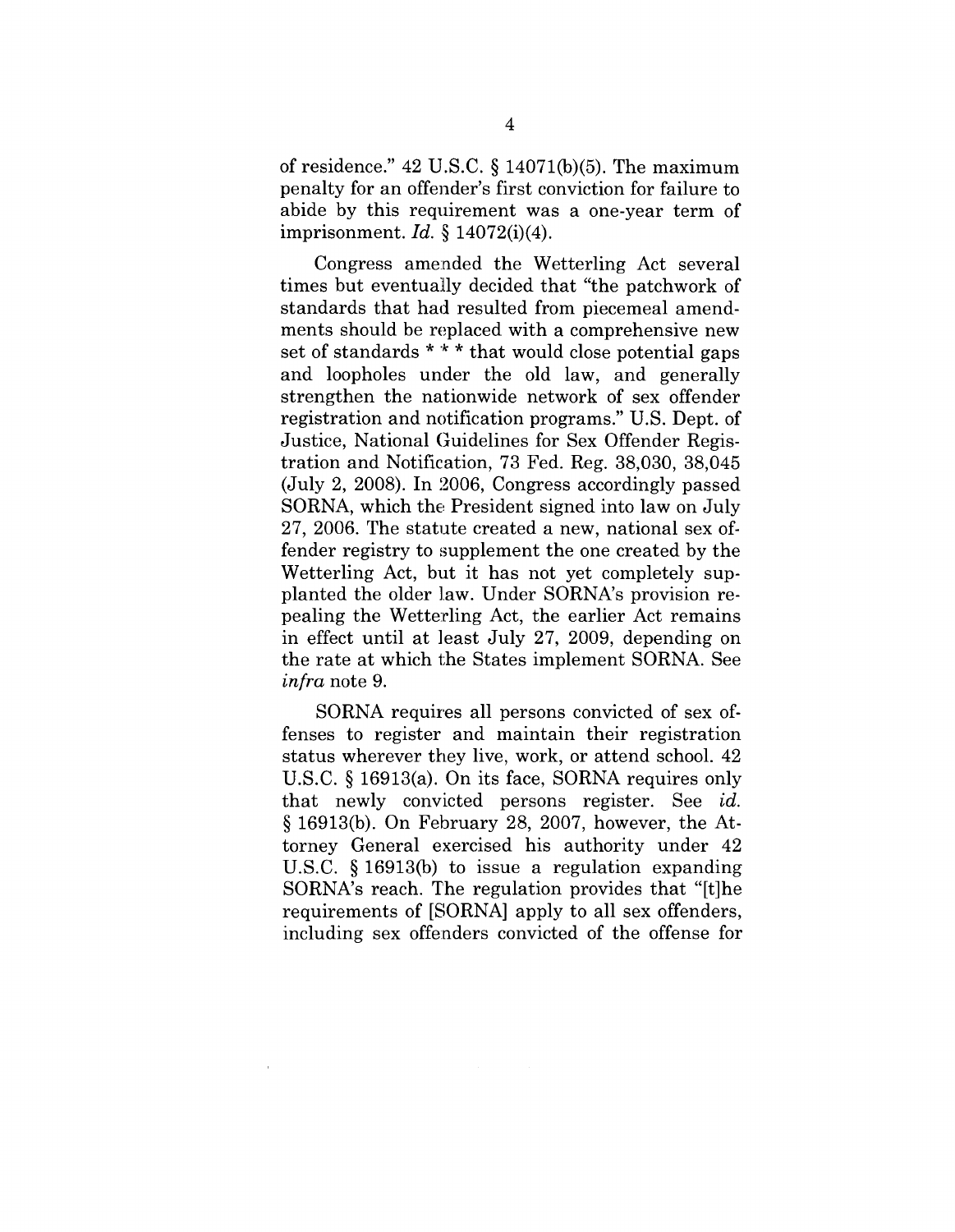of residence." 42 U.S.C. § 14071(b)(5). The maximum penalty for an offender's first conviction for failure to abide by this requirement was a one-year term of imprisonment. *Id.* § 14072(i)(4).

Congress amended the Wetterling Act several times but eventually decided that "the patchwork of standards that had resulted from piecemeal amendments should be replaced with a comprehensive new set of standards * * * that would close potential gaps and loopholes under the old law, and generally strengthen the nationwide network of sex offender registration and notification programs." U.S. Dept. of Justice, National Guidelines for Sex Offender Registration and Notification, 73 Fed. Reg. 38,030, 38,045 (July 2, 2008). In 2006, Congress accordingly passed SORNA, which the President signed into law on July 27, 2006. The statute created a new, national sex offender registry to supplement the one created by the Wetterling Act, but it has not yet completely supplanted the older law. Under SORNA's provision repealing the Wetterling Act, the earlier Act remains in effect until at least July 27, 2009, depending on the rate at which the States implement SORNA. See *infra* note 9.

SORNA requires all persons convicted of sex offenses to register and maintain their registration status wherever they live, work, or attend school. 42 U.S.C. § 16913(a). On its face, SORNA requires only that newly convicted persons register. See *id.* § 16913(b). On February 28, 2007, however, the Attorney General exercised his authority under 42 U.S.C. § 16913(b) to issue a regulation expanding SORNA's reach. The regulation provides that "[t]he requirements of [SORNA] apply to all sex offenders, including sex offenders convicted of the offense for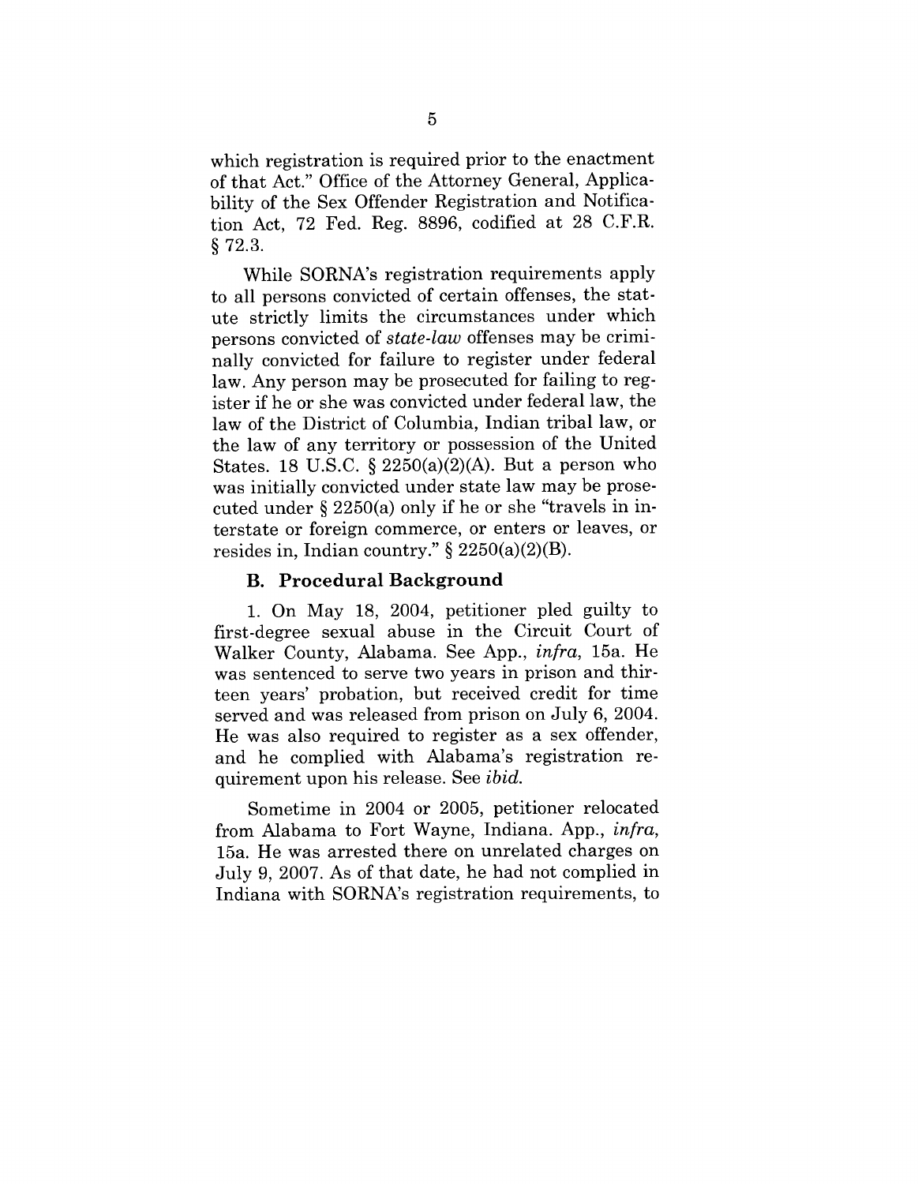which registration is required prior to the enactment of that Act." Office of the Attorney General, Applicability of the Sex Offender Registration and Notification Act, 72 Fed. Reg. 8896, codified at 28 C.F.R. § 72.3.

While SORNA's registration requirements apply to all persons convicted of certain offenses, the statute strictly limits the circumstances under which persons convicted of *state-law* offenses may be criminally convicted for failure to register under federal law. Any person may be prosecuted for failing to register if he or she was convicted under federal law, the law of the District of Columbia, Indian tribal law, or the law of any territory or possession of the United States. 18 U.S.C. § 2250(a)(2)(A). But a person who was initially convicted under state law may be prosecuted under § 2250(a) only if he or she "travels in interstate or foreign commerce, or enters or leaves, or resides in, Indian country." § 2250(a)(2)(B).

### B. Procedural Background

1. On May 18, 2004, petitioner pled guilty to first-degree sexual abuse in the Circuit Court of Walker County, Alabama. See App., *infra*, 15a. He was sentenced to serve two years in prison and thirteen years' probation, but received credit for time served and was released from prison on July 6, 2004. He was also required to register as a sex offender, and he complied with Alabama's registration requirement upon his release. See *ibid.*

Sometime in 2004 or 2005, petitioner relocated from Alabama to Fort Wayne, Indiana. App., *infra*, 15a. He was arrested there on unrelated charges on July 9, 2007. As of that date, he had not complied in Indiana with SORNA's registration requirements, to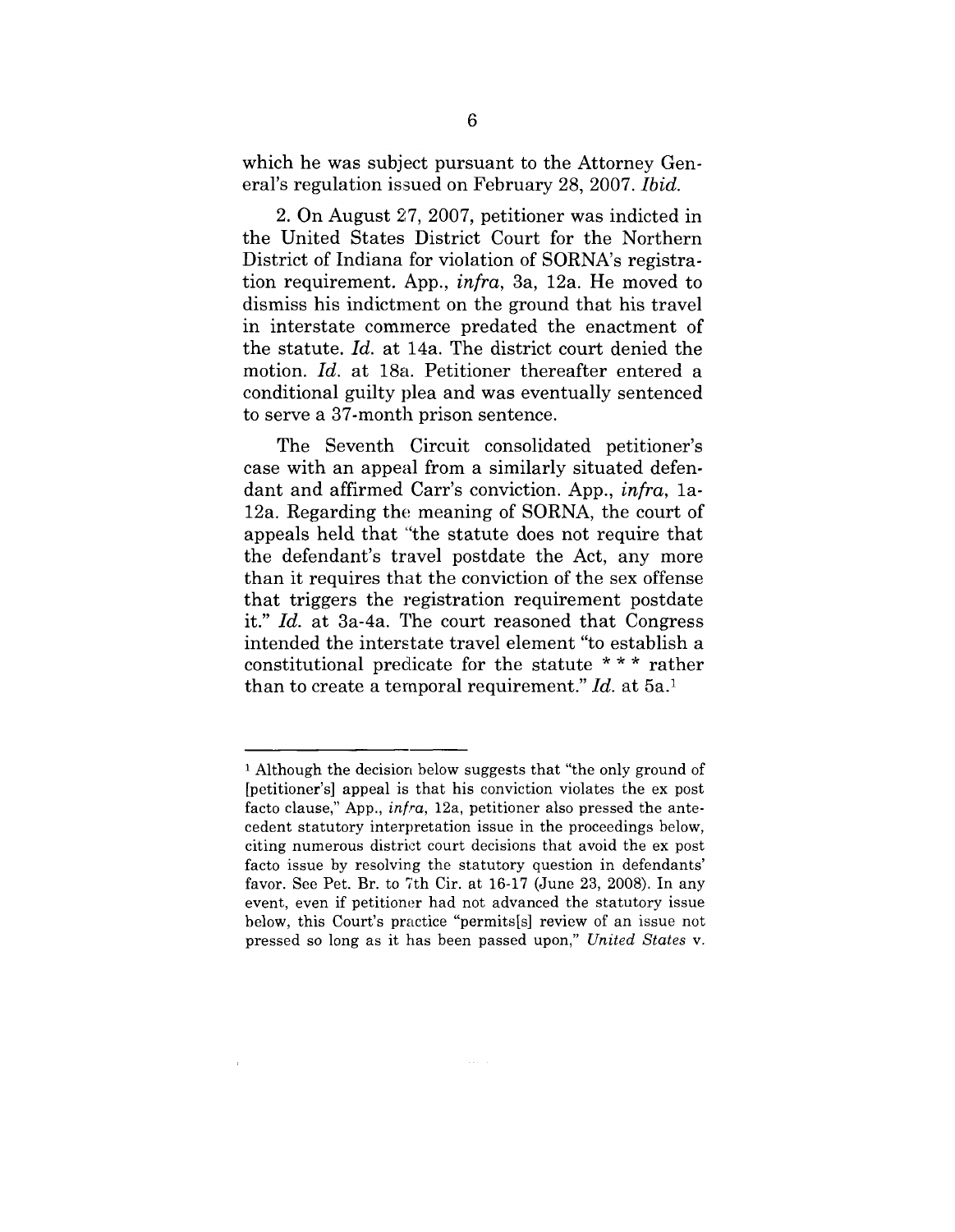which he was subject pursuant to the Attorney General's regulation issued on February 28, 2007. *Ibid.*

2. On August 27, 2007, petitioner was indicted in the United States District Court for the Northern District of Indiana for violation of SORNA's registration requirement. App., *infra*, 3a, 12a. He moved to dismiss his indictment on the ground that his travel in interstate commerce predated the enactment of the statute. *Id.* at 14a. The district court denied the motion. *Id.* at 18a. Petitioner thereafter entered a conditional guilty plea and was eventually sentenced to serve a 37-month prison sentence.

The Seventh Circuit consolidated petitioner's case with an appeal from a similarly situated defendant and affirmed Carr's conviction. App., *infra*, 1a-12a. Regarding the meaning of SORNA, the court of appeals held that "the statute does not require that the defendant's travel postdate the Act, any more than it requires that the conviction of the sex offense that triggers the registration requirement postdate it." *Id.* at 3a-4a. The court reasoned that Congress intended the interstate travel element "to establish a constitutional predicate for the statute * * * rather than to create a temporal requirement." *Id.* at 5a.[1]

---

[1] Although the decision below suggests that "the only ground of [petitioner's] appeal is that his conviction violates the ex post facto clause," App., *infra*, 12a, petitioner also pressed the antecedent statutory interpretation issue in the proceedings below, citing numerous district court decisions that avoid the ex post facto issue by resolving the statutory question in defendants' favor. See Pet. Br. to 7th Cir. at 16-17 (June 23, 2008). In any event, even if petitioner had not advanced the statutory issue below, this Court's practice "permits[s] review of an issue not pressed so long as it has been passed upon," *United States* v.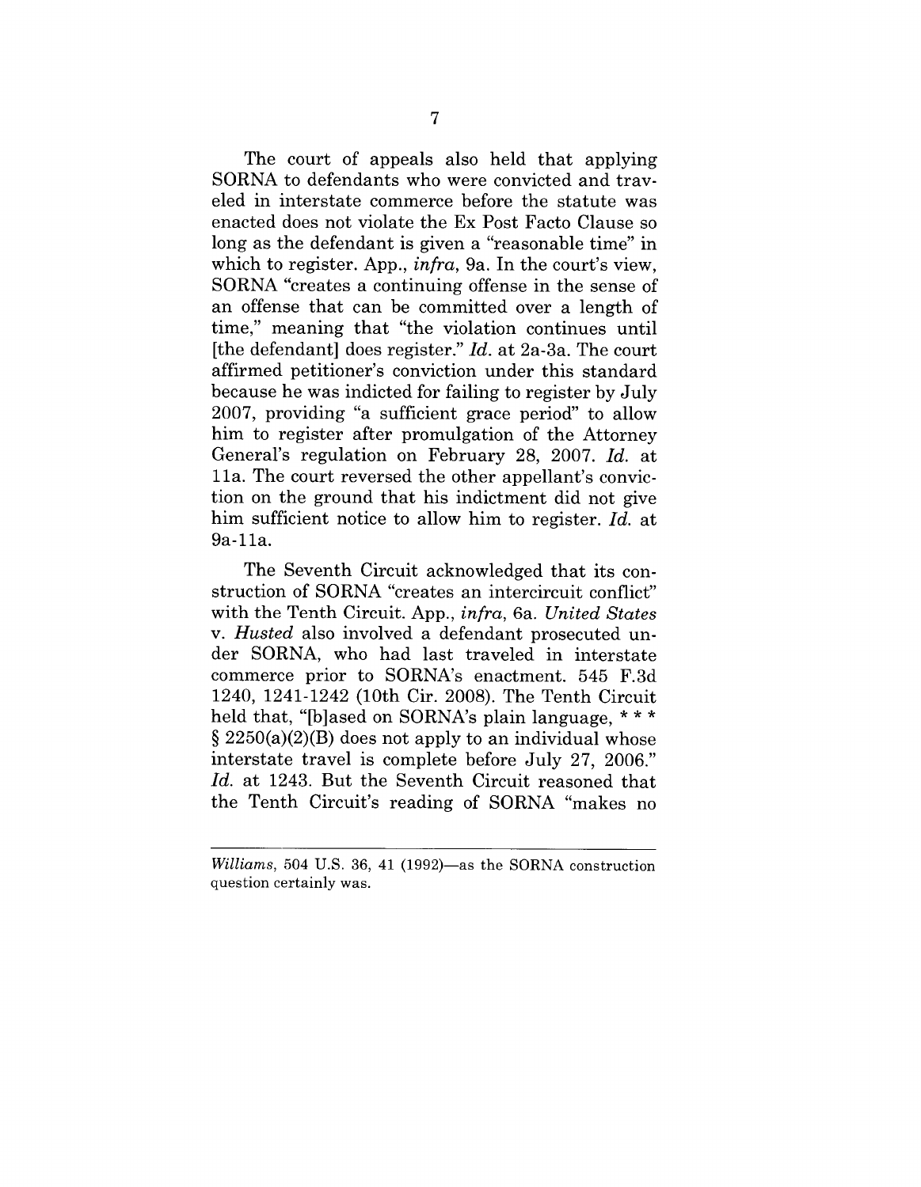The court of appeals also held that applying SORNA to defendants who were convicted and traveled in interstate commerce before the statute was enacted does not violate the Ex Post Facto Clause so long as the defendant is given a "reasonable time" in which to register. App., *infra*, 9a. In the court's view, SORNA "creates a continuing offense in the sense of an offense that can be committed over a length of time," meaning that "the violation continues until [the defendant] does register." *Id.* at 2a-3a. The court affirmed petitioner's conviction under this standard because he was indicted for failing to register by July 2007, providing "a sufficient grace period" to allow him to register after promulgation of the Attorney General's regulation on February 28, 2007. *Id.* at 11a. The court reversed the other appellant's conviction on the ground that his indictment did not give him sufficient notice to allow him to register. *Id.* at 9a-11a.

The Seventh Circuit acknowledged that its construction of SORNA "creates an intercircuit conflict" with the Tenth Circuit. App., *infra*, 6a. *United States* v. *Husted* also involved a defendant prosecuted under SORNA, who had last traveled in interstate commerce prior to SORNA's enactment. 545 F.3d 1240, 1241-1242 (10th Cir. 2008). The Tenth Circuit held that, "[b]ased on SORNA's plain language, * * * § 2250(a)(2)(B) does not apply to an individual whose interstate travel is complete before July 27, 2006." *Id.* at 1243. But the Seventh Circuit reasoned that the Tenth Circuit's reading of SORNA "makes no

---

*Williams*, 504 U.S. 36, 41 (1992)—as the SORNA construction question certainly was.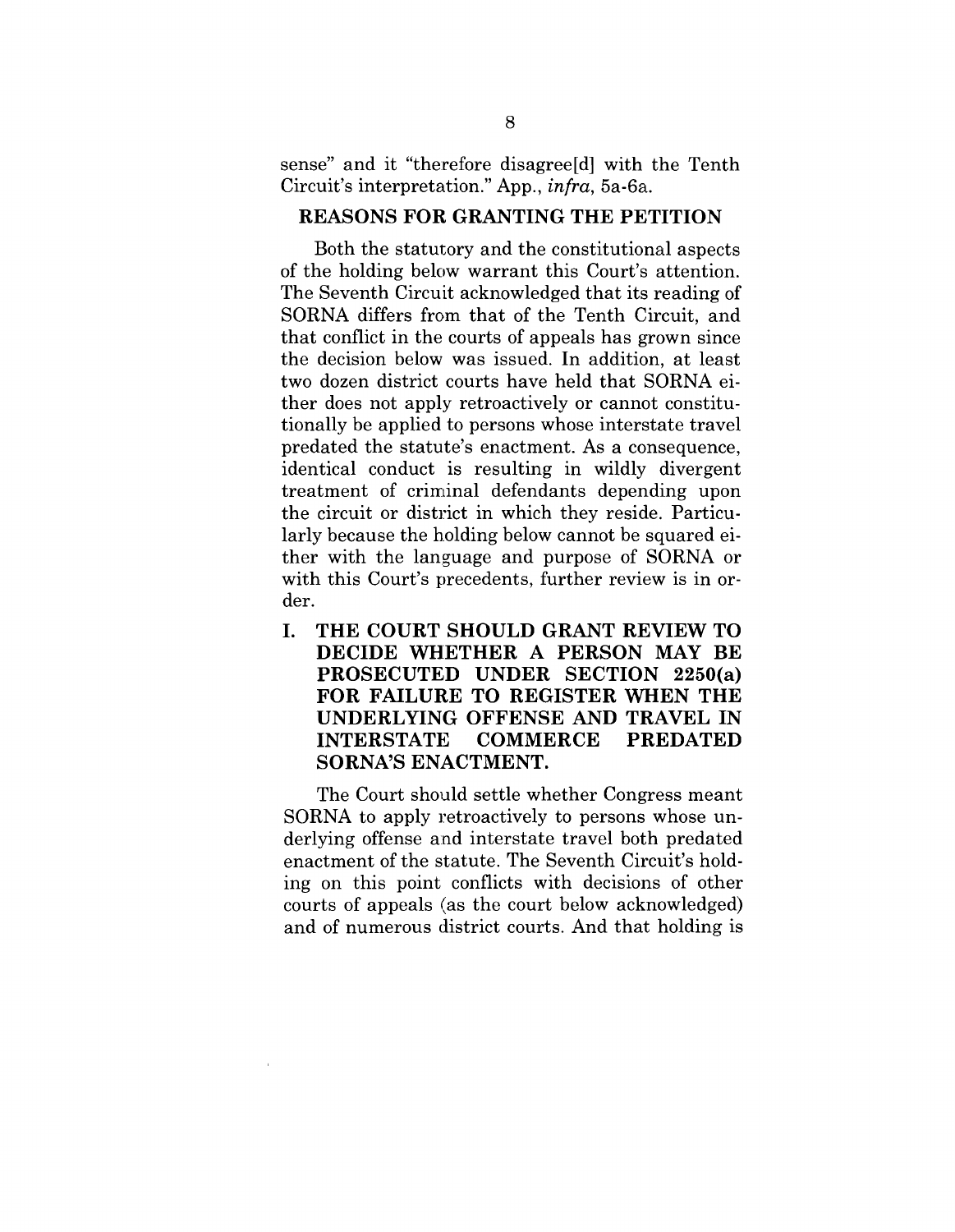sense" and it "therefore disagree[d] with the Tenth Circuit's interpretation." App., *infra*, 5a-6a.

## REASONS FOR GRANTING THE PETITION

Both the statutory and the constitutional aspects of the holding below warrant this Court's attention. The Seventh Circuit acknowledged that its reading of SORNA differs from that of the Tenth Circuit, and that conflict in the courts of appeals has grown since the decision below was issued. In addition, at least two dozen district courts have held that SORNA either does not apply retroactively or cannot constitutionally be applied to persons whose interstate travel predated the statute's enactment. As a consequence, identical conduct is resulting in wildly divergent treatment of criminal defendants depending upon the circuit or district in which they reside. Particularly because the holding below cannot be squared either with the language and purpose of SORNA or with this Court's precedents, further review is in order.

### I. THE COURT SHOULD GRANT REVIEW TO DECIDE WHETHER A PERSON MAY BE PROSECUTED UNDER SECTION 2250(a) FOR FAILURE TO REGISTER WHEN THE UNDERLYING OFFENSE AND TRAVEL IN INTERSTATE COMMERCE PREDATED SORNA'S ENACTMENT.

The Court should settle whether Congress meant SORNA to apply retroactively to persons whose underlying offense and interstate travel both predated enactment of the statute. The Seventh Circuit's holding on this point conflicts with decisions of other courts of appeals (as the court below acknowledged) and of numerous district courts. And that holding is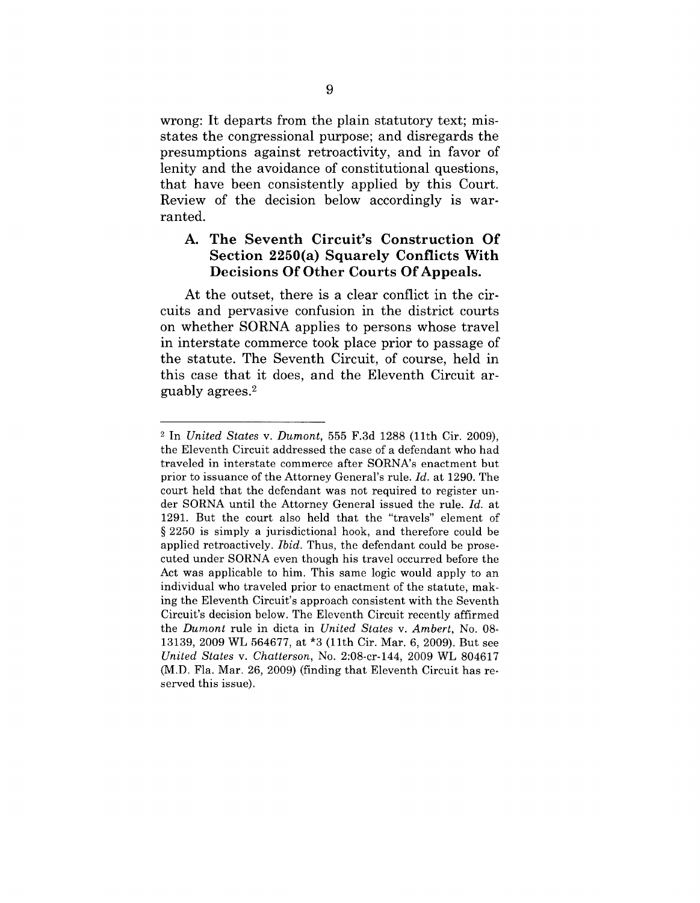wrong: It departs from the plain statutory text; misstates the congressional purpose; and disregards the presumptions against retroactivity, and in favor of lenity and the avoidance of constitutional questions, that have been consistently applied by this Court. Review of the decision below accordingly is warranted.

### A. The Seventh Circuit's Construction Of Section 2250(a) Squarely Conflicts With Decisions Of Other Courts Of Appeals.

At the outset, there is a clear conflict in the circuits and pervasive confusion in the district courts on whether SORNA applies to persons whose travel in interstate commerce took place prior to passage of the statute. The Seventh Circuit, of course, held in this case that it does, and the Eleventh Circuit arguably agrees.[2]

---

[2] In *United States* v. *Dumont*, 555 F.3d 1288 (11th Cir. 2009), the Eleventh Circuit addressed the case of a defendant who had traveled in interstate commerce after SORNA's enactment but prior to issuance of the Attorney General's rule. *Id.* at 1290. The court held that the defendant was not required to register under SORNA until the Attorney General issued the rule. *Id.* at 1291. But the court also held that the "travels" element of § 2250 is simply a jurisdictional hook, and therefore could be applied retroactively. *Ibid.* Thus, the defendant could be prosecuted under SORNA even though his travel occurred before the Act was applicable to him. This same logic would apply to an individual who traveled prior to enactment of the statute, making the Eleventh Circuit's approach consistent with the Seventh Circuit's decision below. The Eleventh Circuit recently affirmed the *Dumont* rule in dicta in *United States* v. *Ambert*, No. 08-13139, 2009 WL 564677, at *3 (11th Cir. Mar. 6, 2009). But see *United States* v. *Chatterson*, No. 2:08-cr-144, 2009 WL 804617 (M.D. Fla. Mar. 26, 2009) (finding that Eleventh Circuit has reserved this issue).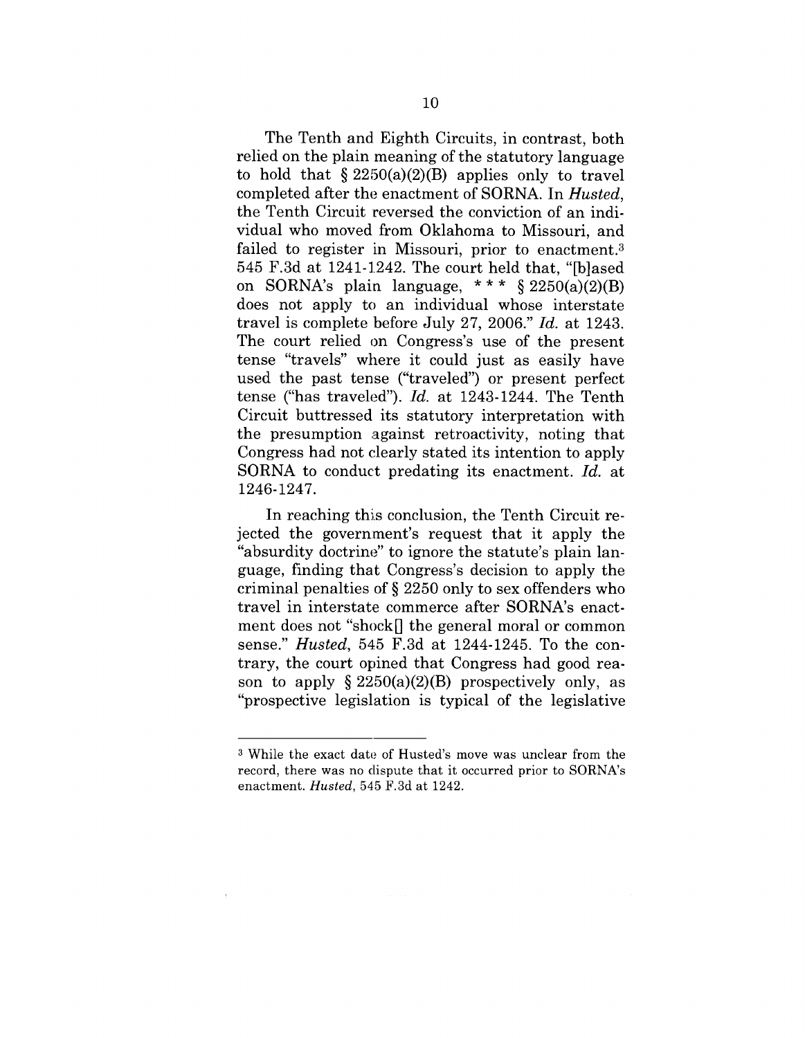The Tenth and Eighth Circuits, in contrast, both relied on the plain meaning of the statutory language to hold that § 2250(a)(2)(B) applies only to travel completed after the enactment of SORNA. In *Husted*, the Tenth Circuit reversed the conviction of an individual who moved from Oklahoma to Missouri, and failed to register in Missouri, prior to enactment.[3] 545 F.3d at 1241-1242. The court held that, "[b]ased on SORNA's plain language, * * * § 2250(a)(2)(B) does not apply to an individual whose interstate travel is complete before July 27, 2006." *Id.* at 1243. The court relied on Congress's use of the present tense "travels" where it could just as easily have used the past tense ("traveled") or present perfect tense ("has traveled"). *Id.* at 1243-1244. The Tenth Circuit buttressed its statutory interpretation with the presumption against retroactivity, noting that Congress had not clearly stated its intention to apply SORNA to conduct predating its enactment. *Id.* at 1246-1247.

In reaching this conclusion, the Tenth Circuit rejected the government's request that it apply the "absurdity doctrine" to ignore the statute's plain language, finding that Congress's decision to apply the criminal penalties of § 2250 only to sex offenders who travel in interstate commerce after SORNA's enactment does not "shock[] the general moral or common sense." *Husted*, 545 F.3d at 1244-1245. To the contrary, the court opined that Congress had good reason to apply § 2250(a)(2)(B) prospectively only, as "prospective legislation is typical of the legislative

---

[3] While the exact date of Husted's move was unclear from the record, there was no dispute that it occurred prior to SORNA's enactment. *Husted*, 545 F.3d at 1242.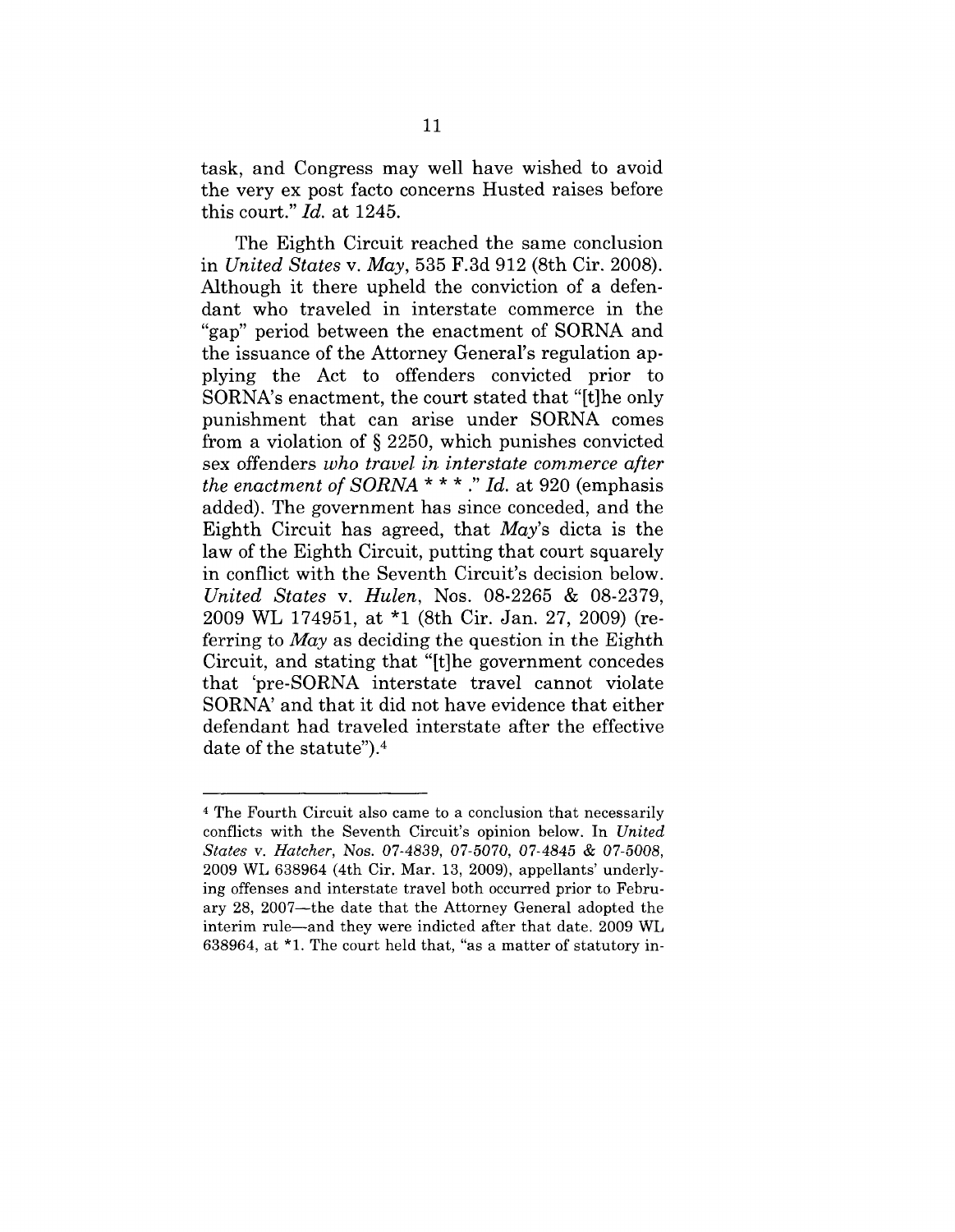task, and Congress may well have wished to avoid the very ex post facto concerns Husted raises before this court." *Id.* at 1245.

The Eighth Circuit reached the same conclusion in *United States* v. *May*, 535 F.3d 912 (8th Cir. 2008). Although it there upheld the conviction of a defendant who traveled in interstate commerce in the "gap" period between the enactment of SORNA and the issuance of the Attorney General's regulation applying the Act to offenders convicted prior to SORNA's enactment, the court stated that "[t]he only punishment that can arise under SORNA comes from a violation of § 2250, which punishes convicted sex offenders *who travel in interstate commerce after the enactment of SORNA* * * * ." *Id.* at 920 (emphasis added). The government has since conceded, and the Eighth Circuit has agreed, that *May*'s dicta is the law of the Eighth Circuit, putting that court squarely in conflict with the Seventh Circuit's decision below. *United States* v. *Hulen*, Nos. 08-2265 & 08-2379, 2009 WL 174951, at *1 (8th Cir. Jan. 27, 2009) (referring to *May* as deciding the question in the Eighth Circuit, and stating that "[t]he government concedes that 'pre-SORNA interstate travel cannot violate SORNA' and that it did not have evidence that either defendant had traveled interstate after the effective date of the statute").[4]

---

[4] The Fourth Circuit also came to a conclusion that necessarily conflicts with the Seventh Circuit's opinion below. In *United States* v. *Hatcher*, Nos. 07-4839, 07-5070, 07-4845 & 07-5008, 2009 WL 638964 (4th Cir. Mar. 13, 2009), appellants' underlying offenses and interstate travel both occurred prior to February 28, 2007—the date that the Attorney General adopted the interim rule—and they were indicted after that date. 2009 WL 638964, at *1. The court held that, "as a matter of statutory in-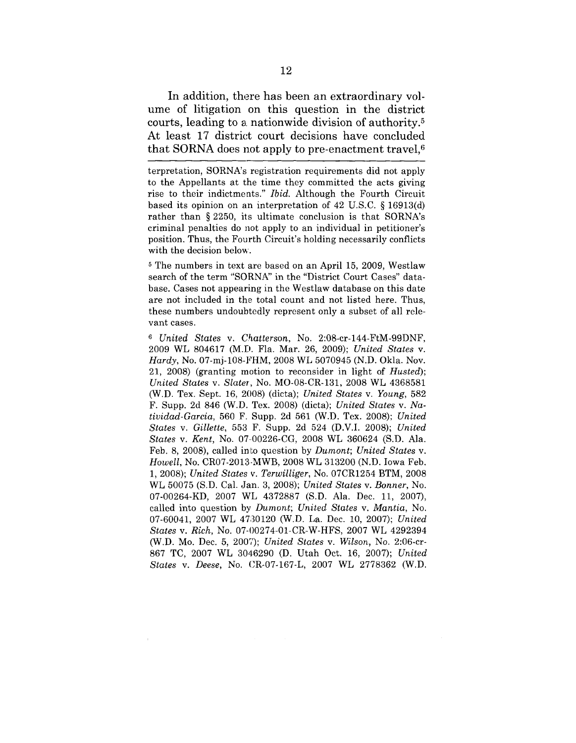In addition, there has been an extraordinary volume of litigation on this question in the district courts, leading to a nationwide division of authority.[5] At least 17 district court decisions have concluded that SORNA does not apply to pre-enactment travel,[6]

---

terpretation, SORNA's registration requirements did not apply to the Appellants at the time they committed the acts giving rise to their indictments." *Ibid.* Although the Fourth Circuit based its opinion on an interpretation of 42 U.S.C. § 16913(d) rather than § 2250, its ultimate conclusion is that SORNA's criminal penalties do not apply to an individual in petitioner's position. Thus, the Fourth Circuit's holding necessarily conflicts with the decision below.

[5] The numbers in text are based on an April 15, 2009, Westlaw search of the term "SORNA" in the "District Court Cases" database. Cases not appearing in the Westlaw database on this date are not included in the total count and not listed here. Thus, these numbers undoubtedly represent only a subset of all relevant cases.

[6] *United States* v. *Chatterson*, No. 2:08-cr-144-FtM-99DNF, 2009 WL 804617 (M.D. Fla. Mar. 26, 2009); *United States* v. *Hardy*, No. 07-mj-108-FHM, 2008 WL 5070945 (N.D. Okla. Nov. 21, 2008) (granting motion to reconsider in light of *Husted*); *United States* v. *Slater*, No. MO-08-CR-131, 2008 WL 4368581 (W.D. Tex. Sept. 16, 2008) (dicta); *United States* v. *Young*, 582 F. Supp. 2d 846 (W.D. Tex. 2008) (dicta); *United States* v. *Natividad-Garcia*, 560 F. Supp. 2d 561 (W.D. Tex. 2008); *United States* v. *Gillette*, 553 F. Supp. 2d 524 (D.V.I. 2008); *United States* v. *Kent*, No. 07-00226-CG, 2008 WL 360624 (S.D. Ala. Feb. 8, 2008), called into question by *Dumont*; *United States* v. *Howell*, No. CR07-2013-MWB, 2008 WL 313200 (N.D. Iowa Feb. 1, 2008); *United States* v. *Terwilliger*, No. 07CR1254 BTM, 2008 WL 50075 (S.D. Cal. Jan. 3, 2008); *United States* v. *Bonner*, No. 07-00264-KD, 2007 WL 4372887 (S.D. Ala. Dec. 11, 2007), called into question by *Dumont*; *United States* v. *Mantia*, No. 07-60041, 2007 WL 4730120 (W.D. La. Dec. 10, 2007); *United States* v. *Rich*, No. 07-00274-01-CR-W-HFS, 2007 WL 4292394 (W.D. Mo. Dec. 5, 2007); *United States* v. *Wilson*, No. 2:06-cr-867 TC, 2007 WL 3046290 (D. Utah Oct. 16, 2007); *United States* v. *Deese*, No. CR-07-167-L, 2007 WL 2778362 (W.D.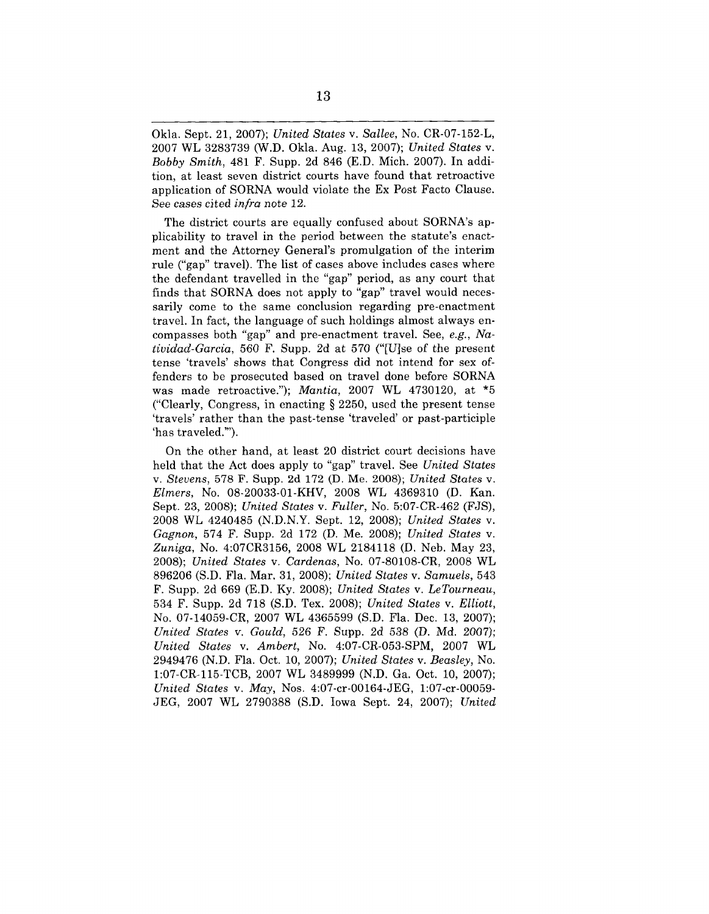Okla. Sept. 21, 2007); *United States* v. *Sallee*, No. CR-07-152-L, 2007 WL 3283739 (W.D. Okla. Aug. 13, 2007); *United States* v. *Bobby Smith*, 481 F. Supp. 2d 846 (E.D. Mich. 2007). In addition, at least seven district courts have found that retroactive application of SORNA would violate the Ex Post Facto Clause. See *cases cited infra* note 12.

The district courts are equally confused about SORNA's applicability to travel in the period between the statute's enactment and the Attorney General's promulgation of the interim rule ("gap" travel). The list of cases above includes cases where the defendant travelled in the "gap" period, as any court that finds that SORNA does not apply to "gap" travel would necessarily come to the same conclusion regarding pre-enactment travel. In fact, the language of such holdings almost always encompasses both "gap" and pre-enactment travel. See, *e.g.*, *Natividad-Garcia*, 560 F. Supp. 2d at 570 ("[U]se of the present tense 'travels' shows that Congress did not intend for sex offenders to be prosecuted based on travel done before SORNA was made retroactive."); *Mantia*, 2007 WL 4730120, at *5 ("Clearly, Congress, in enacting § 2250, used the present tense 'travels' rather than the past-tense 'traveled' or past-participle 'has traveled.'").

On the other hand, at least 20 district court decisions have held that the Act does apply to "gap" travel. See *United States* v. *Stevens*, 578 F. Supp. 2d 172 (D. Me. 2008); *United States* v. *Elmers*, No. 08-20033-01-KHV, 2008 WL 4369310 (D. Kan. Sept. 23, 2008); *United States* v. *Fuller*, No. 5:07-CR-462 (FJS), 2008 WL 4240485 (N.D.N.Y. Sept. 12, 2008); *United States* v. *Gagnon*, 574 F. Supp. 2d 172 (D. Me. 2008); *United States* v. *Zuniga*, No. 4:07CR3156, 2008 WL 2184118 (D. Neb. May 23, 2008); *United States* v. *Cardenas*, No. 07-80108-CR, 2008 WL 896206 (S.D. Fla. Mar. 31, 2008); *United States* v. *Samuels*, 543 F. Supp. 2d 669 (E.D. Ky. 2008); *United States* v. *LeTourneau*, 534 F. Supp. 2d 718 (S.D. Tex. 2008); *United States* v. *Elliott*, No. 07-14059-CR, 2007 WL 4365599 (S.D. Fla. Dec. 13, 2007); *United States* v. *Gould*, 526 F. Supp. 2d 538 (D. Md. 2007); *United States* v. *Ambert*, No. 4:07-CR-053-SPM, 2007 WL 2949476 (N.D. Fla. Oct. 10, 2007); *United States* v. *Beasley*, No. 1:07-CR-115-TCB, 2007 WL 3489999 (N.D. Ga. Oct. 10, 2007); *United States* v. *May*, Nos. 4:07-cr-00164-JEG, 1:07-cr-00059-JEG, 2007 WL 2790388 (S.D. Iowa Sept. 24, 2007); *United*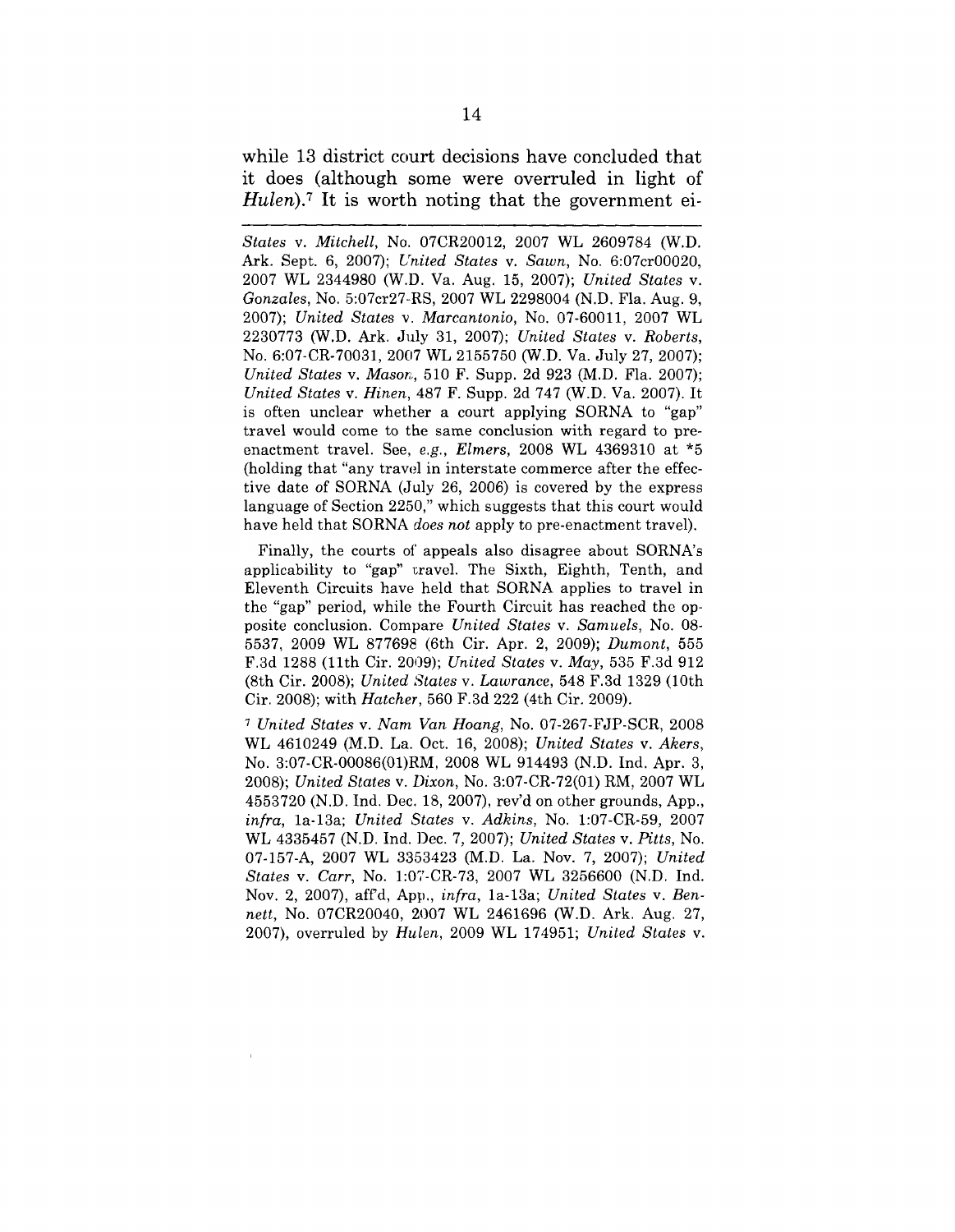while 13 district court decisions have concluded that it does (although some were overruled in light of *Hulen*).[7] It is worth noting that the government ei-

---

*States* v. *Mitchell*, No. 07CR20012, 2007 WL 2609784 (W.D. Ark. Sept. 6, 2007); *United States* v. *Sawn*, No. 6:07cr00020, 2007 WL 2344980 (W.D. Va. Aug. 15, 2007); *United States* v. *Gonzales*, No. 5:07cr27-RS, 2007 WL 2298004 (N.D. Fla. Aug. 9, 2007); *United States* v. *Marcantonio*, No. 07-60011, 2007 WL 2230773 (W.D. Ark. July 31, 2007); *United States* v. *Roberts*, No. 6:07-CR-70031, 2007 WL 2155750 (W.D. Va. July 27, 2007); *United States* v. *Mason*, 510 F. Supp. 2d 923 (M.D. Fla. 2007); *United States* v. *Hinen*, 487 F. Supp. 2d 747 (W.D. Va. 2007). It is often unclear whether a court applying SORNA to "gap" travel would come to the same conclusion with regard to pre-enactment travel. See, *e.g.*, *Elmers*, 2008 WL 4369310 at *5 (holding that "any travel in interstate commerce after the effective date of SORNA (July 26, 2006) is covered by the express language of Section 2250," which suggests that this court would have held that SORNA *does not* apply to pre-enactment travel).

Finally, the courts of appeals also disagree about SORNA's applicability to "gap" travel. The Sixth, Eighth, Tenth, and Eleventh Circuits have held that SORNA applies to travel in the "gap" period, while the Fourth Circuit has reached the opposite conclusion. Compare *United States* v. *Samuels*, No. 08-5537, 2009 WL 877698 (6th Cir. Apr. 2, 2009); *Dumont*, 555 F.3d 1288 (11th Cir. 2009); *United States* v. *May*, 535 F.3d 912 (8th Cir. 2008); *United States* v. *Lawrance*, 548 F.3d 1329 (10th Cir. 2008); with *Hatcher*, 560 F.3d 222 (4th Cir. 2009).

[7] *United States* v. *Nam Van Hoang*, No. 07-267-FJP-SCR, 2008 WL 4610249 (M.D. La. Oct. 16, 2008); *United States* v. *Akers*, No. 3:07-CR-00086(01)RM, 2008 WL 914493 (N.D. Ind. Apr. 3, 2008); *United States* v. *Dixon*, No. 3:07-CR-72(01) RM, 2007 WL 4553720 (N.D. Ind. Dec. 18, 2007), rev'd on other grounds, App., *infra*, 1a-13a; *United States* v. *Adkins*, No. 1:07-CR-59, 2007 WL 4335457 (N.D. Ind. Dec. 7, 2007); *United States* v. *Pitts*, No. 07-157-A, 2007 WL 3353423 (M.D. La. Nov. 7, 2007); *United States* v. *Carr*, No. 1:07-CR-73, 2007 WL 3256600 (N.D. Ind. Nov. 2, 2007), aff'd, App., *infra*, 1a-13a; *United States* v. *Bennett*, No. 07CR20040, 2007 WL 2461696 (W.D. Ark. Aug. 27, 2007), overruled by *Hulen*, 2009 WL 174951; *United States* v.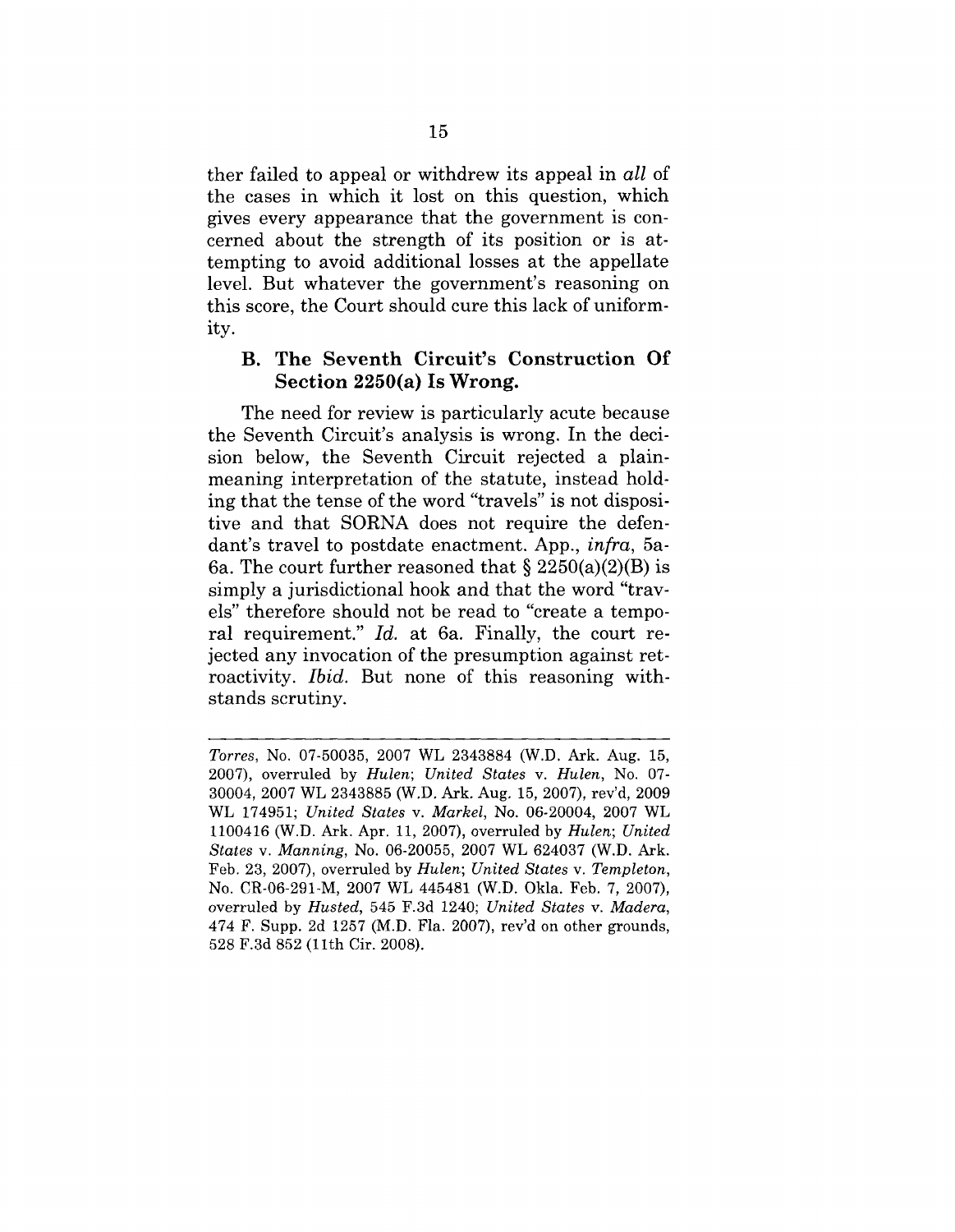ther failed to appeal or withdrew its appeal in *all* of the cases in which it lost on this question, which gives every appearance that the government is concerned about the strength of its position or is attempting to avoid additional losses at the appellate level. But whatever the government's reasoning on this score, the Court should cure this lack of uniformity.

### B. The Seventh Circuit's Construction Of Section 2250(a) Is Wrong.

The need for review is particularly acute because the Seventh Circuit's analysis is wrong. In the decision below, the Seventh Circuit rejected a plain-meaning interpretation of the statute, instead holding that the tense of the word "travels" is not dispositive and that SORNA does not require the defendant's travel to postdate enactment. App., *infra*, 5a-6a. The court further reasoned that § 2250(a)(2)(B) is simply a jurisdictional hook and that the word "travels" therefore should not be read to "create a temporal requirement." *Id.* at 6a. Finally, the court rejected any invocation of the presumption against retroactivity. *Ibid.* But none of this reasoning withstands scrutiny.

---

*Torres*, No. 07-50035, 2007 WL 2343884 (W.D. Ark. Aug. 15, 2007), overruled by *Hulen*; *United States* v. *Hulen*, No. 07-30004, 2007 WL 2343885 (W.D. Ark. Aug. 15, 2007), rev'd, 2009 WL 174951; *United States* v. *Markel*, No. 06-20004, 2007 WL 1100416 (W.D. Ark. Apr. 11, 2007), overruled by *Hulen*; *United States* v. *Manning*, No. 06-20055, 2007 WL 624037 (W.D. Ark. Feb. 23, 2007), overruled by *Hulen*; *United States* v. *Templeton*, No. CR-06-291-M, 2007 WL 445481 (W.D. Okla. Feb. 7, 2007), overruled by *Husted*, 545 F.3d 1240; *United States* v. *Madera*, 474 F. Supp. 2d 1257 (M.D. Fla. 2007), rev'd on other grounds, 528 F.3d 852 (11th Cir. 2008).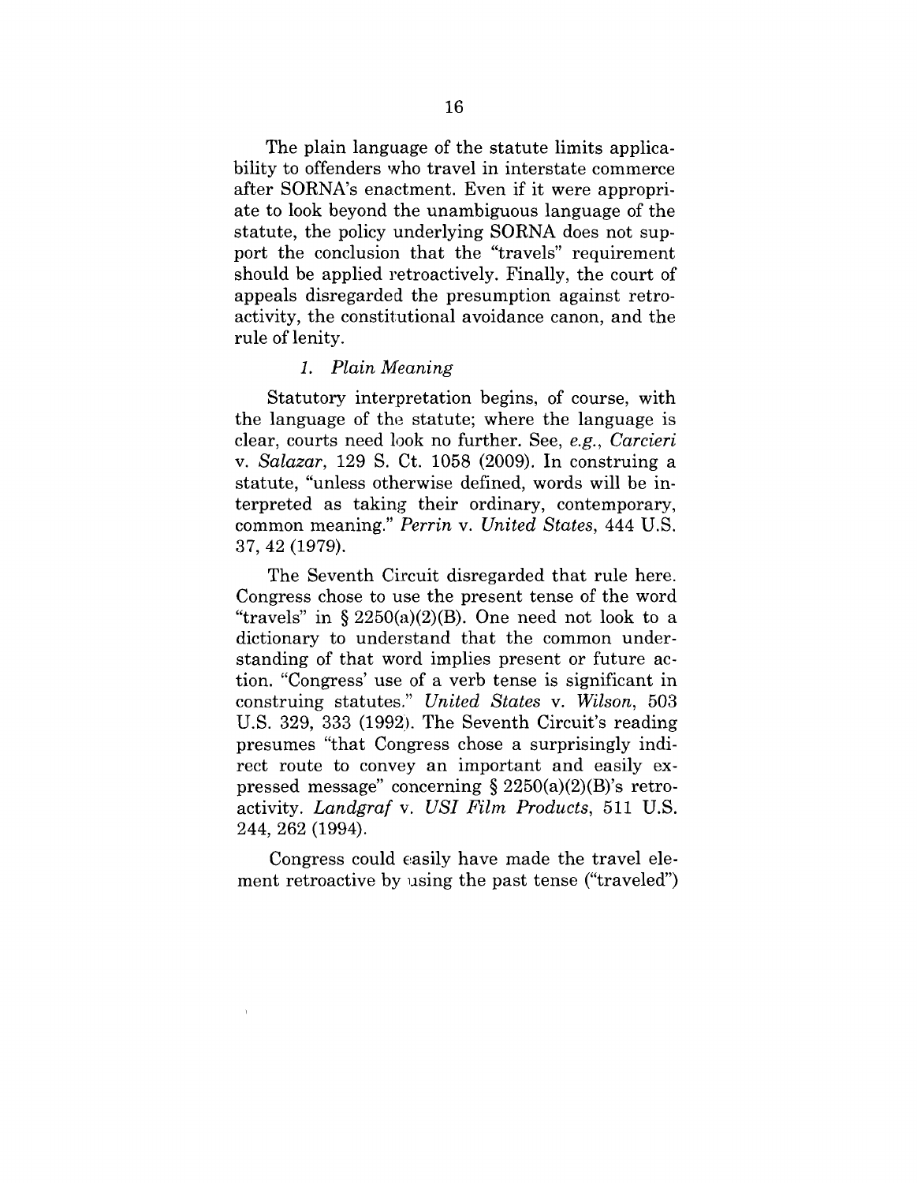The plain language of the statute limits applicability to offenders who travel in interstate commerce after SORNA's enactment. Even if it were appropriate to look beyond the unambiguous language of the statute, the policy underlying SORNA does not support the conclusion that the "travels" requirement should be applied retroactively. Finally, the court of appeals disregarded the presumption against retroactivity, the constitutional avoidance canon, and the rule of lenity.

*1. Plain Meaning*

Statutory interpretation begins, of course, with the language of the statute; where the language is clear, courts need look no further. See, *e.g.*, *Carcieri* v. *Salazar*, 129 S. Ct. 1058 (2009). In construing a statute, "unless otherwise defined, words will be interpreted as taking their ordinary, contemporary, common meaning." *Perrin* v. *United States*, 444 U.S. 37, 42 (1979).

The Seventh Circuit disregarded that rule here. Congress chose to use the present tense of the word "travels" in § 2250(a)(2)(B). One need not look to a dictionary to understand that the common understanding of that word implies present or future action. "Congress' use of a verb tense is significant in construing statutes." *United States* v. *Wilson*, 503 U.S. 329, 333 (1992). The Seventh Circuit's reading presumes "that Congress chose a surprisingly indirect route to convey an important and easily expressed message" concerning § 2250(a)(2)(B)'s retroactivity. *Landgraf* v. *USI Film Products*, 511 U.S. 244, 262 (1994).

Congress could easily have made the travel element retroactive by using the past tense ("traveled")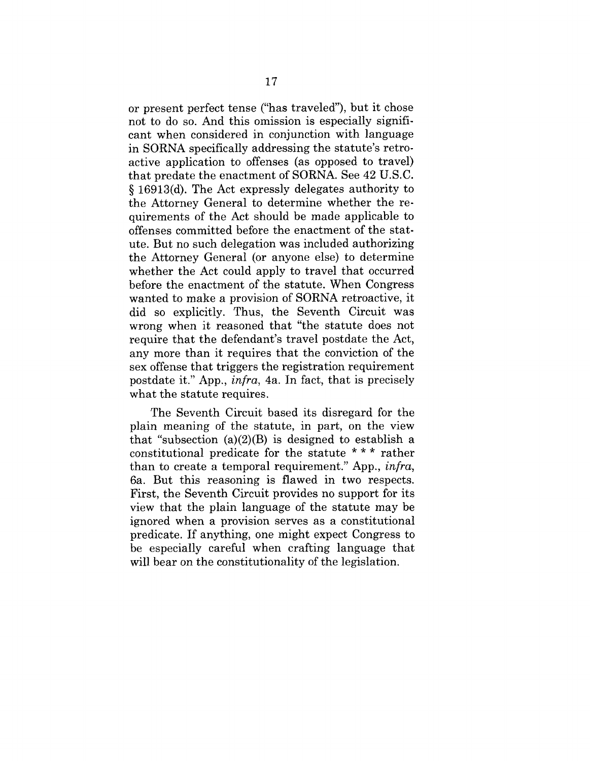or present perfect tense ("has traveled"), but it chose not to do so. And this omission is especially significant when considered in conjunction with language in SORNA specifically addressing the statute's retroactive application to offenses (as opposed to travel) that predate the enactment of SORNA. See 42 U.S.C. § 16913(d). The Act expressly delegates authority to the Attorney General to determine whether the requirements of the Act should be made applicable to offenses committed before the enactment of the statute. But no such delegation was included authorizing the Attorney General (or anyone else) to determine whether the Act could apply to travel that occurred before the enactment of the statute. When Congress wanted to make a provision of SORNA retroactive, it did so explicitly. Thus, the Seventh Circuit was wrong when it reasoned that "the statute does not require that the defendant's travel postdate the Act, any more than it requires that the conviction of the sex offense that triggers the registration requirement postdate it." App., *infra*, 4a. In fact, that is precisely what the statute requires.

The Seventh Circuit based its disregard for the plain meaning of the statute, in part, on the view that "subsection (a)(2)(B) is designed to establish a constitutional predicate for the statute * * * rather than to create a temporal requirement." App., *infra*, 6a. But this reasoning is flawed in two respects. First, the Seventh Circuit provides no support for its view that the plain language of the statute may be ignored when a provision serves as a constitutional predicate. If anything, one might expect Congress to be especially careful when crafting language that will bear on the constitutionality of the legislation.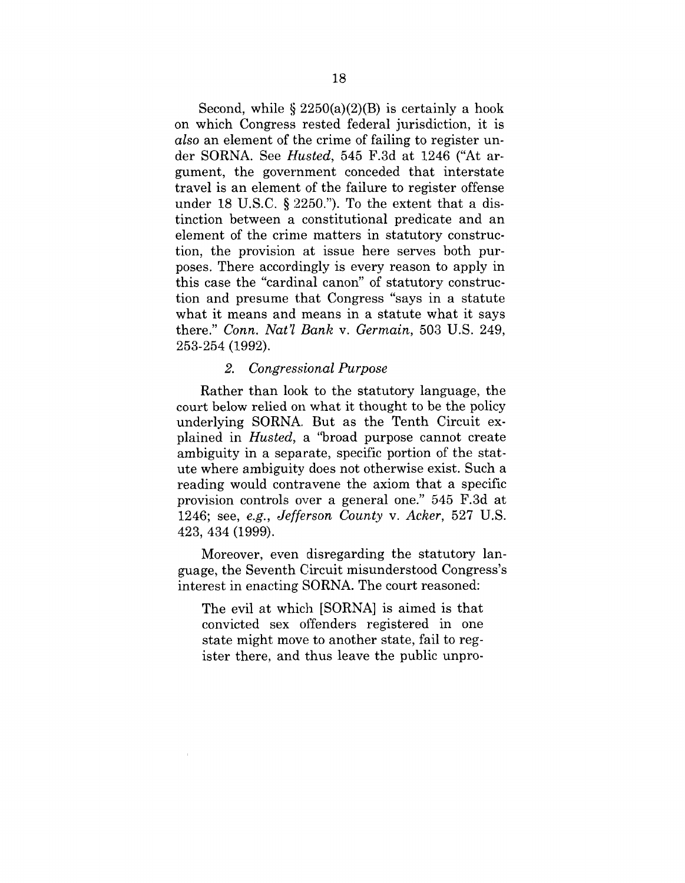Second, while § 2250(a)(2)(B) is certainly a hook on which Congress rested federal jurisdiction, it is *also* an element of the crime of failing to register under SORNA. See *Husted*, 545 F.3d at 1246 ("At argument, the government conceded that interstate travel is an element of the failure to register offense under 18 U.S.C. § 2250."). To the extent that a distinction between a constitutional predicate and an element of the crime matters in statutory construction, the provision at issue here serves both purposes. There accordingly is every reason to apply in this case the "cardinal canon" of statutory construction and presume that Congress "says in a statute what it means and means in a statute what it says there." *Conn. Nat'l Bank* v. *Germain*, 503 U.S. 249, 253-254 (1992).

#### *2. Congressional Purpose*

Rather than look to the statutory language, the court below relied on what it thought to be the policy underlying SORNA. But as the Tenth Circuit explained in *Husted*, a "broad purpose cannot create ambiguity in a separate, specific portion of the statute where ambiguity does not otherwise exist. Such a reading would contravene the axiom that a specific provision controls over a general one." 545 F.3d at 1246; see, *e.g.*, *Jefferson County* v. *Acker*, 527 U.S. 423, 434 (1999).

Moreover, even disregarding the statutory language, the Seventh Circuit misunderstood Congress's interest in enacting SORNA. The court reasoned:

> The evil at which [SORNA] is aimed is that convicted sex offenders registered in one state might move to another state, fail to register there, and thus leave the public unpro-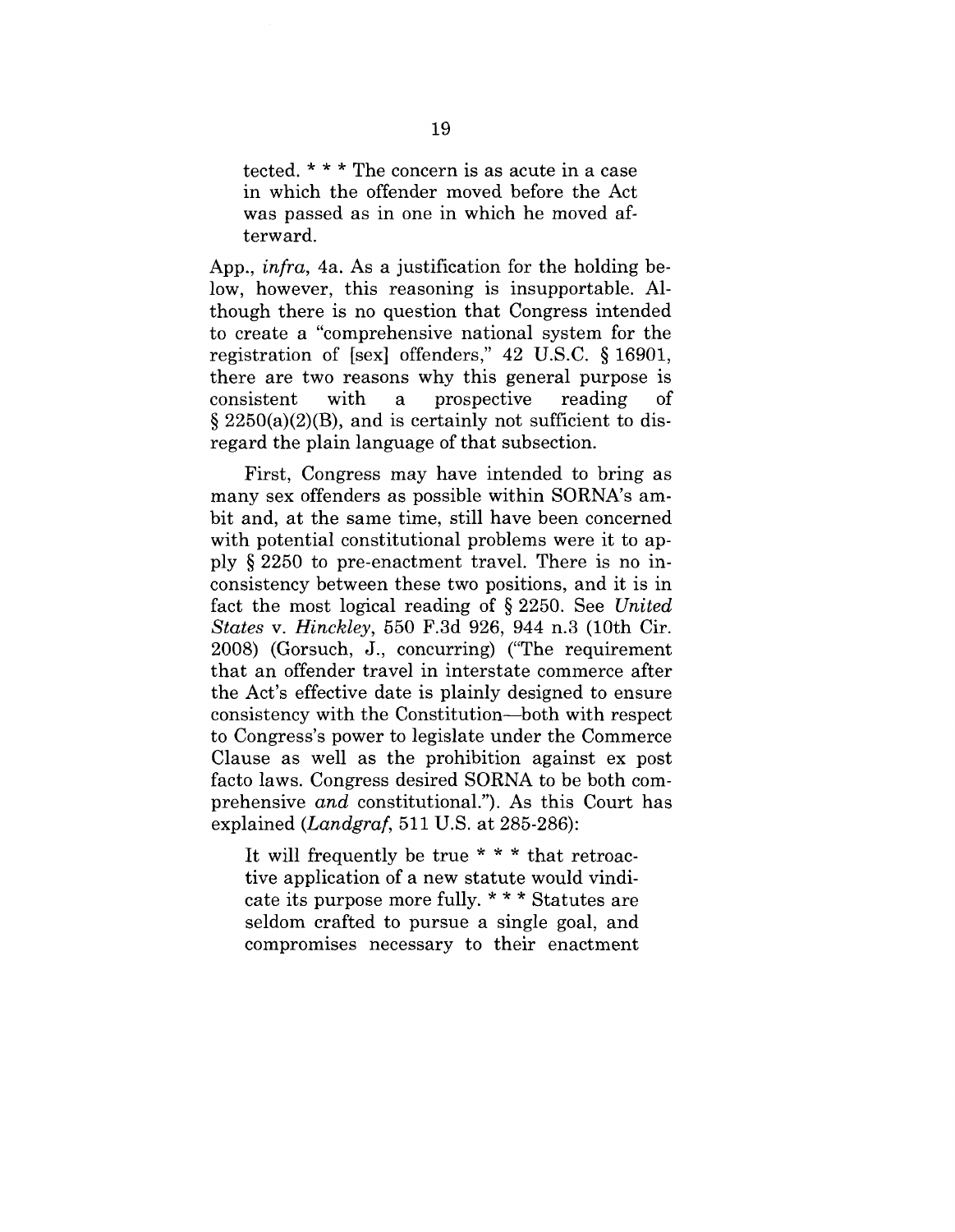> tected. * * * The concern is as acute in a case in which the offender moved before the Act was passed as in one in which he moved afterward.

App., *infra*, 4a. As a justification for the holding below, however, this reasoning is insupportable. Although there is no question that Congress intended to create a "comprehensive national system for the registration of [sex] offenders," 42 U.S.C. § 16901, there are two reasons why this general purpose is consistent with a prospective reading of § 2250(a)(2)(B), and is certainly not sufficient to disregard the plain language of that subsection.

First, Congress may have intended to bring as many sex offenders as possible within SORNA's ambit and, at the same time, still have been concerned with potential constitutional problems were it to apply § 2250 to pre-enactment travel. There is no inconsistency between these two positions, and it is in fact the most logical reading of § 2250. See *United States* v. *Hinckley*, 550 F.3d 926, 944 n.3 (10th Cir. 2008) (Gorsuch, J., concurring) ("The requirement that an offender travel in interstate commerce after the Act's effective date is plainly designed to ensure consistency with the Constitution—both with respect to Congress's power to legislate under the Commerce Clause as well as the prohibition against ex post facto laws. Congress desired SORNA to be both comprehensive *and* constitutional."). As this Court has explained (*Landgraf*, 511 U.S. at 285-286):

> It will frequently be true * * * that retroactive application of a new statute would vindicate its purpose more fully. * * * Statutes are seldom crafted to pursue a single goal, and compromises necessary to their enactment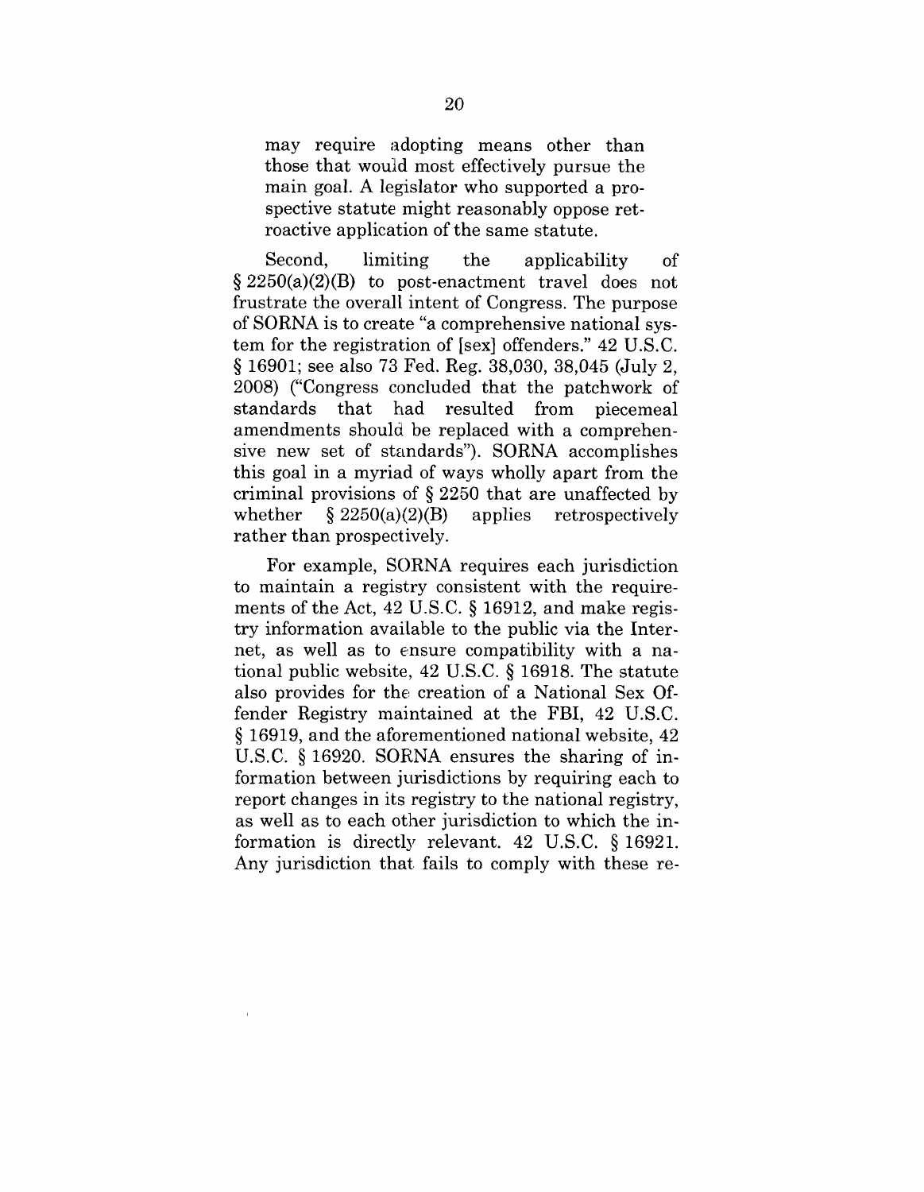may require adopting means other than those that would most effectively pursue the main goal. A legislator who supported a prospective statute might reasonably oppose retroactive application of the same statute.

Second, limiting the applicability of § 2250(a)(2)(B) to post-enactment travel does not frustrate the overall intent of Congress. The purpose of SORNA is to create "a comprehensive national system for the registration of [sex] offenders." 42 U.S.C. § 16901; see also 73 Fed. Reg. 38,030, 38,045 (July 2, 2008) ("Congress concluded that the patchwork of standards that had resulted from piecemeal amendments should be replaced with a comprehensive new set of standards"). SORNA accomplishes this goal in a myriad of ways wholly apart from the criminal provisions of § 2250 that are unaffected by whether § 2250(a)(2)(B) applies retrospectively rather than prospectively.

For example, SORNA requires each jurisdiction to maintain a registry consistent with the requirements of the Act, 42 U.S.C. § 16912, and make registry information available to the public via the Internet, as well as to ensure compatibility with a national public website, 42 U.S.C. § 16918. The statute also provides for the creation of a National Sex Offender Registry maintained at the FBI, 42 U.S.C. § 16919, and the aforementioned national website, 42 U.S.C. § 16920. SORNA ensures the sharing of information between jurisdictions by requiring each to report changes in its registry to the national registry, as well as to each other jurisdiction to which the information is directly relevant. 42 U.S.C. § 16921. Any jurisdiction that fails to comply with these re-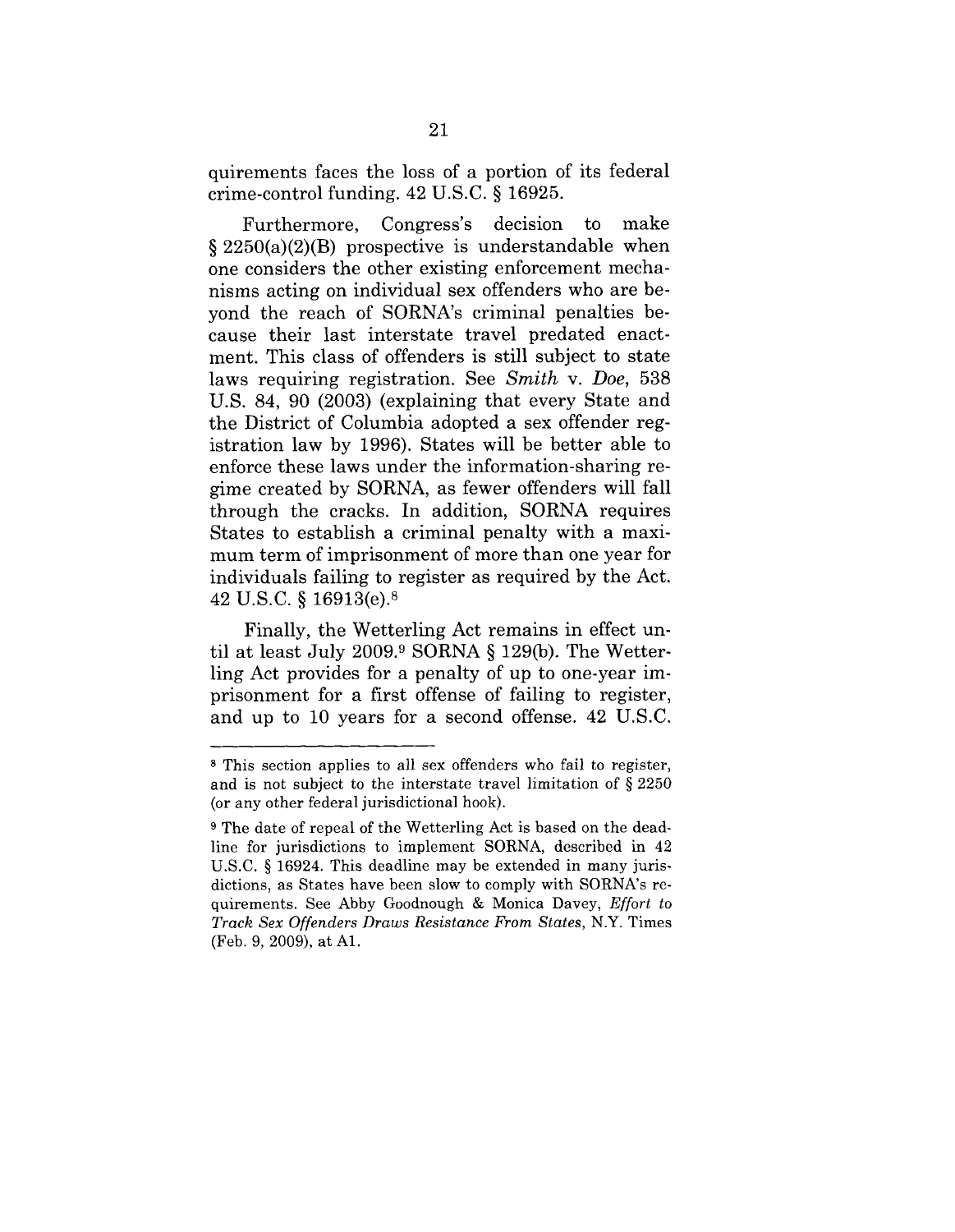quirements faces the loss of a portion of its federal crime-control funding. 42 U.S.C. § 16925.

Furthermore, Congress's decision to make § 2250(a)(2)(B) prospective is understandable when one considers the other existing enforcement mechanisms acting on individual sex offenders who are beyond the reach of SORNA's criminal penalties because their last interstate travel predated enactment. This class of offenders is still subject to state laws requiring registration. See *Smith* v. *Doe*, 538 U.S. 84, 90 (2003) (explaining that every State and the District of Columbia adopted a sex offender registration law by 1996). States will be better able to enforce these laws under the information-sharing regime created by SORNA, as fewer offenders will fall through the cracks. In addition, SORNA requires States to establish a criminal penalty with a maximum term of imprisonment of more than one year for individuals failing to register as required by the Act. 42 U.S.C. § 16913(e).[8]

Finally, the Wetterling Act remains in effect until at least July 2009.[9] SORNA § 129(b). The Wetterling Act provides for a penalty of up to one-year imprisonment for a first offense of failing to register, and up to 10 years for a second offense. 42 U.S.C.

---

[8] This section applies to all sex offenders who fail to register, and is not subject to the interstate travel limitation of § 2250 (or any other federal jurisdictional hook).

[9] The date of repeal of the Wetterling Act is based on the deadline for jurisdictions to implement SORNA, described in 42 U.S.C. § 16924. This deadline may be extended in many jurisdictions, as States have been slow to comply with SORNA's requirements. See Abby Goodnough & Monica Davey, *Effort to Track Sex Offenders Draws Resistance From States*, N.Y. Times (Feb. 9, 2009), at A1.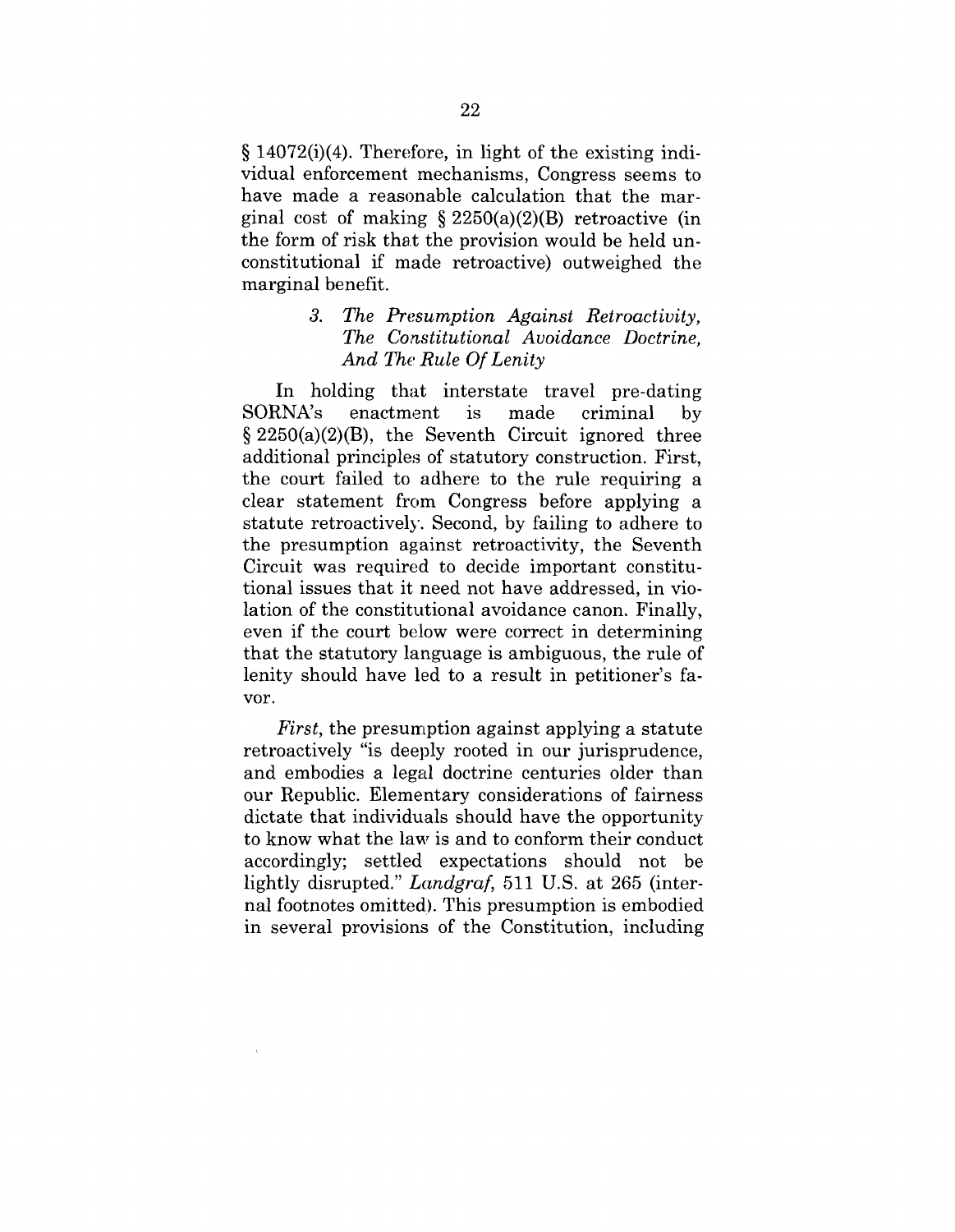§ 14072(i)(4). Therefore, in light of the existing individual enforcement mechanisms, Congress seems to have made a reasonable calculation that the marginal cost of making § 2250(a)(2)(B) retroactive (in the form of risk that the provision would be held unconstitutional if made retroactive) outweighed the marginal benefit.

### *3. The Presumption Against Retroactivity, The Constitutional Avoidance Doctrine, And The Rule Of Lenity*

In holding that interstate travel pre-dating SORNA's enactment is made criminal by § 2250(a)(2)(B), the Seventh Circuit ignored three additional principles of statutory construction. First, the court failed to adhere to the rule requiring a clear statement from Congress before applying a statute retroactively. Second, by failing to adhere to the presumption against retroactivity, the Seventh Circuit was required to decide important constitutional issues that it need not have addressed, in violation of the constitutional avoidance canon. Finally, even if the court below were correct in determining that the statutory language is ambiguous, the rule of lenity should have led to a result in petitioner's favor.

*First*, the presumption against applying a statute retroactively "is deeply rooted in our jurisprudence, and embodies a legal doctrine centuries older than our Republic. Elementary considerations of fairness dictate that individuals should have the opportunity to know what the law is and to conform their conduct accordingly; settled expectations should not be lightly disrupted." *Landgraf*, 511 U.S. at 265 (internal footnotes omitted). This presumption is embodied in several provisions of the Constitution, including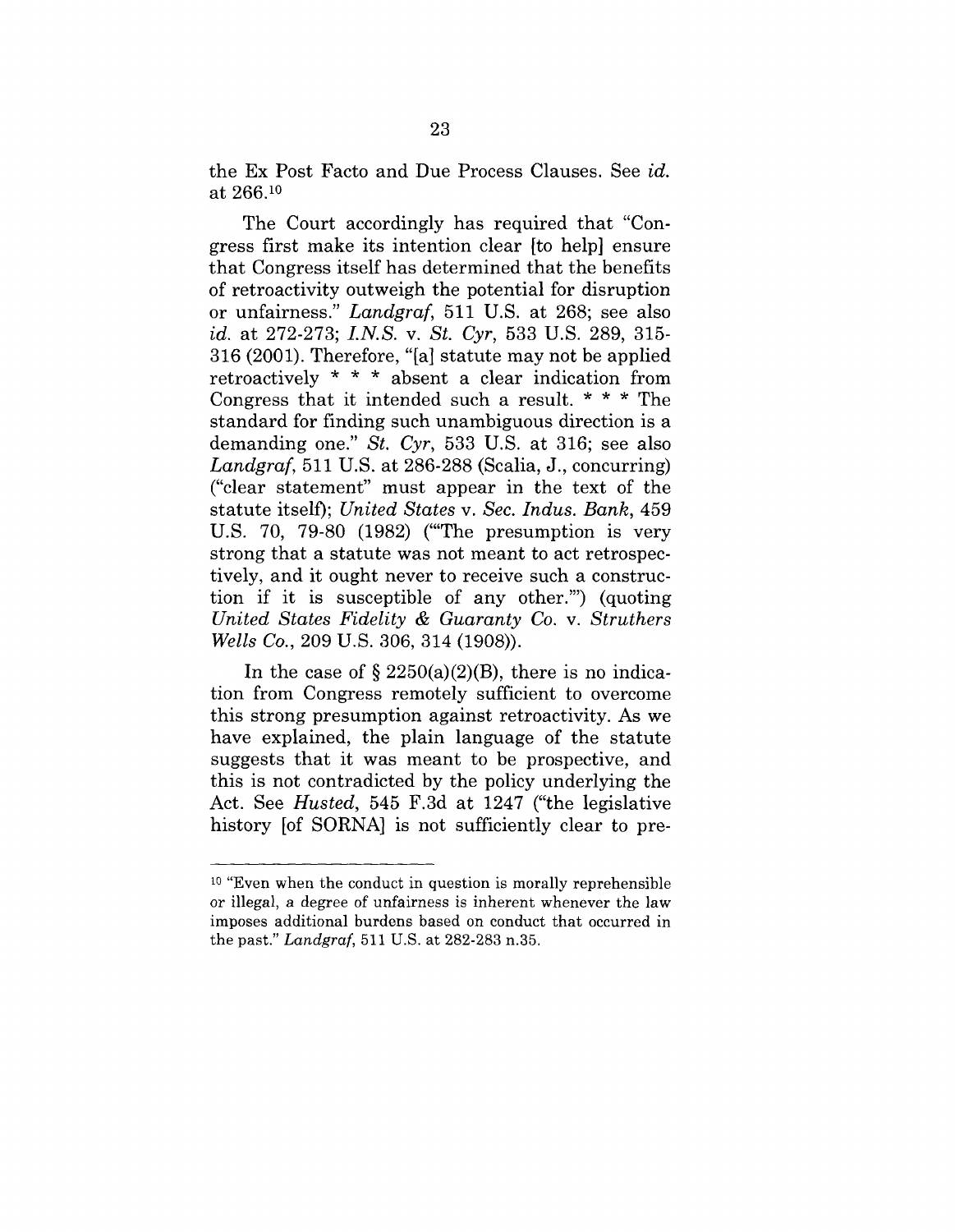the Ex Post Facto and Due Process Clauses. See *id.* at 266.[10]

The Court accordingly has required that "Congress first make its intention clear [to help] ensure that Congress itself has determined that the benefits of retroactivity outweigh the potential for disruption or unfairness." *Landgraf*, 511 U.S. at 268; see also *id.* at 272-273; *I.N.S.* v. *St. Cyr*, 533 U.S. 289, 315-316 (2001). Therefore, "[a] statute may not be applied retroactively * * * absent a clear indication from Congress that it intended such a result. * * * The standard for finding such unambiguous direction is a demanding one." *St. Cyr*, 533 U.S. at 316; see also *Landgraf*, 511 U.S. at 286-288 (Scalia, J., concurring) ("clear statement" must appear in the text of the statute itself); *United States* v. *Sec. Indus. Bank*, 459 U.S. 70, 79-80 (1982) ("'The presumption is very strong that a statute was not meant to act retrospectively, and it ought never to receive such a construction if it is susceptible of any other.'") (quoting *United States Fidelity & Guaranty Co.* v. *Struthers Wells Co.*, 209 U.S. 306, 314 (1908)).

In the case of § 2250(a)(2)(B), there is no indication from Congress remotely sufficient to overcome this strong presumption against retroactivity. As we have explained, the plain language of the statute suggests that it was meant to be prospective, and this is not contradicted by the policy underlying the Act. See *Husted*, 545 F.3d at 1247 ("the legislative history [of SORNA] is not sufficiently clear to pre-

---

[10] "Even when the conduct in question is morally reprehensible or illegal, a degree of unfairness is inherent whenever the law imposes additional burdens based on conduct that occurred in the past." *Landgraf*, 511 U.S. at 282-283 n.35.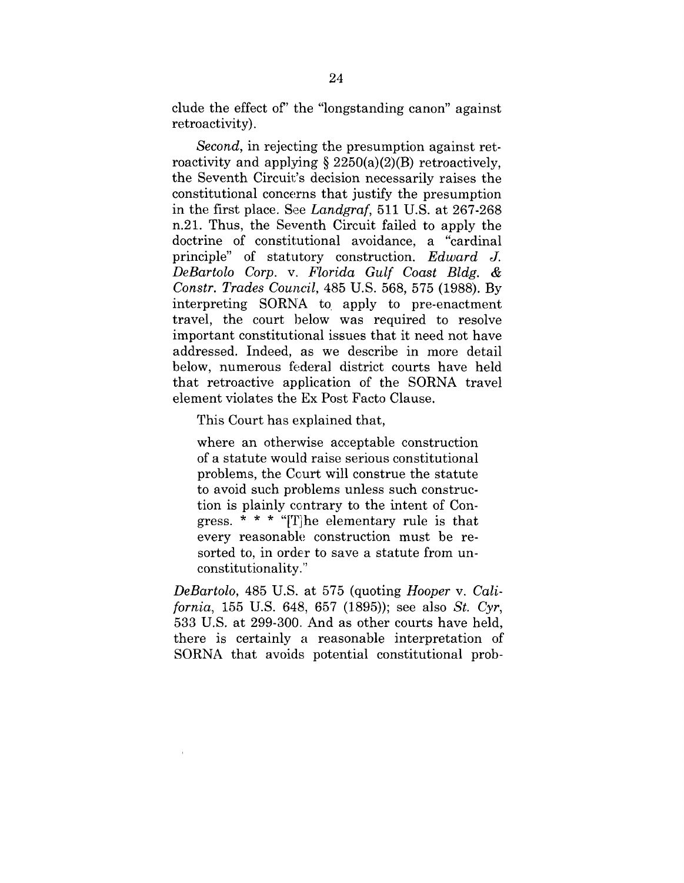clude the effect of" the "longstanding canon" against retroactivity).

*Second*, in rejecting the presumption against retroactivity and applying § 2250(a)(2)(B) retroactively, the Seventh Circuit's decision necessarily raises the constitutional concerns that justify the presumption in the first place. See *Landgraf*, 511 U.S. at 267-268 n.21. Thus, the Seventh Circuit failed to apply the doctrine of constitutional avoidance, a "cardinal principle" of statutory construction. *Edward J. DeBartolo Corp.* v. *Florida Gulf Coast Bldg. & Constr. Trades Council*, 485 U.S. 568, 575 (1988). By interpreting SORNA to apply to pre-enactment travel, the court below was required to resolve important constitutional issues that it need not have addressed. Indeed, as we describe in more detail below, numerous federal district courts have held that retroactive application of the SORNA travel element violates the Ex Post Facto Clause.

This Court has explained that,

> where an otherwise acceptable construction of a statute would raise serious constitutional problems, the Court will construe the statute to avoid such problems unless such construction is plainly contrary to the intent of Congress. * * * "[T]he elementary rule is that every reasonable construction must be resorted to, in order to save a statute from unconstitutionality."

*DeBartolo*, 485 U.S. at 575 (quoting *Hooper* v. *California*, 155 U.S. 648, 657 (1895)); see also *St. Cyr*, 533 U.S. at 299-300. And as other courts have held, there is certainly a reasonable interpretation of SORNA that avoids potential constitutional prob-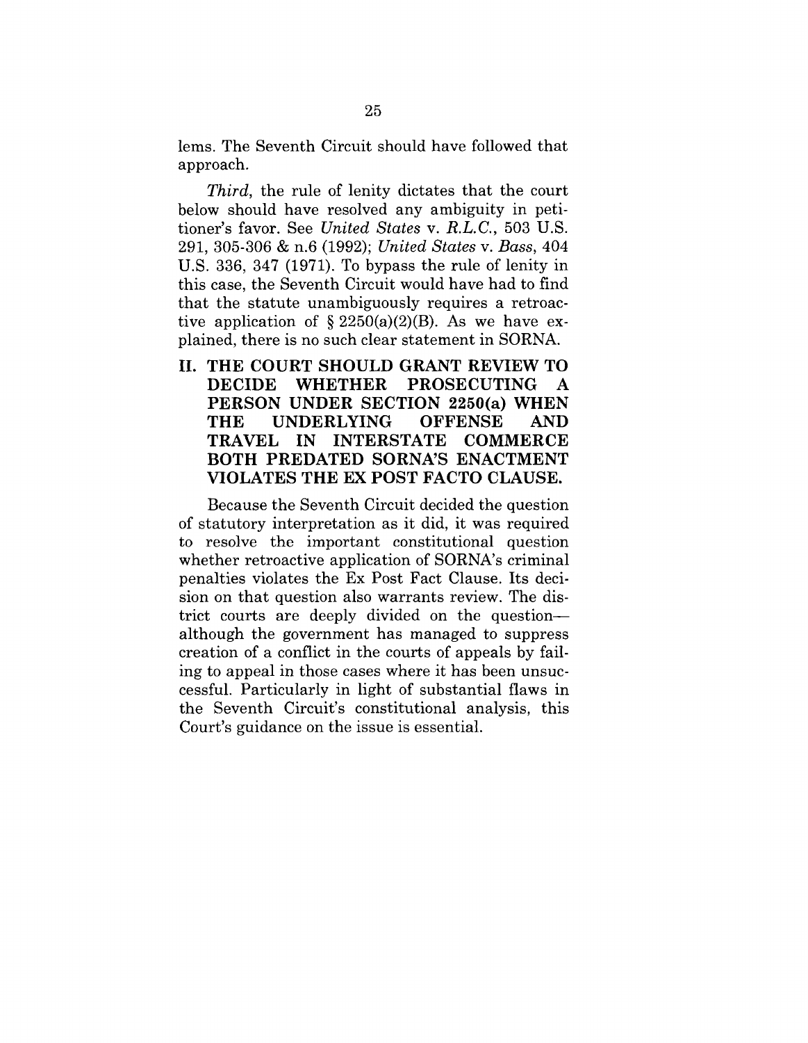lems. The Seventh Circuit should have followed that approach.

*Third*, the rule of lenity dictates that the court below should have resolved any ambiguity in petitioner's favor. See *United States* v. *R.L.C.*, 503 U.S. 291, 305-306 & n.6 (1992); *United States* v. *Bass*, 404 U.S. 336, 347 (1971). To bypass the rule of lenity in this case, the Seventh Circuit would have had to find that the statute unambiguously requires a retroactive application of § 2250(a)(2)(B). As we have explained, there is no such clear statement in SORNA.

## II. THE COURT SHOULD GRANT REVIEW TO DECIDE WHETHER PROSECUTING A PERSON UNDER SECTION 2250(a) WHEN THE UNDERLYING OFFENSE AND TRAVEL IN INTERSTATE COMMERCE BOTH PREDATED SORNA'S ENACTMENT VIOLATES THE EX POST FACTO CLAUSE.

Because the Seventh Circuit decided the question of statutory interpretation as it did, it was required to resolve the important constitutional question whether retroactive application of SORNA's criminal penalties violates the Ex Post Fact Clause. Its decision on that question also warrants review. The district courts are deeply divided on the question—although the government has managed to suppress creation of a conflict in the courts of appeals by failing to appeal in those cases where it has been unsuccessful. Particularly in light of substantial flaws in the Seventh Circuit's constitutional analysis, this Court's guidance on the issue is essential.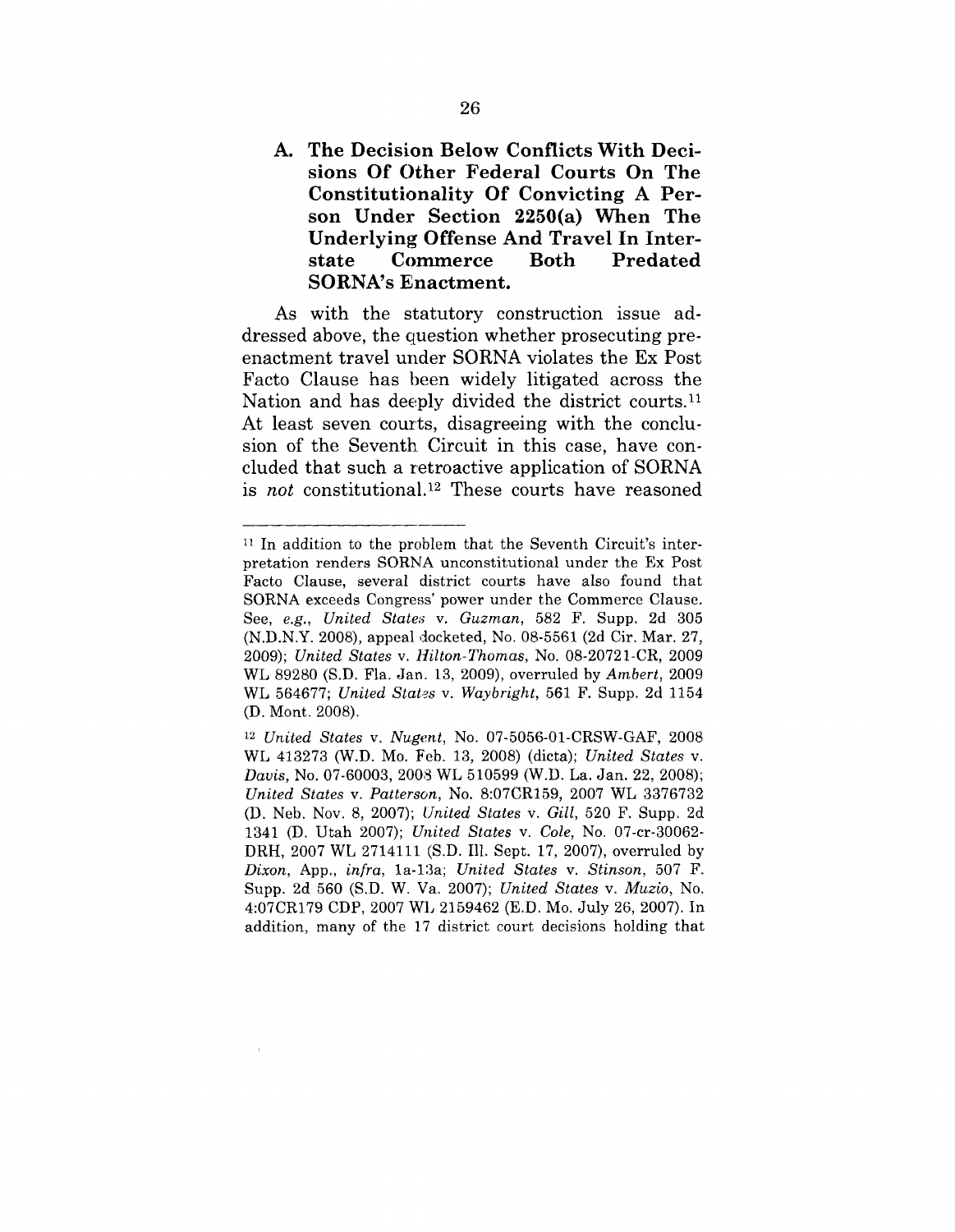### A. The Decision Below Conflicts With Decisions Of Other Federal Courts On The Constitutionality Of Convicting A Person Under Section 2250(a) When The Underlying Offense And Travel In Interstate Commerce Both Predated SORNA's Enactment.

As with the statutory construction issue addressed above, the question whether prosecuting pre-enactment travel under SORNA violates the Ex Post Facto Clause has been widely litigated across the Nation and has deeply divided the district courts.[11] At least seven courts, disagreeing with the conclusion of the Seventh Circuit in this case, have concluded that such a retroactive application of SORNA is *not* constitutional.[12] These courts have reasoned

---

[11] In addition to the problem that the Seventh Circuit's interpretation renders SORNA unconstitutional under the Ex Post Facto Clause, several district courts have also found that SORNA exceeds Congress' power under the Commerce Clause. See, *e.g.*, *United States* v. *Guzman*, 582 F. Supp. 2d 305 (N.D.N.Y. 2008), appeal docketed, No. 08-5561 (2d Cir. Mar. 27, 2009); *United States* v. *Hilton-Thomas*, No. 08-20721-CR, 2009 WL 89280 (S.D. Fla. Jan. 13, 2009), overruled by *Ambert*, 2009 WL 564677; *United States* v. *Waybright*, 561 F. Supp. 2d 1154 (D. Mont. 2008).

[12] *United States* v. *Nugent*, No. 07-5056-01-CRSW-GAF, 2008 WL 413273 (W.D. Mo. Feb. 13, 2008) (dicta); *United States* v. *Davis*, No. 07-60003, 2008 WL 510599 (W.D. La. Jan. 22, 2008); *United States* v. *Patterson*, No. 8:07CR159, 2007 WL 3376732 (D. Neb. Nov. 8, 2007); *United States* v. *Gill*, 520 F. Supp. 2d 1341 (D. Utah 2007); *United States* v. *Cole*, No. 07-cr-30062-DRH, 2007 WL 2714111 (S.D. Ill. Sept. 17, 2007), overruled by *Dixon*, App., *infra*, 1a-13a; *United States* v. *Stinson*, 507 F. Supp. 2d 560 (S.D. W. Va. 2007); *United States* v. *Muzio*, No. 4:07CR179 CDP, 2007 WL 2159462 (E.D. Mo. July 26, 2007). In addition, many of the 17 district court decisions holding that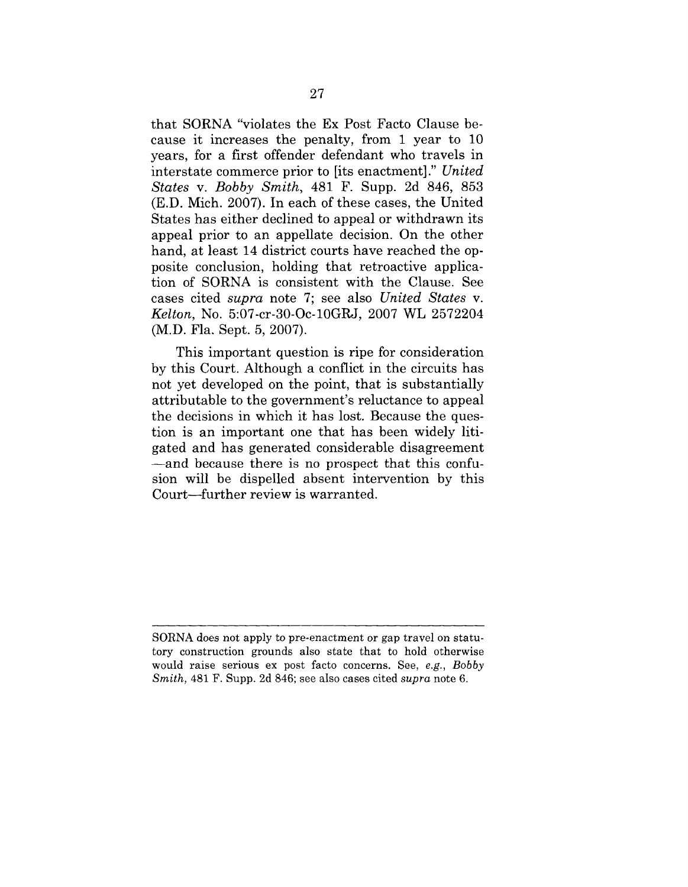that SORNA "violates the Ex Post Facto Clause because it increases the penalty, from 1 year to 10 years, for a first offender defendant who travels in interstate commerce prior to [its enactment]." *United States* v. *Bobby Smith*, 481 F. Supp. 2d 846, 853 (E.D. Mich. 2007). In each of these cases, the United States has either declined to appeal or withdrawn its appeal prior to an appellate decision. On the other hand, at least 14 district courts have reached the opposite conclusion, holding that retroactive application of SORNA is consistent with the Clause. See cases cited *supra* note 7; see also *United States* v. *Kelton*, No. 5:07-cr-30-Oc-10GRJ, 2007 WL 2572204 (M.D. Fla. Sept. 5, 2007).

This important question is ripe for consideration by this Court. Although a conflict in the circuits has not yet developed on the point, that is substantially attributable to the government's reluctance to appeal the decisions in which it has lost. Because the question is an important one that has been widely litigated and has generated considerable disagreement —and because there is no prospect that this confusion will be dispelled absent intervention by this Court—further review is warranted.

---

SORNA does not apply to pre-enactment or gap travel on statutory construction grounds also state that to hold otherwise would raise serious ex post facto concerns. See, *e.g.*, *Bobby Smith*, 481 F. Supp. 2d 846; see also cases cited *supra* note 6.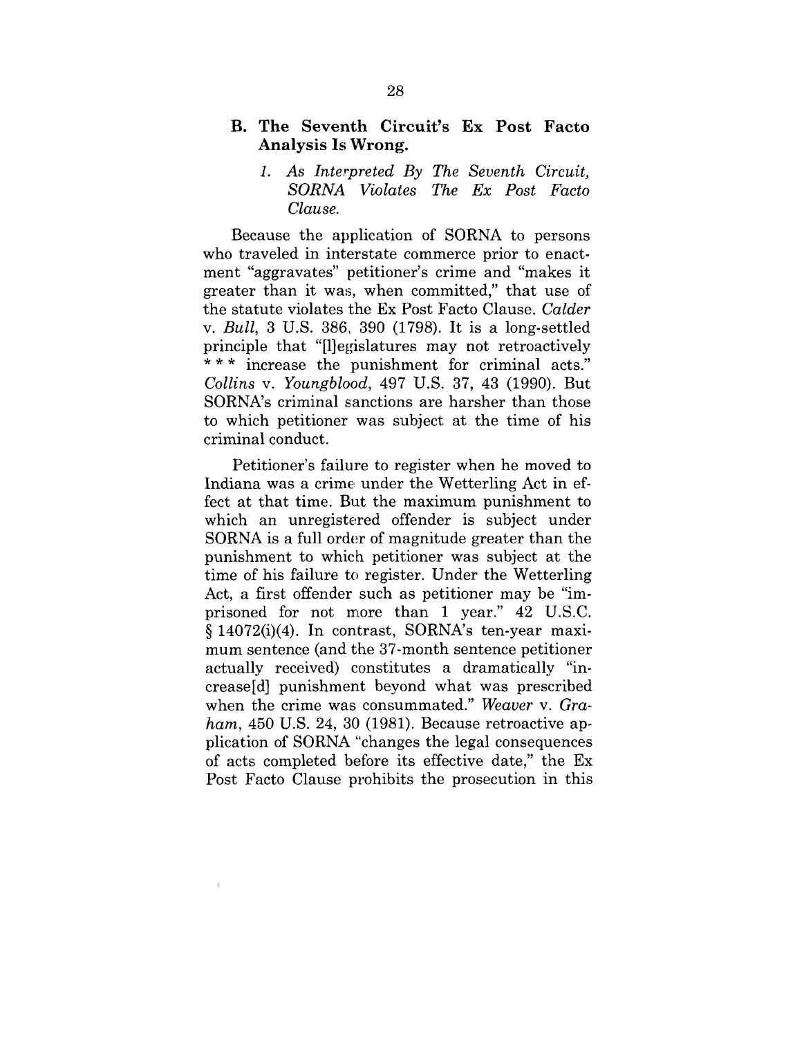## B. The Seventh Circuit's Ex Post Facto Analysis Is Wrong.

### *1. As Interpreted By The Seventh Circuit, SORNA Violates The Ex Post Facto Clause.*

Because the application of SORNA to persons who traveled in interstate commerce prior to enactment "aggravates" petitioner's crime and "makes it greater than it was, when committed," that use of the statute violates the Ex Post Facto Clause. *Calder* v. *Bull*, 3 U.S. 386, 390 (1798). It is a long-settled principle that "[l]egislatures may not retroactively * * * increase the punishment for criminal acts." *Collins* v. *Youngblood*, 497 U.S. 37, 43 (1990). But SORNA's criminal sanctions are harsher than those to which petitioner was subject at the time of his criminal conduct.

Petitioner's failure to register when he moved to Indiana was a crime under the Wetterling Act in effect at that time. But the maximum punishment to which an unregistered offender is subject under SORNA is a full order of magnitude greater than the punishment to which petitioner was subject at the time of his failure to register. Under the Wetterling Act, a first offender such as petitioner may be "imprisoned for not more than 1 year." 42 U.S.C. § 14072(i)(4). In contrast, SORNA's ten-year maximum sentence (and the 37-month sentence petitioner actually received) constitutes a dramatically "increase[d] punishment beyond what was prescribed when the crime was consummated." *Weaver* v. *Graham*, 450 U.S. 24, 30 (1981). Because retroactive application of SORNA "changes the legal consequences of acts completed before its effective date," the Ex Post Facto Clause prohibits the prosecution in this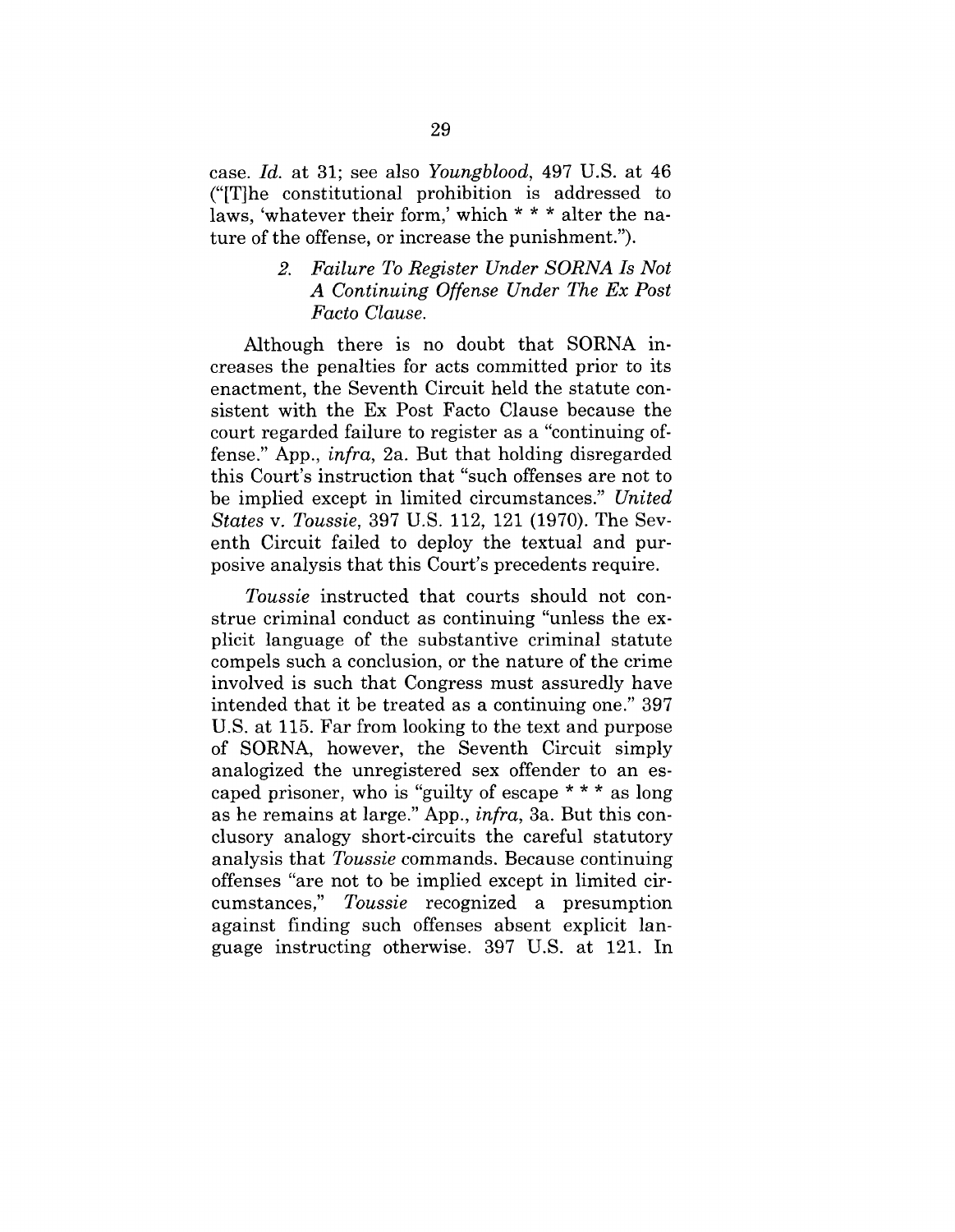case. *Id.* at 31; see also *Youngblood*, 497 U.S. at 46 ("[T]he constitutional prohibition is addressed to laws, 'whatever their form,' which * * * alter the nature of the offense, or increase the punishment.").

### 2. *Failure To Register Under SORNA Is Not A Continuing Offense Under The Ex Post Facto Clause.*

Although there is no doubt that SORNA increases the penalties for acts committed prior to its enactment, the Seventh Circuit held the statute consistent with the Ex Post Facto Clause because the court regarded failure to register as a "continuing offense." App., *infra*, 2a. But that holding disregarded this Court's instruction that "such offenses are not to be implied except in limited circumstances." *United States* v. *Toussie*, 397 U.S. 112, 121 (1970). The Seventh Circuit failed to deploy the textual and purposive analysis that this Court's precedents require.

*Toussie* instructed that courts should not construe criminal conduct as continuing "unless the explicit language of the substantive criminal statute compels such a conclusion, or the nature of the crime involved is such that Congress must assuredly have intended that it be treated as a continuing one." 397 U.S. at 115. Far from looking to the text and purpose of SORNA, however, the Seventh Circuit simply analogized the unregistered sex offender to an escaped prisoner, who is "guilty of escape * * * as long as he remains at large." App., *infra*, 3a. But this conclusory analogy short-circuits the careful statutory analysis that *Toussie* commands. Because continuing offenses "are not to be implied except in limited circumstances," *Toussie* recognized a presumption against finding such offenses absent explicit language instructing otherwise. 397 U.S. at 121. In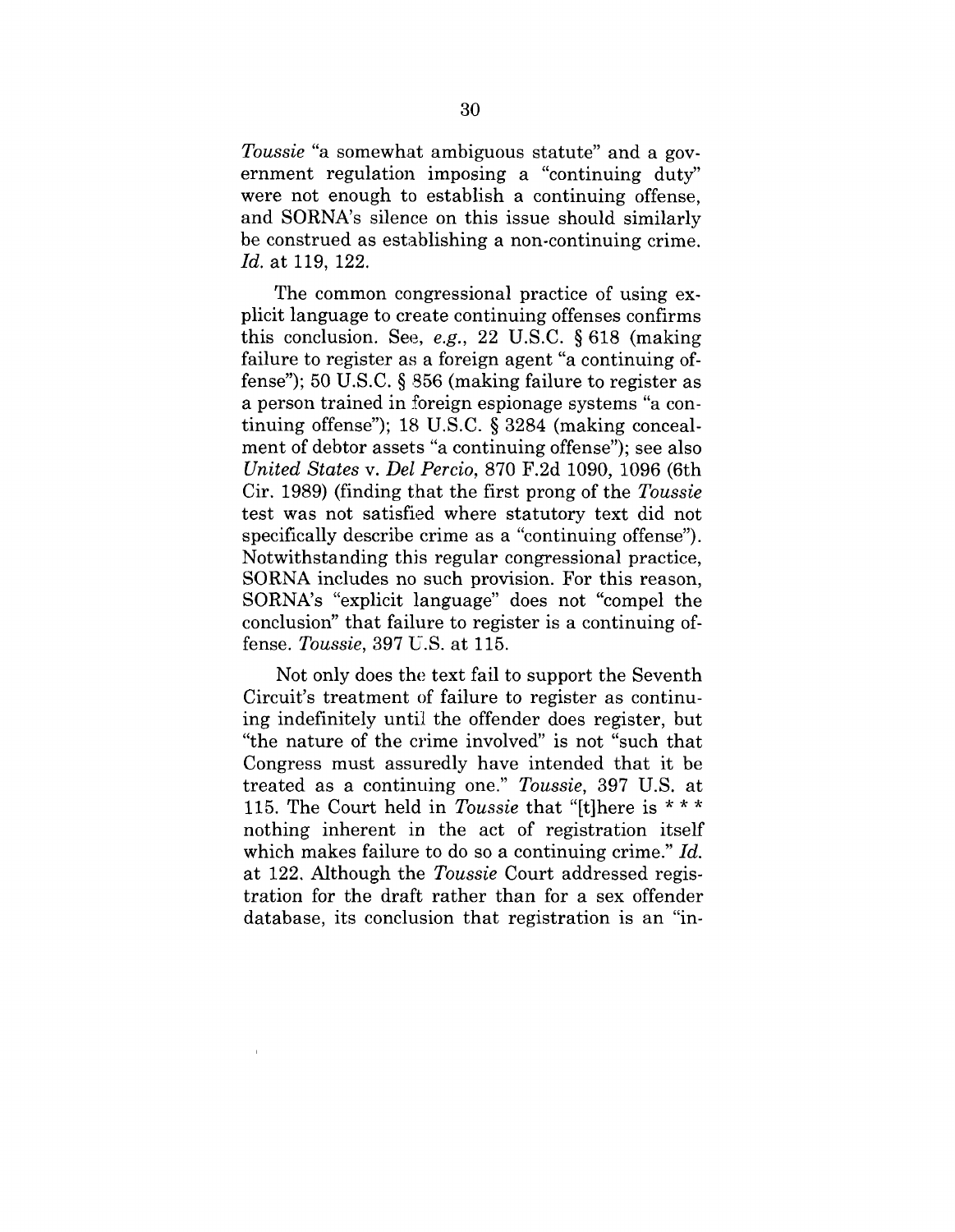*Toussie* "a somewhat ambiguous statute" and a government regulation imposing a "continuing duty" were not enough to establish a continuing offense, and SORNA's silence on this issue should similarly be construed as establishing a non-continuing crime. *Id.* at 119, 122.

The common congressional practice of using explicit language to create continuing offenses confirms this conclusion. See, *e.g.*, 22 U.S.C. § 618 (making failure to register as a foreign agent "a continuing offense"); 50 U.S.C. § 856 (making failure to register as a person trained in foreign espionage systems "a continuing offense"); 18 U.S.C. § 3284 (making concealment of debtor assets "a continuing offense"); see also *United States* v. *Del Percio*, 870 F.2d 1090, 1096 (6th Cir. 1989) (finding that the first prong of the *Toussie* test was not satisfied where statutory text did not specifically describe crime as a "continuing offense"). Notwithstanding this regular congressional practice, SORNA includes no such provision. For this reason, SORNA's "explicit language" does not "compel the conclusion" that failure to register is a continuing offense. *Toussie*, 397 U.S. at 115.

Not only does the text fail to support the Seventh Circuit's treatment of failure to register as continuing indefinitely until the offender does register, but "the nature of the crime involved" is not "such that Congress must assuredly have intended that it be treated as a continuing one." *Toussie*, 397 U.S. at 115. The Court held in *Toussie* that "[t]here is * * * nothing inherent in the act of registration itself which makes failure to do so a continuing crime." *Id.* at 122. Although the *Toussie* Court addressed registration for the draft rather than for a sex offender database, its conclusion that registration is an "in-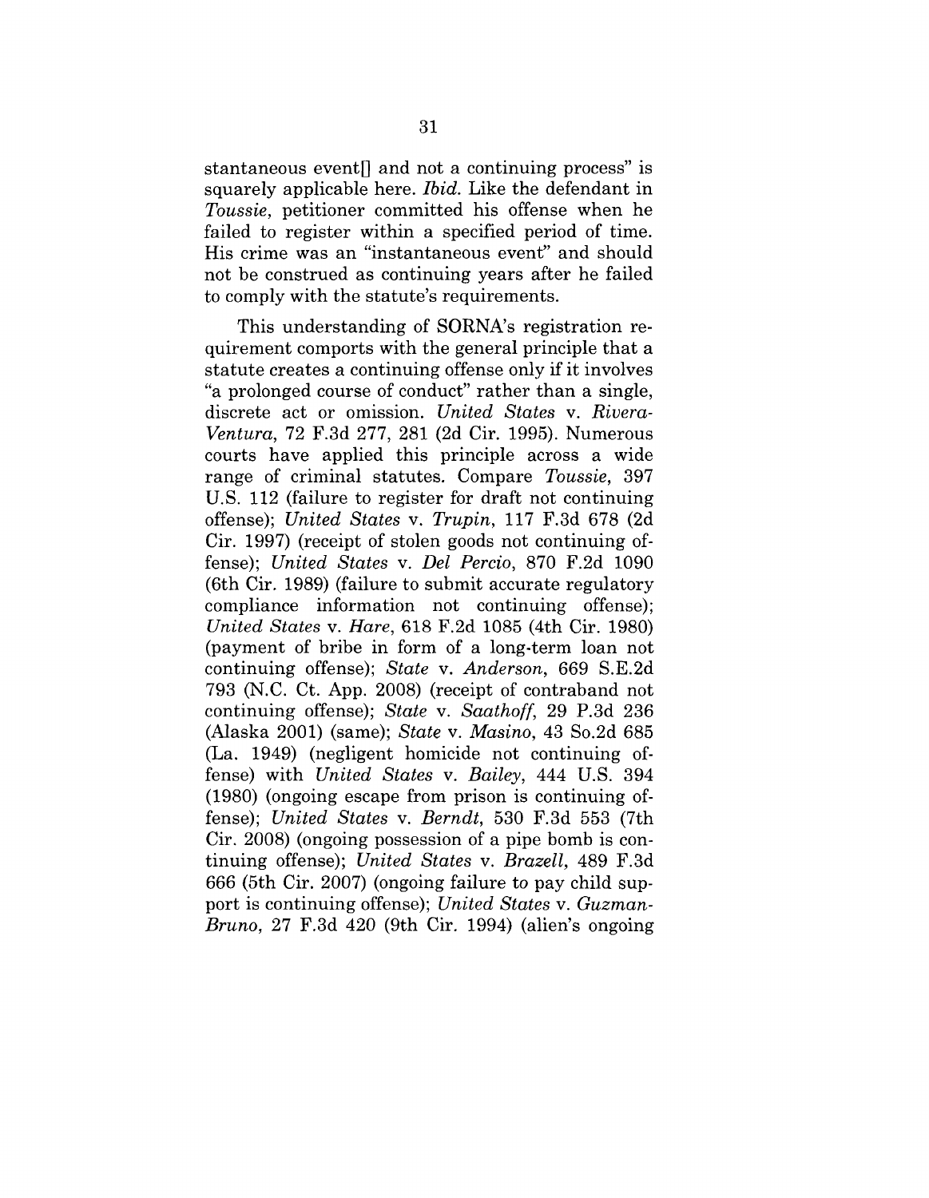stantaneous event[] and not a continuing process" is squarely applicable here. *Ibid.* Like the defendant in *Toussie*, petitioner committed his offense when he failed to register within a specified period of time. His crime was an "instantaneous event" and should not be construed as continuing years after he failed to comply with the statute's requirements.

This understanding of SORNA's registration requirement comports with the general principle that a statute creates a continuing offense only if it involves "a prolonged course of conduct" rather than a single, discrete act or omission. *United States* v. *Rivera-Ventura*, 72 F.3d 277, 281 (2d Cir. 1995). Numerous courts have applied this principle across a wide range of criminal statutes. Compare *Toussie*, 397 U.S. 112 (failure to register for draft not continuing offense); *United States* v. *Trupin*, 117 F.3d 678 (2d Cir. 1997) (receipt of stolen goods not continuing offense); *United States* v. *Del Percio*, 870 F.2d 1090 (6th Cir. 1989) (failure to submit accurate regulatory compliance information not continuing offense); *United States* v. *Hare*, 618 F.2d 1085 (4th Cir. 1980) (payment of bribe in form of a long-term loan not continuing offense); *State* v. *Anderson*, 669 S.E.2d 793 (N.C. Ct. App. 2008) (receipt of contraband not continuing offense); *State* v. *Saathoff*, 29 P.3d 236 (Alaska 2001) (same); *State* v. *Masino*, 43 So.2d 685 (La. 1949) (negligent homicide not continuing offense) with *United States* v. *Bailey*, 444 U.S. 394 (1980) (ongoing escape from prison is continuing offense); *United States* v. *Berndt*, 530 F.3d 553 (7th Cir. 2008) (ongoing possession of a pipe bomb is continuing offense); *United States* v. *Brazell*, 489 F.3d 666 (5th Cir. 2007) (ongoing failure to pay child support is continuing offense); *United States* v. *Guzman-Bruno*, 27 F.3d 420 (9th Cir. 1994) (alien's ongoing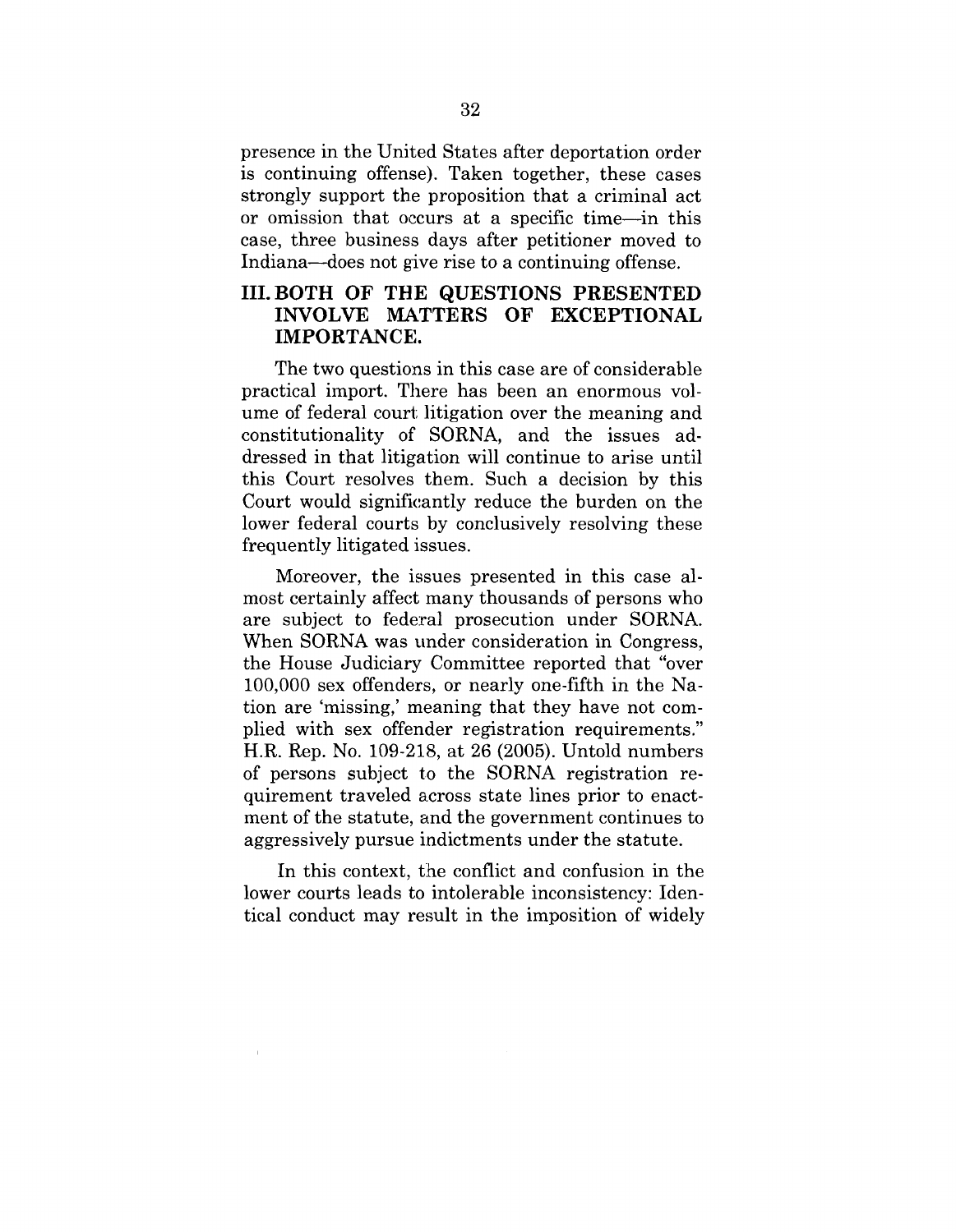presence in the United States after deportation order is continuing offense). Taken together, these cases strongly support the proposition that a criminal act or omission that occurs at a specific time—in this case, three business days after petitioner moved to Indiana—does not give rise to a continuing offense.

## III. BOTH OF THE QUESTIONS PRESENTED INVOLVE MATTERS OF EXCEPTIONAL IMPORTANCE.

The two questions in this case are of considerable practical import. There has been an enormous volume of federal court litigation over the meaning and constitutionality of SORNA, and the issues addressed in that litigation will continue to arise until this Court resolves them. Such a decision by this Court would significantly reduce the burden on the lower federal courts by conclusively resolving these frequently litigated issues.

Moreover, the issues presented in this case almost certainly affect many thousands of persons who are subject to federal prosecution under SORNA. When SORNA was under consideration in Congress, the House Judiciary Committee reported that "over 100,000 sex offenders, or nearly one-fifth in the Nation are 'missing,' meaning that they have not complied with sex offender registration requirements." H.R. Rep. No. 109-218, at 26 (2005). Untold numbers of persons subject to the SORNA registration requirement traveled across state lines prior to enactment of the statute, and the government continues to aggressively pursue indictments under the statute.

In this context, the conflict and confusion in the lower courts leads to intolerable inconsistency: Identical conduct may result in the imposition of widely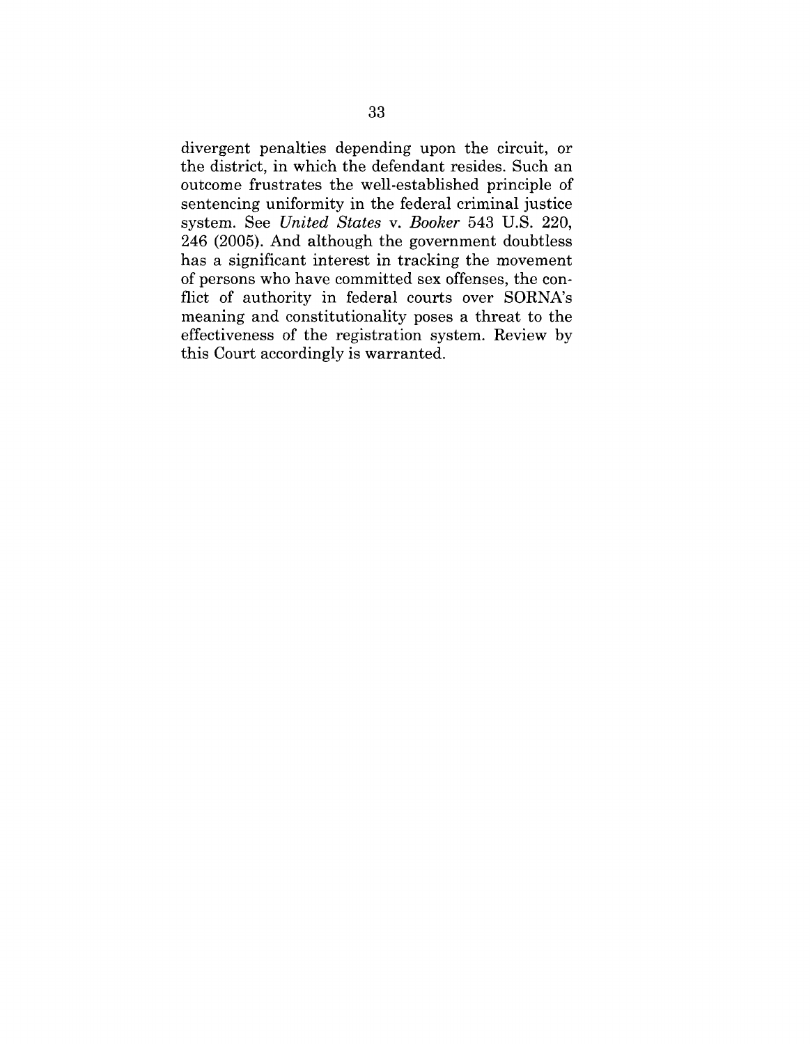divergent penalties depending upon the circuit, or the district, in which the defendant resides. Such an outcome frustrates the well-established principle of sentencing uniformity in the federal criminal justice system. See *United States* v. *Booker* 543 U.S. 220, 246 (2005). And although the government doubtless has a significant interest in tracking the movement of persons who have committed sex offenses, the conflict of authority in federal courts over SORNA's meaning and constitutionality poses a threat to the effectiveness of the registration system. Review by this Court accordingly is warranted.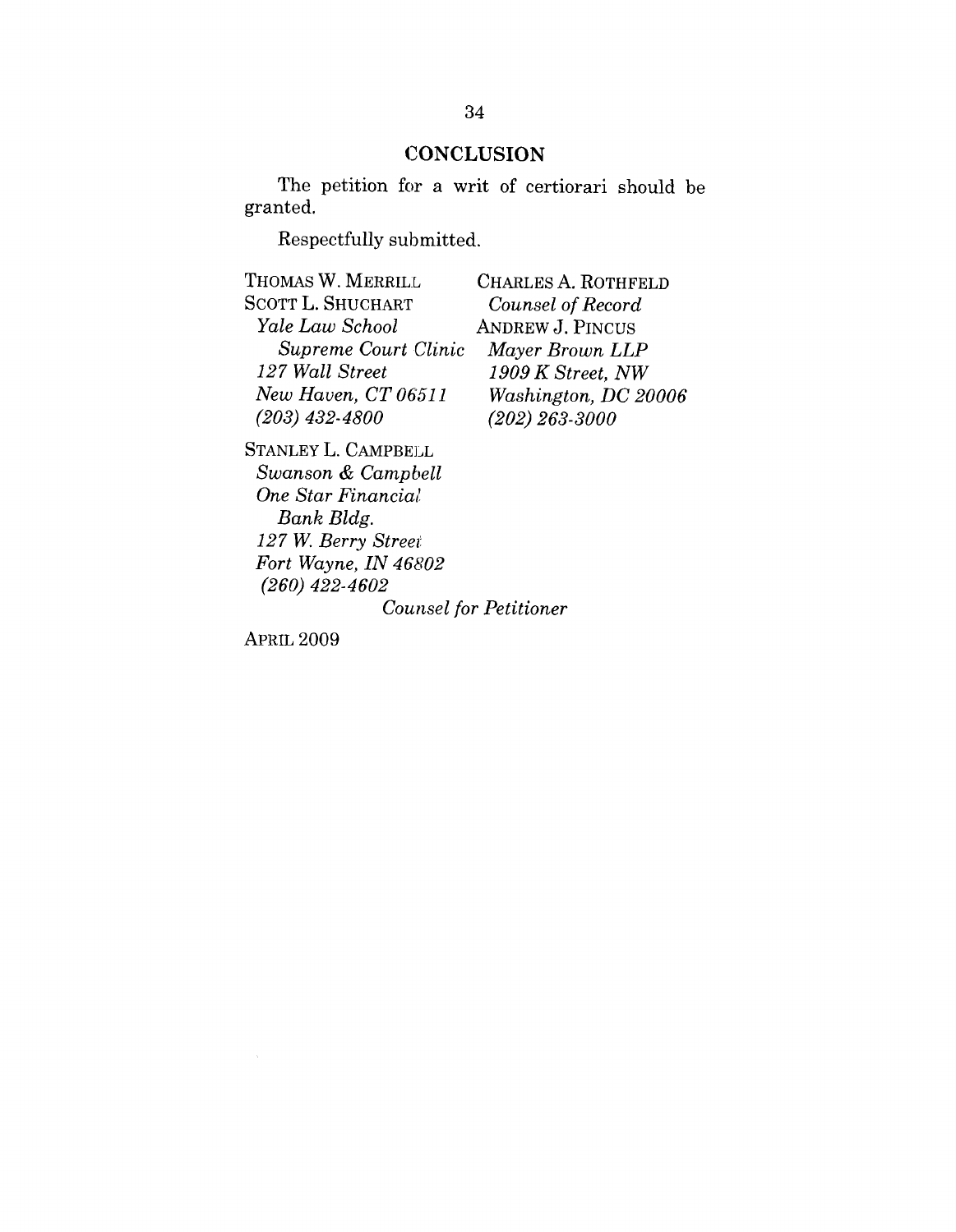## CONCLUSION

The petition for a writ of certiorari should be granted.

Respectfully submitted.

THOMAS W. MERRILL
SCOTT L. SHUCHART
*Yale Law School*
*Supreme Court Clinic*
*127 Wall Street*
*New Haven, CT 06511*
*(203) 432-4800*

CHARLES A. ROTHFELD
*Counsel of Record*
ANDREW J. PINCUS
*Mayer Brown LLP*
*1909 K Street, NW*
*Washington, DC 20006*
*(202) 263-3000*

STANLEY L. CAMPBELL
*Swanson & Campbell*
*One Star Financial*
*Bank Bldg.*
*127 W. Berry Street*
*Fort Wayne, IN 46802*
*(260) 422-4602*

*Counsel for Petitioner*

APRIL 2009